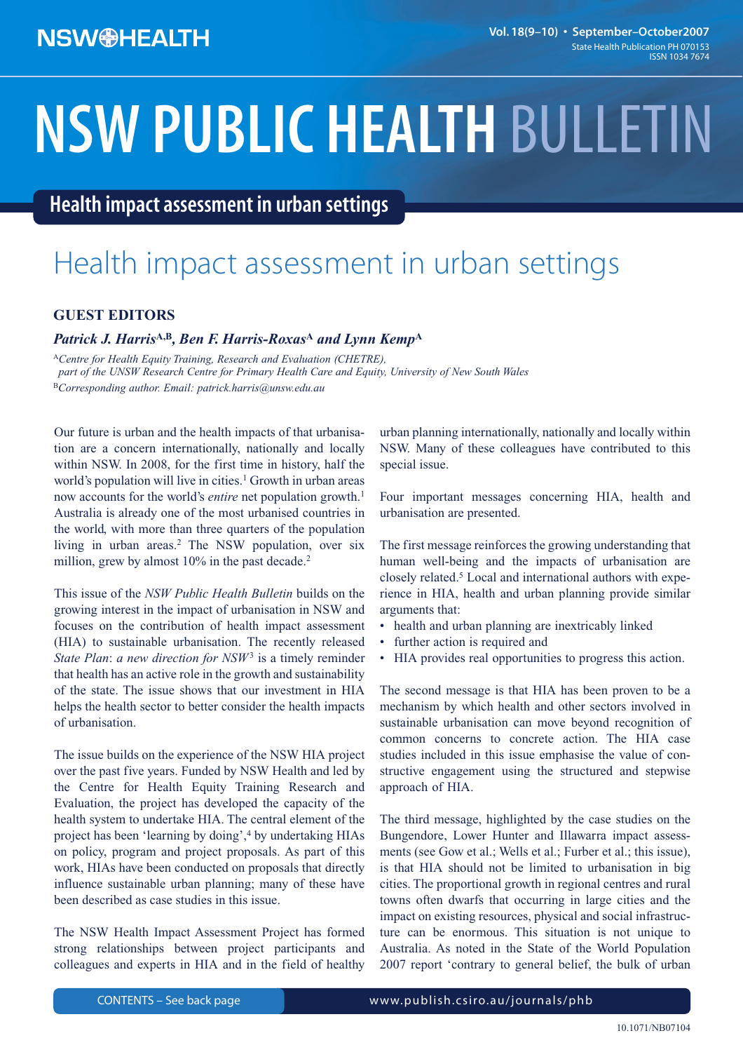# Health impact assessment in urban settings

## GUEST EDITORS

***Patrick J. Harris[A,B], Ben F. Harris-Roxas[A] and Lynn Kemp[A]***

[A]*Centre for Health Equity Training, Research and Evaluation (CHETRE), part of the UNSW Research Centre for Primary Health Care and Equity, University of New South Wales*

[B]*Corresponding author. Email: patrick.harris@unsw.edu.au*

Our future is urban and the health impacts of that urbanisation are a concern internationally, nationally and locally within NSW. In 2008, for the first time in history, half the world's population will live in cities.[1] Growth in urban areas now accounts for the world's *entire* net population growth.[1] Australia is already one of the most urbanised countries in the world, with more than three quarters of the population living in urban areas.[2] The NSW population, over six million, grew by almost 10% in the past decade.[2]

This issue of the *NSW Public Health Bulletin* builds on the growing interest in the impact of urbanisation in NSW and focuses on the contribution of health impact assessment (HIA) to sustainable urbanisation. The recently released *State Plan*: *a new direction for NSW*[3] is a timely reminder that health has an active role in the growth and sustainability of the state. The issue shows that our investment in HIA helps the health sector to better consider the health impacts of urbanisation.

The issue builds on the experience of the NSW HIA project over the past five years. Funded by NSW Health and led by the Centre for Health Equity Training Research and Evaluation, the project has developed the capacity of the health system to undertake HIA. The central element of the project has been 'learning by doing',[4] by undertaking HIAs on policy, program and project proposals. As part of this work, HIAs have been conducted on proposals that directly influence sustainable urban planning; many of these have been described as case studies in this issue.

The NSW Health Impact Assessment Project has formed strong relationships between project participants and colleagues and experts in HIA and in the field of healthy urban planning internationally, nationally and locally within NSW. Many of these colleagues have contributed to this special issue.

Four important messages concerning HIA, health and urbanisation are presented.

The first message reinforces the growing understanding that human well-being and the impacts of urbanisation are closely related.[5] Local and international authors with experience in HIA, health and urban planning provide similar arguments that:

- health and urban planning are inextricably linked
- further action is required and
- HIA provides real opportunities to progress this action.

The second message is that HIA has been proven to be a mechanism by which health and other sectors involved in sustainable urbanisation can move beyond recognition of common concerns to concrete action. The HIA case studies included in this issue emphasise the value of constructive engagement using the structured and stepwise approach of HIA.

The third message, highlighted by the case studies on the Bungendore, Lower Hunter and Illawarra impact assessments (see Gow et al.; Wells et al.; Furber et al.; this issue), is that HIA should not be limited to urbanisation in big cities. The proportional growth in regional centres and rural towns often dwarfs that occurring in large cities and the impact on existing resources, physical and social infrastructure can be enormous. This situation is not unique to Australia. As noted in the State of the World Population 2007 report 'contrary to general belief, the bulk of urban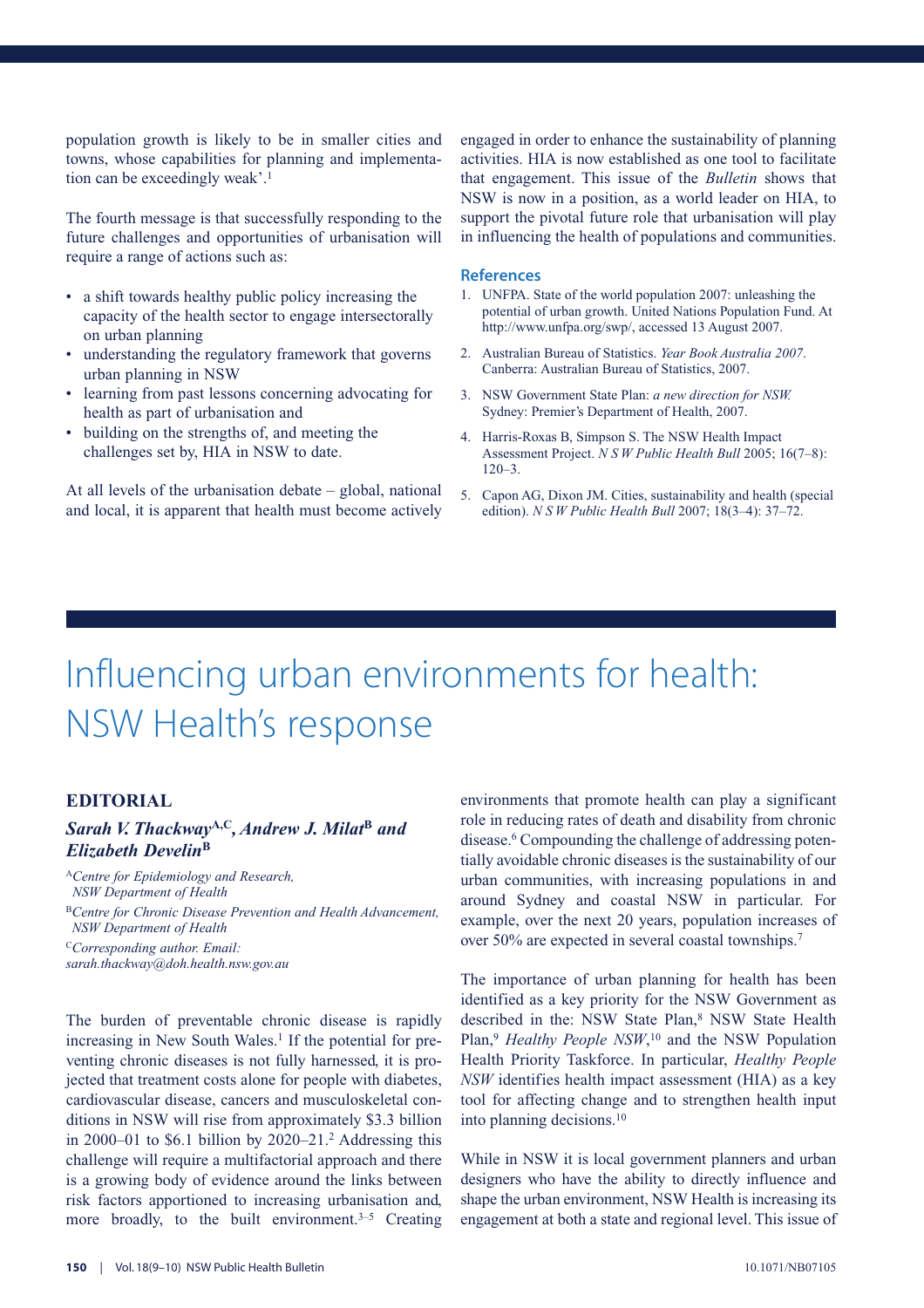population growth is likely to be in smaller cities and towns, whose capabilities for planning and implementation can be exceedingly weak'.[1]

The fourth message is that successfully responding to the future challenges and opportunities of urbanisation will require a range of actions such as:

- a shift towards healthy public policy increasing the capacity of the health sector to engage intersectorally on urban planning
- understanding the regulatory framework that governs urban planning in NSW
- learning from past lessons concerning advocating for health as part of urbanisation and
- building on the strengths of, and meeting the challenges set by, HIA in NSW to date.

At all levels of the urbanisation debate – global, national and local, it is apparent that health must become actively engaged in order to enhance the sustainability of planning activities. HIA is now established as one tool to facilitate that engagement. This issue of the *Bulletin* shows that NSW is now in a position, as a world leader on HIA, to support the pivotal future role that urbanisation will play in influencing the health of populations and communities.

## References

1. UNFPA. State of the world population 2007: unleashing the potential of urban growth. United Nations Population Fund. At http://www.unfpa.org/swp/, accessed 13 August 2007.
2. Australian Bureau of Statistics. *Year Book Australia 2007*. Canberra: Australian Bureau of Statistics, 2007.
3. NSW Government State Plan: *a new direction for NSW.* Sydney: Premier's Department of Health, 2007.
4. Harris-Roxas B, Simpson S. The NSW Health Impact Assessment Project. *N S W Public Health Bull* 2005; 16(7–8): 120–3.
5. Capon AG, Dixon JM. Cities, sustainability and health (special edition). *N S W Public Health Bull* 2007; 18(3–4): 37–72.

# Influencing urban environments for health: NSW Health's response

## EDITORIAL

***Sarah V. Thackway[A,C], Andrew J. Milat[B] and Elizabeth Develin[B]***

[A] *Centre for Epidemiology and Research, NSW Department of Health*

[B] *Centre for Chronic Disease Prevention and Health Advancement, NSW Department of Health*

[C] *Corresponding author. Email: sarah.thackway@doh.health.nsw.gov.au*

The burden of preventable chronic disease is rapidly increasing in New South Wales.[1] If the potential for preventing chronic diseases is not fully harnessed, it is projected that treatment costs alone for people with diabetes, cardiovascular disease, cancers and musculoskeletal conditions in NSW will rise from approximately $3.3 billion in 2000–01 to $6.1 billion by 2020–21.[2] Addressing this challenge will require a multifactorial approach and there is a growing body of evidence around the links between risk factors apportioned to increasing urbanisation and, more broadly, to the built environment.[3–5] Creating environments that promote health can play a significant role in reducing rates of death and disability from chronic disease.[6] Compounding the challenge of addressing potentially avoidable chronic diseases is the sustainability of our urban communities, with increasing populations in and around Sydney and coastal NSW in particular. For example, over the next 20 years, population increases of over 50% are expected in several coastal townships.[7]

The importance of urban planning for health has been identified as a key priority for the NSW Government as described in the: NSW State Plan,[8] NSW State Health Plan,[9] *Healthy People NSW*,[10] and the NSW Population Health Priority Taskforce. In particular, *Healthy People NSW* identifies health impact assessment (HIA) as a key tool for affecting change and to strengthen health input into planning decisions.[10]

While in NSW it is local government planners and urban designers who have the ability to directly influence and shape the urban environment, NSW Health is increasing its engagement at both a state and regional level. This issue of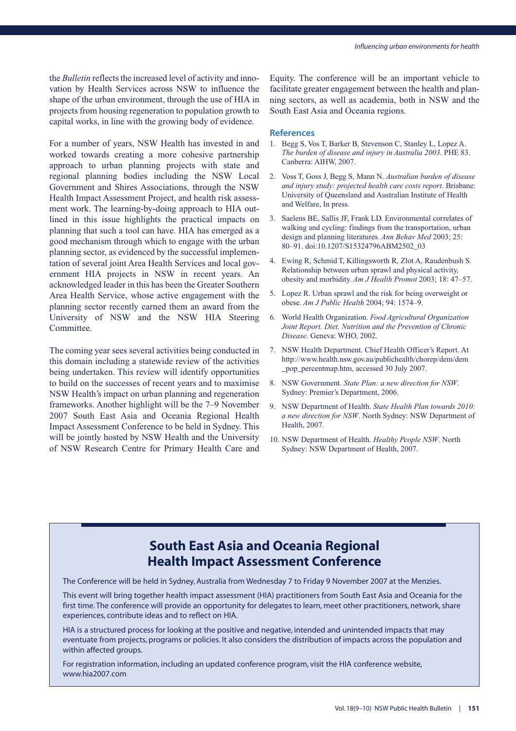the *Bulletin* reflects the increased level of activity and innovation by Health Services across NSW to influence the shape of the urban environment, through the use of HIA in projects from housing regeneration to population growth to capital works, in line with the growing body of evidence.

For a number of years, NSW Health has invested in and worked towards creating a more cohesive partnership approach to urban planning projects with state and regional planning bodies including the NSW Local Government and Shires Associations, through the NSW Health Impact Assessment Project, and health risk assessment work. The learning-by-doing approach to HIA outlined in this issue highlights the practical impacts on planning that such a tool can have. HIA has emerged as a good mechanism through which to engage with the urban planning sector, as evidenced by the successful implementation of several joint Area Health Services and local government HIA projects in NSW in recent years. An acknowledged leader in this has been the Greater Southern Area Health Service, whose active engagement with the planning sector recently earned them an award from the University of NSW and the NSW HIA Steering Committee.

The coming year sees several activities being conducted in this domain including a statewide review of the activities being undertaken. This review will identify opportunities to build on the successes of recent years and to maximise NSW Health's impact on urban planning and regeneration frameworks. Another highlight will be the 7–9 November 2007 South East Asia and Oceania Regional Health Impact Assessment Conference to be held in Sydney. This will be jointly hosted by NSW Health and the University of NSW Research Centre for Primary Health Care and Equity. The conference will be an important vehicle to facilitate greater engagement between the health and planning sectors, as well as academia, both in NSW and the South East Asia and Oceania regions.

## References

1. Begg S, Vos T, Barker B, Stevenson C, Stanley L, Lopez A. *The burden of disease and injury in Australia 2003*. PHE 83. Canberra: AIHW, 2007.
2. Voss T, Goss J, Begg S, Mann N. *Australian burden of disease and injury study: projected health care costs report*. Brisbane: University of Queensland and Australian Institute of Health and Welfare, In press.
3. Saelens BE, Sallis JF, Frank LD. Environmental correlates of walking and cycling: findings from the transportation, urban design and planning literatures. *Ann Behav Med* 2003; 25: 80–91. doi:10.1207/S15324796ABM2502_03
4. Ewing R, Schmid T, Killingsworth R, Zlot A, Raudenbush S. Relationship between urban sprawl and physical activity, obesity and morbidity. *Am J Health Promot* 2003; 18: 47–57.
5. Lopez R. Urban sprawl and the risk for being overweight or obese. *Am J Public Health* 2004; 94: 1574–9.
6. World Health Organization. *Food Agricultural Organization Joint Report. Diet, Nutrition and the Prevention of Chronic Disease*. Geneva: WHO, 2002.
7. NSW Health Department. Chief Health Officer's Report. At http://www.health.nsw.gov.au/publichealth/chorep/dem/dem_pop_percentmap.htm, accessed 30 July 2007.
8. NSW Government. *State Plan: a new direction for NSW*. Sydney: Premier's Department, 2006.
9. NSW Department of Health. *State Health Plan towards 2010: a new direction for NSW*. North Sydney: NSW Department of Health, 2007.
10. NSW Department of Health. *Healthy People NSW*. North Sydney: NSW Department of Health, 2007.

## South East Asia and Oceania Regional Health Impact Assessment Conference

The Conference will be held in Sydney, Australia from Wednesday 7 to Friday 9 November 2007 at the Menzies.

This event will bring together health impact assessment (HIA) practitioners from South East Asia and Oceania for the first time. The conference will provide an opportunity for delegates to learn, meet other practitioners, network, share experiences, contribute ideas and to reflect on HIA.

HIA is a structured process for looking at the positive and negative, intended and unintended impacts that may eventuate from projects, programs or policies. It also considers the distribution of impacts across the population and within affected groups.

For registration information, including an updated conference program, visit the HIA conference website, www.hia2007.com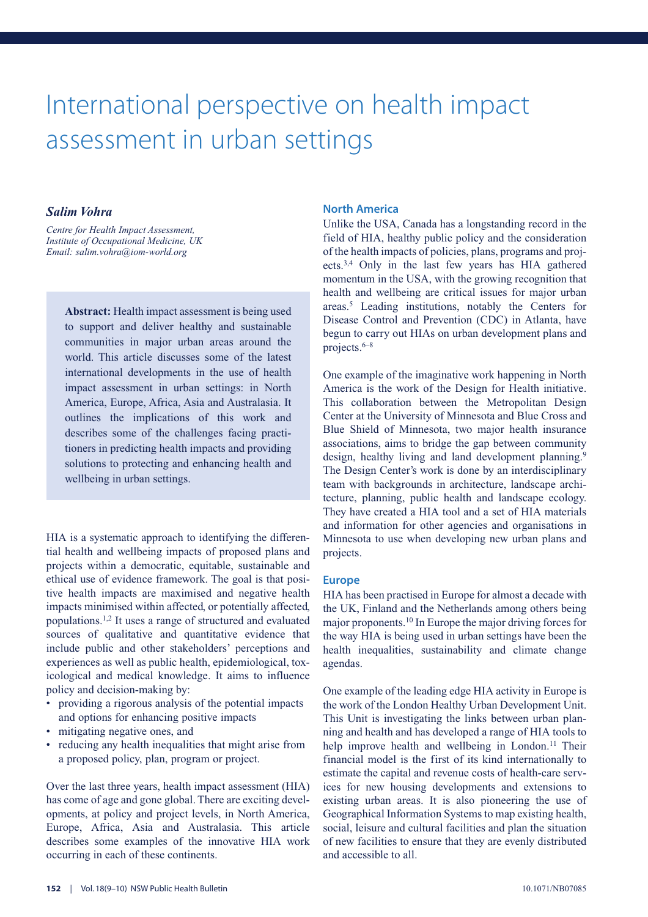# International perspective on health impact assessment in urban settings

***Salim Vohra***

*Centre for Health Impact Assessment, Institute of Occupational Medicine, UK*
*Email: salim.vohra@iom-world.org*

> **Abstract:** Health impact assessment is being used to support and deliver healthy and sustainable communities in major urban areas around the world. This article discusses some of the latest international developments in the use of health impact assessment in urban settings: in North America, Europe, Africa, Asia and Australasia. It outlines the implications of this work and describes some of the challenges facing practitioners in predicting health impacts and providing solutions to protecting and enhancing health and wellbeing in urban settings.

HIA is a systematic approach to identifying the differential health and wellbeing impacts of proposed plans and projects within a democratic, equitable, sustainable and ethical use of evidence framework. The goal is that positive health impacts are maximised and negative health impacts minimised within affected, or potentially affected, populations.[1,2] It uses a range of structured and evaluated sources of qualitative and quantitative evidence that include public and other stakeholders' perceptions and experiences as well as public health, epidemiological, toxicological and medical knowledge. It aims to influence policy and decision-making by:

- providing a rigorous analysis of the potential impacts and options for enhancing positive impacts
- mitigating negative ones, and
- reducing any health inequalities that might arise from a proposed policy, plan, program or project.

Over the last three years, health impact assessment (HIA) has come of age and gone global. There are exciting developments, at policy and project levels, in North America, Europe, Africa, Asia and Australasia. This article describes some examples of the innovative HIA work occurring in each of these continents.

## North America

Unlike the USA, Canada has a longstanding record in the field of HIA, healthy public policy and the consideration of the health impacts of policies, plans, programs and projects.[3,4] Only in the last few years has HIA gathered momentum in the USA, with the growing recognition that health and wellbeing are critical issues for major urban areas.[5] Leading institutions, notably the Centers for Disease Control and Prevention (CDC) in Atlanta, have begun to carry out HIAs on urban development plans and projects.[6–8]

One example of the imaginative work happening in North America is the work of the Design for Health initiative. This collaboration between the Metropolitan Design Center at the University of Minnesota and Blue Cross and Blue Shield of Minnesota, two major health insurance associations, aims to bridge the gap between community design, healthy living and land development planning.[9] The Design Center's work is done by an interdisciplinary team with backgrounds in architecture, landscape architecture, planning, public health and landscape ecology. They have created a HIA tool and a set of HIA materials and information for other agencies and organisations in Minnesota to use when developing new urban plans and projects.

## Europe

HIA has been practised in Europe for almost a decade with the UK, Finland and the Netherlands among others being major proponents.[10] In Europe the major driving forces for the way HIA is being used in urban settings have been the health inequalities, sustainability and climate change agendas.

One example of the leading edge HIA activity in Europe is the work of the London Healthy Urban Development Unit. This Unit is investigating the links between urban planning and health and has developed a range of HIA tools to help improve health and wellbeing in London.[11] Their financial model is the first of its kind internationally to estimate the capital and revenue costs of health-care services for new housing developments and extensions to existing urban areas. It is also pioneering the use of Geographical Information Systems to map existing health, social, leisure and cultural facilities and plan the situation of new facilities to ensure that they are evenly distributed and accessible to all.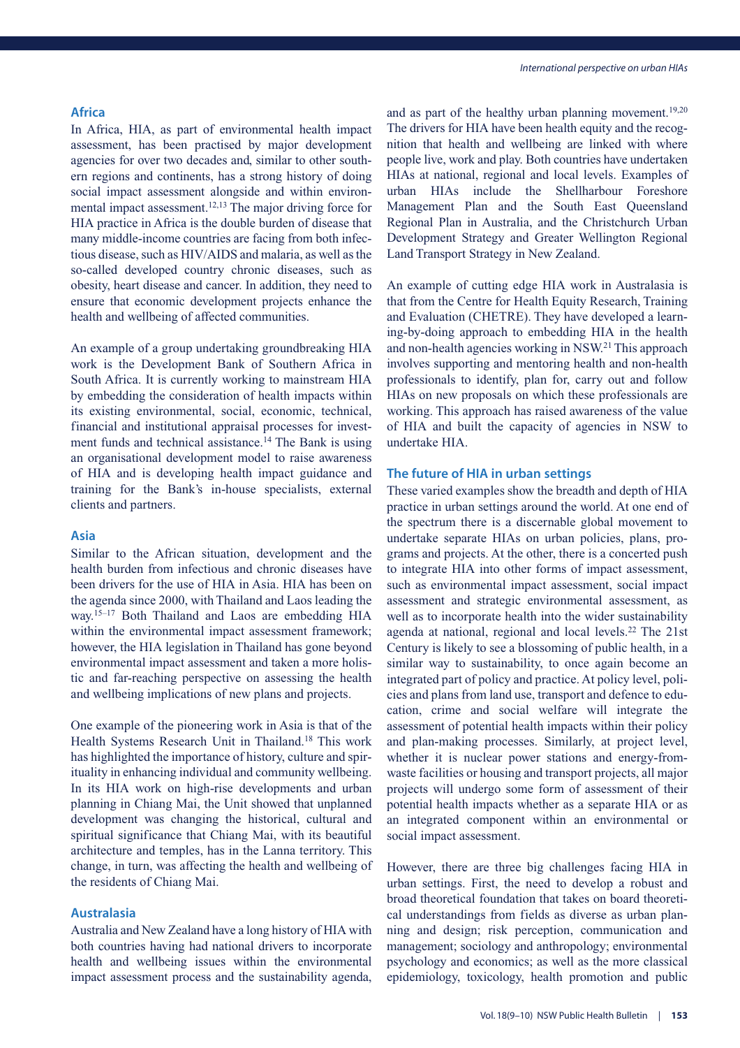## Africa

In Africa, HIA, as part of environmental health impact assessment, has been practised by major development agencies for over two decades and, similar to other southern regions and continents, has a strong history of doing social impact assessment alongside and within environmental impact assessment.[12,13] The major driving force for HIA practice in Africa is the double burden of disease that many middle-income countries are facing from both infectious disease, such as HIV/AIDS and malaria, as well as the so-called developed country chronic diseases, such as obesity, heart disease and cancer. In addition, they need to ensure that economic development projects enhance the health and wellbeing of affected communities.

An example of a group undertaking groundbreaking HIA work is the Development Bank of Southern Africa in South Africa. It is currently working to mainstream HIA by embedding the consideration of health impacts within its existing environmental, social, economic, technical, financial and institutional appraisal processes for investment funds and technical assistance.[14] The Bank is using an organisational development model to raise awareness of HIA and is developing health impact guidance and training for the Bank's in-house specialists, external clients and partners.

## Asia

Similar to the African situation, development and the health burden from infectious and chronic diseases have been drivers for the use of HIA in Asia. HIA has been on the agenda since 2000, with Thailand and Laos leading the way.[15–17] Both Thailand and Laos are embedding HIA within the environmental impact assessment framework; however, the HIA legislation in Thailand has gone beyond environmental impact assessment and taken a more holistic and far-reaching perspective on assessing the health and wellbeing implications of new plans and projects.

One example of the pioneering work in Asia is that of the Health Systems Research Unit in Thailand.[18] This work has highlighted the importance of history, culture and spirituality in enhancing individual and community wellbeing. In its HIA work on high-rise developments and urban planning in Chiang Mai, the Unit showed that unplanned development was changing the historical, cultural and spiritual significance that Chiang Mai, with its beautiful architecture and temples, has in the Lanna territory. This change, in turn, was affecting the health and wellbeing of the residents of Chiang Mai.

## Australasia

Australia and New Zealand have a long history of HIA with both countries having had national drivers to incorporate health and wellbeing issues within the environmental impact assessment process and the sustainability agenda, and as part of the healthy urban planning movement.[19,20] The drivers for HIA have been health equity and the recognition that health and wellbeing are linked with where people live, work and play. Both countries have undertaken HIAs at national, regional and local levels. Examples of urban HIAs include the Shellharbour Foreshore Management Plan and the South East Queensland Regional Plan in Australia, and the Christchurch Urban Development Strategy and Greater Wellington Regional Land Transport Strategy in New Zealand.

An example of cutting edge HIA work in Australasia is that from the Centre for Health Equity Research, Training and Evaluation (CHETRE). They have developed a learning-by-doing approach to embedding HIA in the health and non-health agencies working in NSW.[21] This approach involves supporting and mentoring health and non-health professionals to identify, plan for, carry out and follow HIAs on new proposals on which these professionals are working. This approach has raised awareness of the value of HIA and built the capacity of agencies in NSW to undertake HIA.

## The future of HIA in urban settings

These varied examples show the breadth and depth of HIA practice in urban settings around the world. At one end of the spectrum there is a discernable global movement to undertake separate HIAs on urban policies, plans, programs and projects. At the other, there is a concerted push to integrate HIA into other forms of impact assessment, such as environmental impact assessment, social impact assessment and strategic environmental assessment, as well as to incorporate health into the wider sustainability agenda at national, regional and local levels.[22] The 21st Century is likely to see a blossoming of public health, in a similar way to sustainability, to once again become an integrated part of policy and practice. At policy level, policies and plans from land use, transport and defence to education, crime and social welfare will integrate the assessment of potential health impacts within their policy and plan-making processes. Similarly, at project level, whether it is nuclear power stations and energy-from-waste facilities or housing and transport projects, all major projects will undergo some form of assessment of their potential health impacts whether as a separate HIA or as an integrated component within an environmental or social impact assessment.

However, there are three big challenges facing HIA in urban settings. First, the need to develop a robust and broad theoretical foundation that takes on board theoretical understandings from fields as diverse as urban planning and design; risk perception, communication and management; sociology and anthropology; environmental psychology and economics; as well as the more classical epidemiology, toxicology, health promotion and public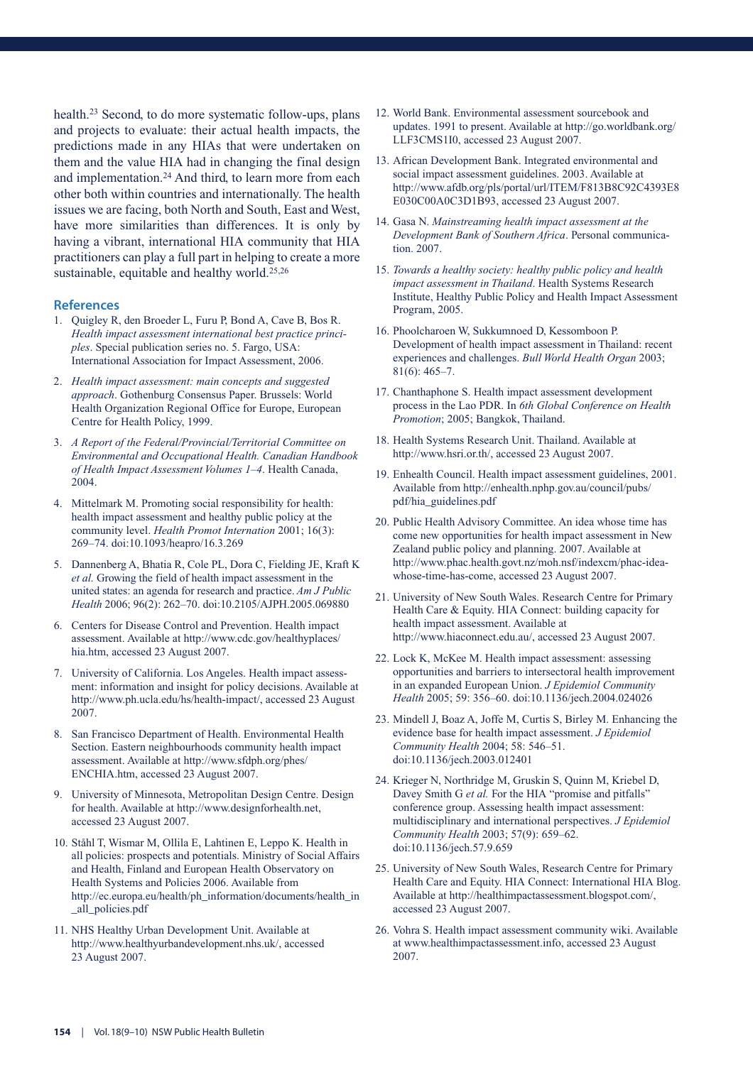health.[23] Second, to do more systematic follow-ups, plans and projects to evaluate: their actual health impacts, the predictions made in any HIAs that were undertaken on them and the value HIA had in changing the final design and implementation.[24] And third, to learn more from each other both within countries and internationally. The health issues we are facing, both North and South, East and West, have more similarities than differences. It is only by having a vibrant, international HIA community that HIA practitioners can play a full part in helping to create a more sustainable, equitable and healthy world.[25,26]

## References

1. Quigley R, den Broeder L, Furu P, Bond A, Cave B, Bos R. *Health impact assessment international best practice principles*. Special publication series no. 5. Fargo, USA: International Association for Impact Assessment, 2006.
2. *Health impact assessment: main concepts and suggested approach*. Gothenburg Consensus Paper. Brussels: World Health Organization Regional Office for Europe, European Centre for Health Policy, 1999.
3. *A Report of the Federal/Provincial/Territorial Committee on Environmental and Occupational Health. Canadian Handbook of Health Impact Assessment Volumes 1–4*. Health Canada, 2004.
4. Mittelmark M. Promoting social responsibility for health: health impact assessment and healthy public policy at the community level. *Health Promot Internation* 2001; 16(3): 269–74. doi:10.1093/heapro/16.3.269
5. Dannenberg A, Bhatia R, Cole PL, Dora C, Fielding JE, Kraft K *et al.* Growing the field of health impact assessment in the united states: an agenda for research and practice. *Am J Public Health* 2006; 96(2): 262–70. doi:10.2105/AJPH.2005.069880
6. Centers for Disease Control and Prevention. Health impact assessment. Available at http://www.cdc.gov/healthyplaces/hia.htm, accessed 23 August 2007.
7. University of California. Los Angeles. Health impact assessment: information and insight for policy decisions. Available at http://www.ph.ucla.edu/hs/health-impact/, accessed 23 August 2007.
8. San Francisco Department of Health. Environmental Health Section. Eastern neighbourhoods community health impact assessment. Available at http://www.sfdph.org/phes/ENCHIA.htm, accessed 23 August 2007.
9. University of Minnesota, Metropolitan Design Centre. Design for health. Available at http://www.designforhealth.net, accessed 23 August 2007.
10. Ståhl T, Wismar M, Ollila E, Lahtinen E, Leppo K. Health in all policies: prospects and potentials. Ministry of Social Affairs and Health, Finland and European Health Observatory on Health Systems and Policies 2006. Available from http://ec.europa.eu/health/ph_information/documents/health_in_all_policies.pdf
11. NHS Healthy Urban Development Unit. Available at http://www.healthyurbandevelopment.nhs.uk/, accessed 23 August 2007.
12. World Bank. Environmental assessment sourcebook and updates. 1991 to present. Available at http://go.worldbank.org/LLF3CMS1I0, accessed 23 August 2007.
13. African Development Bank. Integrated environmental and social impact assessment guidelines. 2003. Available at http://www.afdb.org/pls/portal/url/ITEM/F813B8C92C4393E8E030C00A0C3D1B93, accessed 23 August 2007.
14. Gasa N. *Mainstreaming health impact assessment at the Development Bank of Southern Africa*. Personal communication. 2007.
15. *Towards a healthy society: healthy public policy and health impact assessment in Thailand*. Health Systems Research Institute, Healthy Public Policy and Health Impact Assessment Program, 2005.
16. Phoolcharoen W, Sukkumnoed D, Kessomboon P. Development of health impact assessment in Thailand: recent experiences and challenges. *Bull World Health Organ* 2003; 81(6): 465–7.
17. Chanthaphone S. Health impact assessment development process in the Lao PDR. In *6th Global Conference on Health Promotion*; 2005; Bangkok, Thailand.
18. Health Systems Research Unit. Thailand. Available at http://www.hsri.or.th/, accessed 23 August 2007.
19. Enhealth Council. Health impact assessment guidelines, 2001. Available from http://enhealth.nphp.gov.au/council/pubs/pdf/hia_guidelines.pdf
20. Public Health Advisory Committee. An idea whose time has come new opportunities for health impact assessment in New Zealand public policy and planning. 2007. Available at http://www.phac.health.govt.nz/moh.nsf/indexcm/phac-idea-whose-time-has-come, accessed 23 August 2007.
21. University of New South Wales. Research Centre for Primary Health Care & Equity. HIA Connect: building capacity for health impact assessment. Available at http://www.hiaconnect.edu.au/, accessed 23 August 2007.
22. Lock K, McKee M. Health impact assessment: assessing opportunities and barriers to intersectoral health improvement in an expanded European Union. *J Epidemiol Community Health* 2005; 59: 356–60. doi:10.1136/jech.2004.024026
23. Mindell J, Boaz A, Joffe M, Curtis S, Birley M. Enhancing the evidence base for health impact assessment. *J Epidemiol Community Health* 2004; 58: 546–51. doi:10.1136/jech.2003.012401
24. Krieger N, Northridge M, Gruskin S, Quinn M, Kriebel D, Davey Smith G *et al.* For the HIA "promise and pitfalls" conference group. Assessing health impact assessment: multidisciplinary and international perspectives. *J Epidemiol Community Health* 2003; 57(9): 659–62. doi:10.1136/jech.57.9.659
25. University of New South Wales, Research Centre for Primary Health Care and Equity. HIA Connect: International HIA Blog. Available at http://healthimpactassessment.blogspot.com/, accessed 23 August 2007.
26. Vohra S. Health impact assessment community wiki. Available at www.healthimpactassessment.info, accessed 23 August 2007.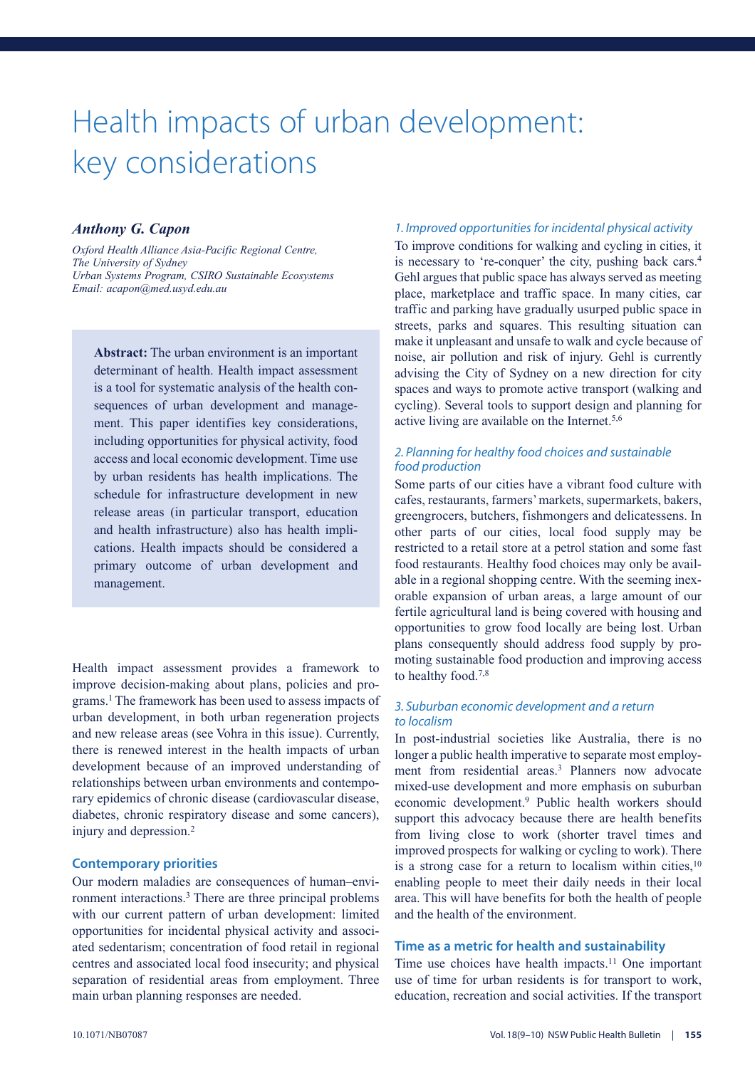# Health impacts of urban development: key considerations

***Anthony G. Capon***

*Oxford Health Alliance Asia-Pacific Regional Centre, The University of Sydney*
*Urban Systems Program, CSIRO Sustainable Ecosystems*
*Email: acapon@med.usyd.edu.au*

**Abstract:** The urban environment is an important determinant of health. Health impact assessment is a tool for systematic analysis of the health consequences of urban development and management. This paper identifies key considerations, including opportunities for physical activity, food access and local economic development. Time use by urban residents has health implications. The schedule for infrastructure development in new release areas (in particular transport, education and health infrastructure) also has health implications. Health impacts should be considered a primary outcome of urban development and management.

Health impact assessment provides a framework to improve decision-making about plans, policies and programs.[1] The framework has been used to assess impacts of urban development, in both urban regeneration projects and new release areas (see Vohra in this issue). Currently, there is renewed interest in the health impacts of urban development because of an improved understanding of relationships between urban environments and contemporary epidemics of chronic disease (cardiovascular disease, diabetes, chronic respiratory disease and some cancers), injury and depression.[2]

## Contemporary priorities

Our modern maladies are consequences of human–environment interactions.[3] There are three principal problems with our current pattern of urban development: limited opportunities for incidental physical activity and associated sedentarism; concentration of food retail in regional centres and associated local food insecurity; and physical separation of residential areas from employment. Three main urban planning responses are needed.

### *1. Improved opportunities for incidental physical activity*

To improve conditions for walking and cycling in cities, it is necessary to 're-conquer' the city, pushing back cars.[4] Gehl argues that public space has always served as meeting place, marketplace and traffic space. In many cities, car traffic and parking have gradually usurped public space in streets, parks and squares. This resulting situation can make it unpleasant and unsafe to walk and cycle because of noise, air pollution and risk of injury. Gehl is currently advising the City of Sydney on a new direction for city spaces and ways to promote active transport (walking and cycling). Several tools to support design and planning for active living are available on the Internet.[5,6]

### *2. Planning for healthy food choices and sustainable food production*

Some parts of our cities have a vibrant food culture with cafes, restaurants, farmers' markets, supermarkets, bakers, greengrocers, butchers, fishmongers and delicatessens. In other parts of our cities, local food supply may be restricted to a retail store at a petrol station and some fast food restaurants. Healthy food choices may only be available in a regional shopping centre. With the seeming inexorable expansion of urban areas, a large amount of our fertile agricultural land is being covered with housing and opportunities to grow food locally are being lost. Urban plans consequently should address food supply by promoting sustainable food production and improving access to healthy food.[7,8]

### *3. Suburban economic development and a return to localism*

In post-industrial societies like Australia, there is no longer a public health imperative to separate most employment from residential areas.[3] Planners now advocate mixed-use development and more emphasis on suburban economic development.[9] Public health workers should support this advocacy because there are health benefits from living close to work (shorter travel times and improved prospects for walking or cycling to work). There is a strong case for a return to localism within cities,[10] enabling people to meet their daily needs in their local area. This will have benefits for both the health of people and the health of the environment.

## Time as a metric for health and sustainability

Time use choices have health impacts.[11] One important use of time for urban residents is for transport to work, education, recreation and social activities. If the transport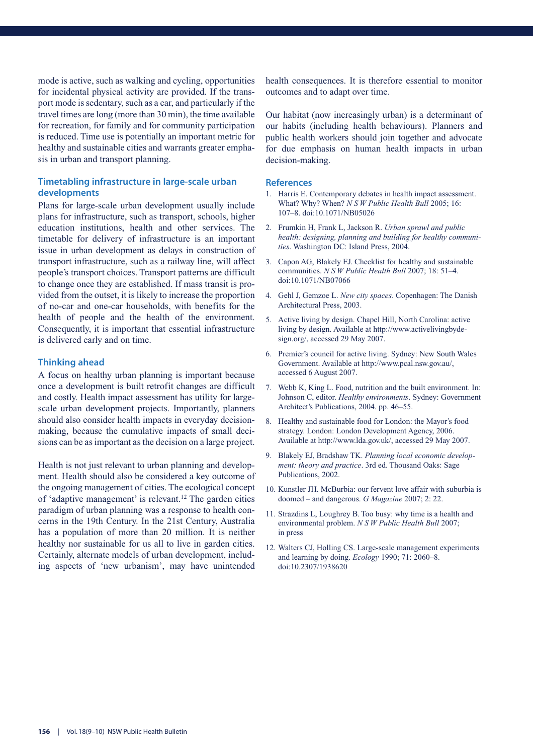mode is active, such as walking and cycling, opportunities for incidental physical activity are provided. If the transport mode is sedentary, such as a car, and particularly if the travel times are long (more than 30 min), the time available for recreation, for family and for community participation is reduced. Time use is potentially an important metric for healthy and sustainable cities and warrants greater emphasis in urban and transport planning.

## Timetabling infrastructure in large-scale urban developments

Plans for large-scale urban development usually include plans for infrastructure, such as transport, schools, higher education institutions, health and other services. The timetable for delivery of infrastructure is an important issue in urban development as delays in construction of transport infrastructure, such as a railway line, will affect people's transport choices. Transport patterns are difficult to change once they are established. If mass transit is provided from the outset, it is likely to increase the proportion of no-car and one-car households, with benefits for the health of people and the health of the environment. Consequently, it is important that essential infrastructure is delivered early and on time.

## Thinking ahead

A focus on healthy urban planning is important because once a development is built retrofit changes are difficult and costly. Health impact assessment has utility for large-scale urban development projects. Importantly, planners should also consider health impacts in everyday decision-making, because the cumulative impacts of small decisions can be as important as the decision on a large project.

Health is not just relevant to urban planning and development. Health should also be considered a key outcome of the ongoing management of cities. The ecological concept of 'adaptive management' is relevant.[12] The garden cities paradigm of urban planning was a response to health concerns in the 19th Century. In the 21st Century, Australia has a population of more than 20 million. It is neither healthy nor sustainable for us all to live in garden cities. Certainly, alternate models of urban development, including aspects of 'new urbanism', may have unintended health consequences. It is therefore essential to monitor outcomes and to adapt over time.

Our habitat (now increasingly urban) is a determinant of our habits (including health behaviours). Planners and public health workers should join together and advocate for due emphasis on human health impacts in urban decision-making.

## References

1. Harris E. Contemporary debates in health impact assessment. What? Why? When? *N S W Public Health Bull* 2005; 16: 107–8. doi:10.1071/NB05026
2. Frumkin H, Frank L, Jackson R. *Urban sprawl and public health: designing, planning and building for healthy communities*. Washington DC: Island Press, 2004.
3. Capon AG, Blakely EJ. Checklist for healthy and sustainable communities. *N S W Public Health Bull* 2007; 18: 51–4. doi:10.1071/NB07066
4. Gehl J, Gemzoe L. *New city spaces*. Copenhagen: The Danish Architectural Press, 2003.
5. Active living by design. Chapel Hill, North Carolina: active living by design. Available at http://www.activelivingbydesign.org/, accessed 29 May 2007.
6. Premier's council for active living. Sydney: New South Wales Government. Available at http://www.pcal.nsw.gov.au/, accessed 6 August 2007.
7. Webb K, King L. Food, nutrition and the built environment. In: Johnson C, editor. *Healthy environments*. Sydney: Government Architect's Publications, 2004. pp. 46–55.
8. Healthy and sustainable food for London: the Mayor's food strategy. London: London Development Agency, 2006. Available at http://www.lda.gov.uk/, accessed 29 May 2007.
9. Blakely EJ, Bradshaw TK. *Planning local economic development: theory and practice*. 3rd ed. Thousand Oaks: Sage Publications, 2002.
10. Kunstler JH. McBurbia: our fervent love affair with suburbia is doomed – and dangerous. *G Magazine* 2007; 2: 22.
11. Strazdins L, Loughrey B. Too busy: why time is a health and environmental problem. *N S W Public Health Bull* 2007; in press
12. Walters CJ, Holling CS. Large-scale management experiments and learning by doing. *Ecology* 1990; 71: 2060–8. doi:10.2307/1938620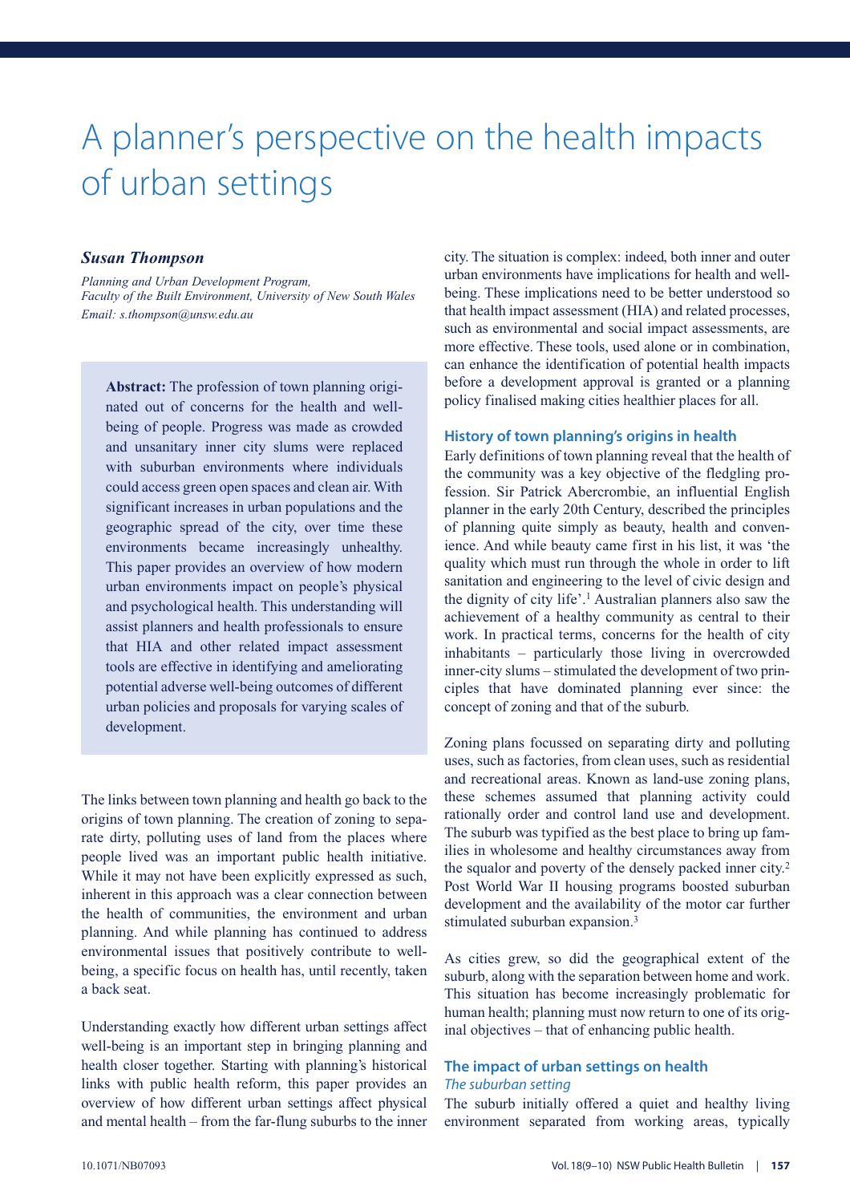# A planner's perspective on the health impacts of urban settings

***Susan Thompson***

*Planning and Urban Development Program, Faculty of the Built Environment, University of New South Wales*
*Email: s.thompson@unsw.edu.au*

**Abstract:** The profession of town planning originated out of concerns for the health and well-being of people. Progress was made as crowded and unsanitary inner city slums were replaced with suburban environments where individuals could access green open spaces and clean air. With significant increases in urban populations and the geographic spread of the city, over time these environments became increasingly unhealthy. This paper provides an overview of how modern urban environments impact on people's physical and psychological health. This understanding will assist planners and health professionals to ensure that HIA and other related impact assessment tools are effective in identifying and ameliorating potential adverse well-being outcomes of different urban policies and proposals for varying scales of development.

The links between town planning and health go back to the origins of town planning. The creation of zoning to separate dirty, polluting uses of land from the places where people lived was an important public health initiative. While it may not have been explicitly expressed as such, inherent in this approach was a clear connection between the health of communities, the environment and urban planning. And while planning has continued to address environmental issues that positively contribute to well-being, a specific focus on health has, until recently, taken a back seat.

Understanding exactly how different urban settings affect well-being is an important step in bringing planning and health closer together. Starting with planning's historical links with public health reform, this paper provides an overview of how different urban settings affect physical and mental health – from the far-flung suburbs to the inner city. The situation is complex: indeed, both inner and outer urban environments have implications for health and well-being. These implications need to be better understood so that health impact assessment (HIA) and related processes, such as environmental and social impact assessments, are more effective. These tools, used alone or in combination, can enhance the identification of potential health impacts before a development approval is granted or a planning policy finalised making cities healthier places for all.

## History of town planning's origins in health

Early definitions of town planning reveal that the health of the community was a key objective of the fledgling profession. Sir Patrick Abercrombie, an influential English planner in the early 20th Century, described the principles of planning quite simply as beauty, health and convenience. And while beauty came first in his list, it was 'the quality which must run through the whole in order to lift sanitation and engineering to the level of civic design and the dignity of city life'.[1] Australian planners also saw the achievement of a healthy community as central to their work. In practical terms, concerns for the health of city inhabitants – particularly those living in overcrowded inner-city slums – stimulated the development of two principles that have dominated planning ever since: the concept of zoning and that of the suburb.

Zoning plans focussed on separating dirty and polluting uses, such as factories, from clean uses, such as residential and recreational areas. Known as land-use zoning plans, these schemes assumed that planning activity could rationally order and control land use and development. The suburb was typified as the best place to bring up families in wholesome and healthy circumstances away from the squalor and poverty of the densely packed inner city.[2] Post World War II housing programs boosted suburban development and the availability of the motor car further stimulated suburban expansion.[3]

As cities grew, so did the geographical extent of the suburb, along with the separation between home and work. This situation has become increasingly problematic for human health; planning must now return to one of its original objectives – that of enhancing public health.

## The impact of urban settings on health

### *The suburban setting*

The suburb initially offered a quiet and healthy living environment separated from working areas, typically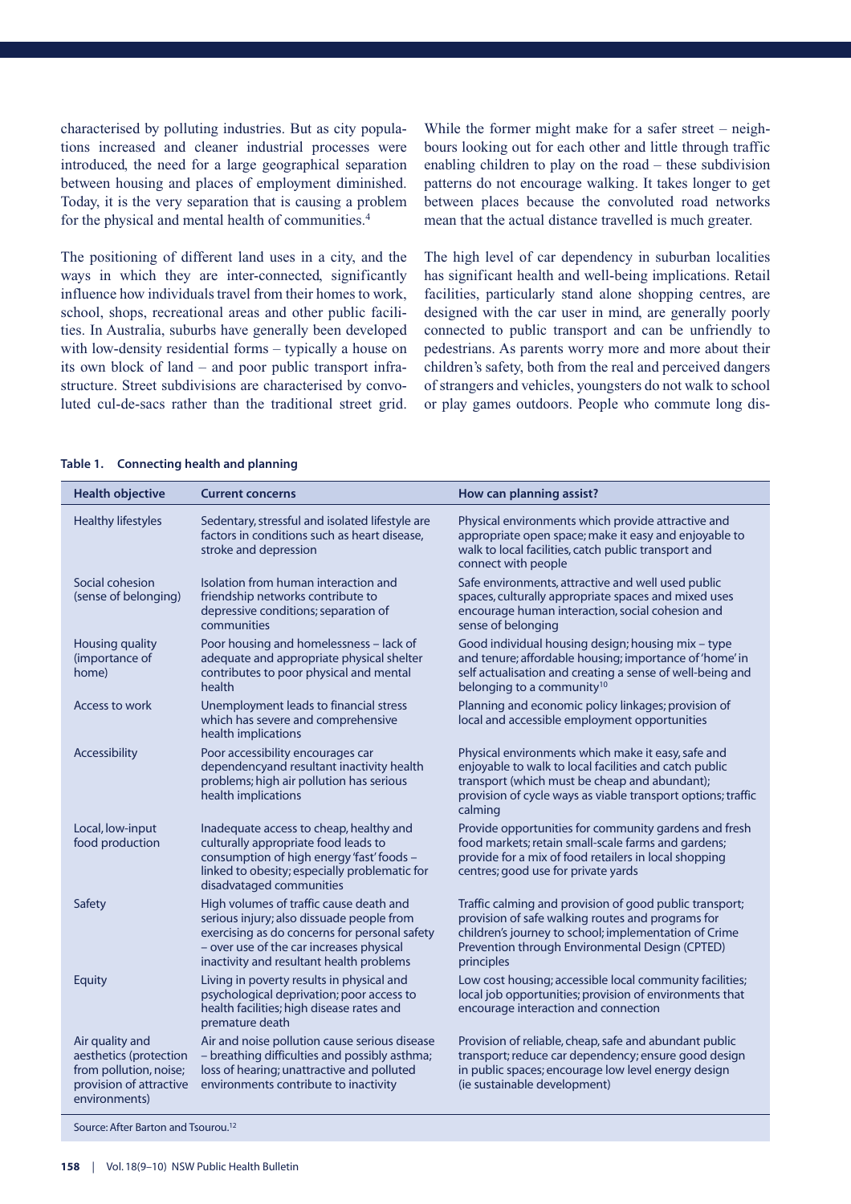characterised by polluting industries. But as city populations increased and cleaner industrial processes were introduced, the need for a large geographical separation between housing and places of employment diminished. Today, it is the very separation that is causing a problem for the physical and mental health of communities.[4]

The positioning of different land uses in a city, and the ways in which they are inter-connected, significantly influence how individuals travel from their homes to work, school, shops, recreational areas and other public facilities. In Australia, suburbs have generally been developed with low-density residential forms – typically a house on its own block of land – and poor public transport infrastructure. Street subdivisions are characterised by convoluted cul-de-sacs rather than the traditional street grid. While the former might make for a safer street – neighbours looking out for each other and little through traffic enabling children to play on the road – these subdivision patterns do not encourage walking. It takes longer to get between places because the convoluted road networks mean that the actual distance travelled is much greater.

The high level of car dependency in suburban localities has significant health and well-being implications. Retail facilities, particularly stand alone shopping centres, are designed with the car user in mind, are generally poorly connected to public transport and can be unfriendly to pedestrians. As parents worry more and more about their children's safety, both from the real and perceived dangers of strangers and vehicles, youngsters do not walk to school or play games outdoors. People who commute long dis-

**Table 1. Connecting health and planning**

| Health objective | Current concerns | How can planning assist? |
|---|---|---|
| Healthy lifestyles | Sedentary, stressful and isolated lifestyle are factors in conditions such as heart disease, stroke and depression | Physical environments which provide attractive and appropriate open space; make it easy and enjoyable to walk to local facilities, catch public transport and connect with people |
| Social cohesion (sense of belonging) | Isolation from human interaction and friendship networks contribute to depressive conditions; separation of communities | Safe environments, attractive and well used public spaces, culturally appropriate spaces and mixed uses encourage human interaction, social cohesion and sense of belonging |
| Housing quality (importance of home) | Poor housing and homelessness – lack of adequate and appropriate physical shelter contributes to poor physical and mental health | Good individual housing design; housing mix – type and tenure; affordable housing; importance of 'home' in self actualisation and creating a sense of well-being and belonging to a community[10] |
| Access to work | Unemployment leads to financial stress which has severe and comprehensive health implications | Planning and economic policy linkages; provision of local and accessible employment opportunities |
| Accessibility | Poor accessibility encourages car dependencyand resultant inactivity health problems; high air pollution has serious health implications | Physical environments which make it easy, safe and enjoyable to walk to local facilities and catch public transport (which must be cheap and abundant); provision of cycle ways as viable transport options; traffic calming |
| Local, low-input food production | Inadequate access to cheap, healthy and culturally appropriate food leads to consumption of high energy 'fast' foods – linked to obesity; especially problematic for disadvataged communities | Provide opportunities for community gardens and fresh food markets; retain small-scale farms and gardens; provide for a mix of food retailers in local shopping centres; good use for private yards |
| Safety | High volumes of traffic cause death and serious injury; also dissuade people from exercising as do concerns for personal safety – over use of the car increases physical inactivity and resultant health problems | Traffic calming and provision of good public transport; provision of safe walking routes and programs for children's journey to school; implementation of Crime Prevention through Environmental Design (CPTED) principles |
| Equity | Living in poverty results in physical and psychological deprivation; poor access to health facilities; high disease rates and premature death | Low cost housing; accessible local community facilities; local job opportunities; provision of environments that encourage interaction and connection |
| Air quality and aesthetics (protection from pollution, noise; provision of attractive environments) | Air and noise pollution cause serious disease – breathing difficulties and possibly asthma; loss of hearing; unattractive and polluted environments contribute to inactivity | Provision of reliable, cheap, safe and abundant public transport; reduce car dependency; ensure good design in public spaces; encourage low level energy design (ie sustainable development) |

Source: After Barton and Tsourou.[12]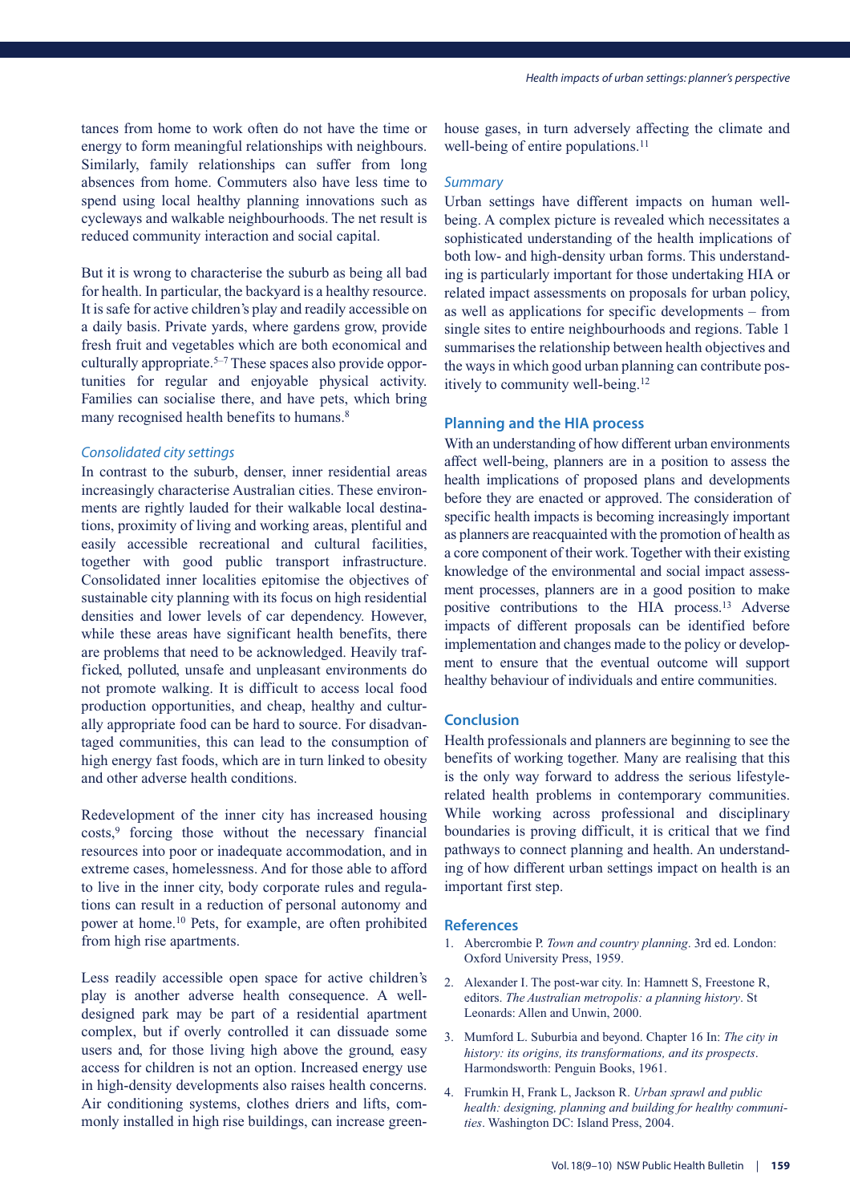tances from home to work often do not have the time or energy to form meaningful relationships with neighbours. Similarly, family relationships can suffer from long absences from home. Commuters also have less time to spend using local healthy planning innovations such as cycleways and walkable neighbourhoods. The net result is reduced community interaction and social capital.

But it is wrong to characterise the suburb as being all bad for health. In particular, the backyard is a healthy resource. It is safe for active children's play and readily accessible on a daily basis. Private yards, where gardens grow, provide fresh fruit and vegetables which are both economical and culturally appropriate.[5–7] These spaces also provide opportunities for regular and enjoyable physical activity. Families can socialise there, and have pets, which bring many recognised health benefits to humans.[8]

### *Consolidated city settings*

In contrast to the suburb, denser, inner residential areas increasingly characterise Australian cities. These environments are rightly lauded for their walkable local destinations, proximity of living and working areas, plentiful and easily accessible recreational and cultural facilities, together with good public transport infrastructure. Consolidated inner localities epitomise the objectives of sustainable city planning with its focus on high residential densities and lower levels of car dependency. However, while these areas have significant health benefits, there are problems that need to be acknowledged. Heavily trafficked, polluted, unsafe and unpleasant environments do not promote walking. It is difficult to access local food production opportunities, and cheap, healthy and culturally appropriate food can be hard to source. For disadvantaged communities, this can lead to the consumption of high energy fast foods, which are in turn linked to obesity and other adverse health conditions.

Redevelopment of the inner city has increased housing costs,[9] forcing those without the necessary financial resources into poor or inadequate accommodation, and in extreme cases, homelessness. And for those able to afford to live in the inner city, body corporate rules and regulations can result in a reduction of personal autonomy and power at home.[10] Pets, for example, are often prohibited from high rise apartments.

Less readily accessible open space for active children's play is another adverse health consequence. A well-designed park may be part of a residential apartment complex, but if overly controlled it can dissuade some users and, for those living high above the ground, easy access for children is not an option. Increased energy use in high-density developments also raises health concerns. Air conditioning systems, clothes driers and lifts, commonly installed in high rise buildings, can increase greenhouse gases, in turn adversely affecting the climate and well-being of entire populations.[11]

### *Summary*

Urban settings have different impacts on human well-being. A complex picture is revealed which necessitates a sophisticated understanding of the health implications of both low- and high-density urban forms. This understanding is particularly important for those undertaking HIA or related impact assessments on proposals for urban policy, as well as applications for specific developments – from single sites to entire neighbourhoods and regions. Table 1 summarises the relationship between health objectives and the ways in which good urban planning can contribute positively to community well-being.[12]

## Planning and the HIA process

With an understanding of how different urban environments affect well-being, planners are in a position to assess the health implications of proposed plans and developments before they are enacted or approved. The consideration of specific health impacts is becoming increasingly important as planners are reacquainted with the promotion of health as a core component of their work. Together with their existing knowledge of the environmental and social impact assessment processes, planners are in a good position to make positive contributions to the HIA process.[13] Adverse impacts of different proposals can be identified before implementation and changes made to the policy or development to ensure that the eventual outcome will support healthy behaviour of individuals and entire communities.

## Conclusion

Health professionals and planners are beginning to see the benefits of working together. Many are realising that this is the only way forward to address the serious lifestyle-related health problems in contemporary communities. While working across professional and disciplinary boundaries is proving difficult, it is critical that we find pathways to connect planning and health. An understanding of how different urban settings impact on health is an important first step.

## References

1. Abercrombie P. *Town and country planning*. 3rd ed. London: Oxford University Press, 1959.
2. Alexander I. The post-war city. In: Hamnett S, Freestone R, editors. *The Australian metropolis: a planning history*. St Leonards: Allen and Unwin, 2000.
3. Mumford L. Suburbia and beyond. Chapter 16 In: *The city in history: its origins, its transformations, and its prospects*. Harmondsworth: Penguin Books, 1961.
4. Frumkin H, Frank L, Jackson R. *Urban sprawl and public health: designing, planning and building for healthy communities*. Washington DC: Island Press, 2004.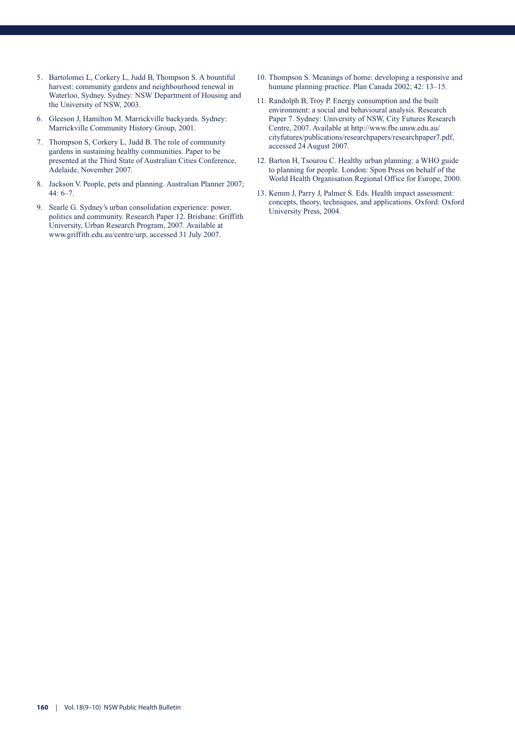5. Bartolomei L, Corkery L, Judd B, Thompson S. A bountiful harvest: community gardens and neighbourhood renewal in Waterloo, Sydney. Sydney: NSW Department of Housing and the University of NSW, 2003.
6. Gleeson J, Hamilton M. Marrickville backyards. Sydney: Marrickville Community History Group, 2001.
7. Thompson S, Corkery L, Judd B. The role of community gardens in sustaining healthy communities. Paper to be presented at the Third State of Australian Cities Conference, Adelaide, November 2007.
8. Jackson V. People, pets and planning. Australian Planner 2007; 44: 6–7.
9. Searle G. Sydney's urban consolidation experience: power, politics and community. Research Paper 12. Brisbane: Griffith University, Urban Research Program, 2007. Available at www.griffith.edu.au/centre/urp, accessed 31 July 2007.
10. Thompson S. Meanings of home: developing a responsive and humane planning practice. Plan Canada 2002; 42: 13–15.
11. Randolph B, Troy P. Energy consumption and the built environment: a social and behavioural analysis. Research Paper 7. Sydney: University of NSW, City Futures Research Centre, 2007. Available at http://www.fbe.unsw.edu.au/cityfutures/publications/researchpapers/researchpaper7.pdf, accessed 24 August 2007.
12. Barton H, Tsourou C. Healthy urban planning: a WHO guide to planning for people. London: Spon Press on behalf of the World Health Organisation Regional Office for Europe, 2000.
13. Kemm J, Parry J, Palmer S. Eds. Health impact assessment: concepts, theory, techniques, and applications. Oxford: Oxford University Press, 2004.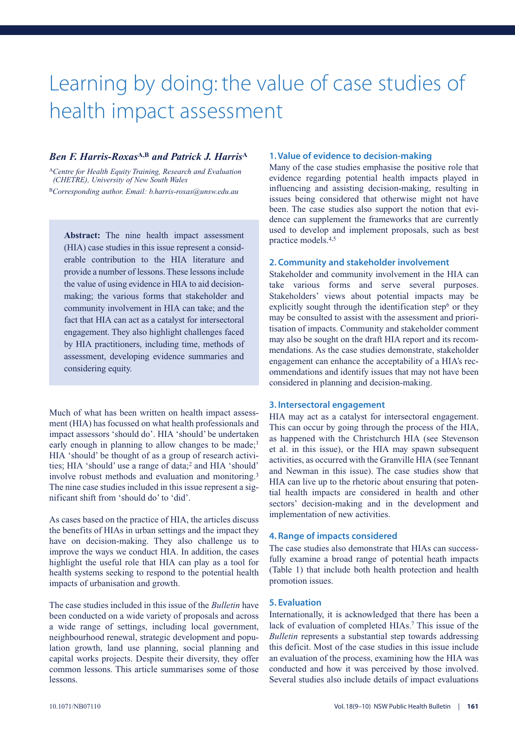# Learning by doing: the value of case studies of health impact assessment

***Ben F. Harris-Roxas*[A,B] *and Patrick J. Harris*[A]**

[A]*Centre for Health Equity Training, Research and Evaluation (CHETRE), University of New South Wales*

[B]*Corresponding author. Email: b.harris-roxas@unsw.edu.au*

> **Abstract:** The nine health impact assessment (HIA) case studies in this issue represent a considerable contribution to the HIA literature and provide a number of lessons. These lessons include the value of using evidence in HIA to aid decision-making; the various forms that stakeholder and community involvement in HIA can take; and the fact that HIA can act as a catalyst for intersectoral engagement. They also highlight challenges faced by HIA practitioners, including time, methods of assessment, developing evidence summaries and considering equity.

Much of what has been written on health impact assessment (HIA) has focussed on what health professionals and impact assessors 'should do'. HIA 'should' be undertaken early enough in planning to allow changes to be made;[1] HIA 'should' be thought of as a group of research activities; HIA 'should' use a range of data;[2] and HIA 'should' involve robust methods and evaluation and monitoring.[3] The nine case studies included in this issue represent a significant shift from 'should do' to 'did'.

As cases based on the practice of HIA, the articles discuss the benefits of HIAs in urban settings and the impact they have on decision-making. They also challenge us to improve the ways we conduct HIA. In addition, the cases highlight the useful role that HIA can play as a tool for health systems seeking to respond to the potential health impacts of urbanisation and growth.

The case studies included in this issue of the *Bulletin* have been conducted on a wide variety of proposals and across a wide range of settings, including local government, neighbourhood renewal, strategic development and population growth, land use planning, social planning and capital works projects. Despite their diversity, they offer common lessons. This article summarises some of those lessons.

### 1. Value of evidence to decision-making

Many of the case studies emphasise the positive role that evidence regarding potential health impacts played in influencing and assisting decision-making, resulting in issues being considered that otherwise might not have been. The case studies also support the notion that evidence can supplement the frameworks that are currently used to develop and implement proposals, such as best practice models.[4,5]

### 2. Community and stakeholder involvement

Stakeholder and community involvement in the HIA can take various forms and serve several purposes. Stakeholders' views about potential impacts may be explicitly sought through the identification step[6] or they may be consulted to assist with the assessment and prioritisation of impacts. Community and stakeholder comment may also be sought on the draft HIA report and its recommendations. As the case studies demonstrate, stakeholder engagement can enhance the acceptability of a HIA's recommendations and identify issues that may not have been considered in planning and decision-making.

### 3. Intersectoral engagement

HIA may act as a catalyst for intersectoral engagement. This can occur by going through the process of the HIA, as happened with the Christchurch HIA (see Stevenson et al. in this issue), or the HIA may spawn subsequent activities, as occurred with the Granville HIA (see Tennant and Newman in this issue). The case studies show that HIA can live up to the rhetoric about ensuring that potential health impacts are considered in health and other sectors' decision-making and in the development and implementation of new activities.

### 4. Range of impacts considered

The case studies also demonstrate that HIAs can successfully examine a broad range of potential heath impacts (Table 1) that include both health protection and health promotion issues.

### 5. Evaluation

Internationally, it is acknowledged that there has been a lack of evaluation of completed HIAs.[7] This issue of the *Bulletin* represents a substantial step towards addressing this deficit. Most of the case studies in this issue include an evaluation of the process, examining how the HIA was conducted and how it was perceived by those involved. Several studies also include details of impact evaluations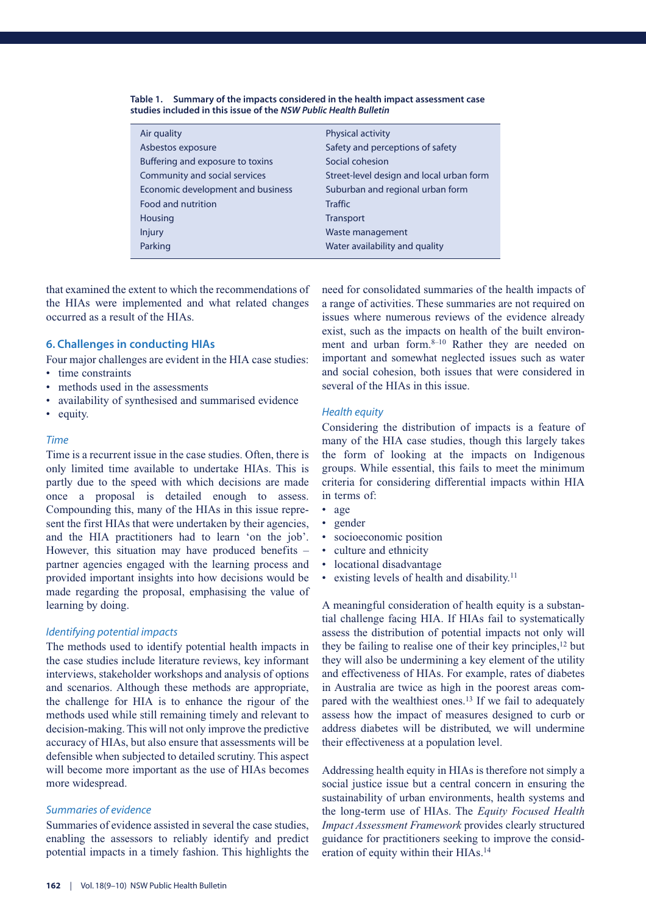**Table 1. Summary of the impacts considered in the health impact assessment case studies included in this issue of the *NSW Public Health Bulletin***

| | |
|---|---|
| Air quality | Physical activity |
| Asbestos exposure | Safety and perceptions of safety |
| Buffering and exposure to toxins | Social cohesion |
| Community and social services | Street-level design and local urban form |
| Economic development and business | Suburban and regional urban form |
| Food and nutrition | Traffic |
| Housing | Transport |
| Injury | Waste management |
| Parking | Water availability and quality |

that examined the extent to which the recommendations of the HIAs were implemented and what related changes occurred as a result of the HIAs.

## 6. Challenges in conducting HIAs

Four major challenges are evident in the HIA case studies:

- time constraints
- methods used in the assessments
- availability of synthesised and summarised evidence
- equity.

### *Time*

Time is a recurrent issue in the case studies. Often, there is only limited time available to undertake HIAs. This is partly due to the speed with which decisions are made once a proposal is detailed enough to assess. Compounding this, many of the HIAs in this issue represent the first HIAs that were undertaken by their agencies, and the HIA practitioners had to learn 'on the job'. However, this situation may have produced benefits – partner agencies engaged with the learning process and provided important insights into how decisions would be made regarding the proposal, emphasising the value of learning by doing.

### *Identifying potential impacts*

The methods used to identify potential health impacts in the case studies include literature reviews, key informant interviews, stakeholder workshops and analysis of options and scenarios. Although these methods are appropriate, the challenge for HIA is to enhance the rigour of the methods used while still remaining timely and relevant to decision-making. This will not only improve the predictive accuracy of HIAs, but also ensure that assessments will be defensible when subjected to detailed scrutiny. This aspect will become more important as the use of HIAs becomes more widespread.

### *Summaries of evidence*

Summaries of evidence assisted in several the case studies, enabling the assessors to reliably identify and predict potential impacts in a timely fashion. This highlights the need for consolidated summaries of the health impacts of a range of activities. These summaries are not required on issues where numerous reviews of the evidence already exist, such as the impacts on health of the built environment and urban form.[8–10] Rather they are needed on important and somewhat neglected issues such as water and social cohesion, both issues that were considered in several of the HIAs in this issue.

### *Health equity*

Considering the distribution of impacts is a feature of many of the HIA case studies, though this largely takes the form of looking at the impacts on Indigenous groups. While essential, this fails to meet the minimum criteria for considering differential impacts within HIA in terms of:

- age
- gender
- socioeconomic position
- culture and ethnicity
- locational disadvantage
- existing levels of health and disability.[11]

A meaningful consideration of health equity is a substantial challenge facing HIA. If HIAs fail to systematically assess the distribution of potential impacts not only will they be failing to realise one of their key principles,[12] but they will also be undermining a key element of the utility and effectiveness of HIAs. For example, rates of diabetes in Australia are twice as high in the poorest areas compared with the wealthiest ones.[13] If we fail to adequately assess how the impact of measures designed to curb or address diabetes will be distributed, we will undermine their effectiveness at a population level.

Addressing health equity in HIAs is therefore not simply a social justice issue but a central concern in ensuring the sustainability of urban environments, health systems and the long-term use of HIAs. The *Equity Focused Health Impact Assessment Framework* provides clearly structured guidance for practitioners seeking to improve the consideration of equity within their HIAs.[14]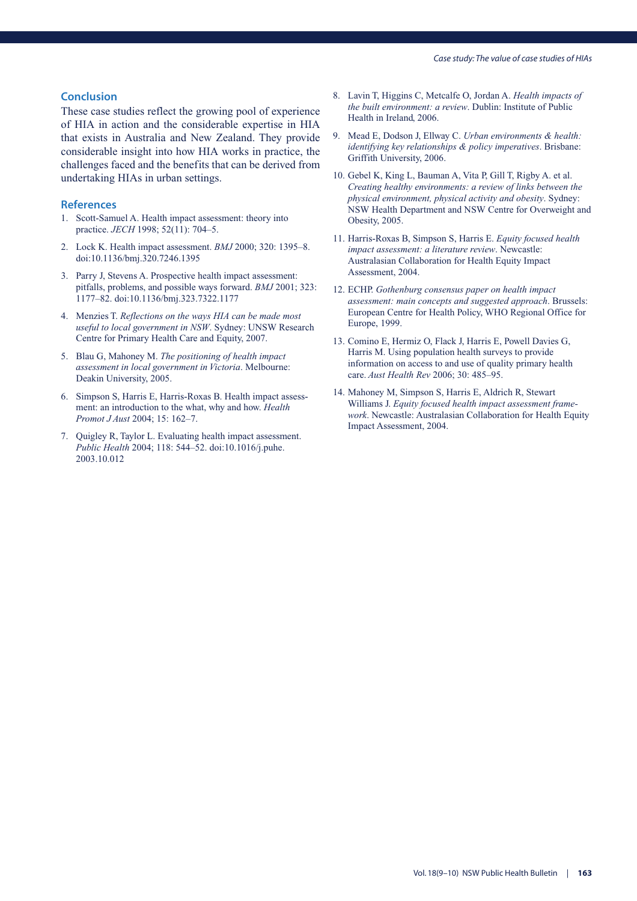## Conclusion

These case studies reflect the growing pool of experience of HIA in action and the considerable expertise in HIA that exists in Australia and New Zealand. They provide considerable insight into how HIA works in practice, the challenges faced and the benefits that can be derived from undertaking HIAs in urban settings.

## References

1. Scott-Samuel A. Health impact assessment: theory into practice. *JECH* 1998; 52(11): 704–5.
2. Lock K. Health impact assessment. *BMJ* 2000; 320: 1395–8. doi:10.1136/bmj.320.7246.1395
3. Parry J, Stevens A. Prospective health impact assessment: pitfalls, problems, and possible ways forward. *BMJ* 2001; 323: 1177–82. doi:10.1136/bmj.323.7322.1177
4. Menzies T. *Reflections on the ways HIA can be made most useful to local government in NSW*. Sydney: UNSW Research Centre for Primary Health Care and Equity, 2007.
5. Blau G, Mahoney M. *The positioning of health impact assessment in local government in Victoria*. Melbourne: Deakin University, 2005.
6. Simpson S, Harris E, Harris-Roxas B. Health impact assessment: an introduction to the what, why and how. *Health Promot J Aust* 2004; 15: 162–7.
7. Quigley R, Taylor L. Evaluating health impact assessment. *Public Health* 2004; 118: 544–52. doi:10.1016/j.puhe.2003.10.012
8. Lavin T, Higgins C, Metcalfe O, Jordan A. *Health impacts of the built environment: a review*. Dublin: Institute of Public Health in Ireland, 2006.
9. Mead E, Dodson J, Ellway C. *Urban environments & health: identifying key relationships & policy imperatives*. Brisbane: Griffith University, 2006.
10. Gebel K, King L, Bauman A, Vita P, Gill T, Rigby A. et al. *Creating healthy environments: a review of links between the physical environment, physical activity and obesity*. Sydney: NSW Health Department and NSW Centre for Overweight and Obesity, 2005.
11. Harris-Roxas B, Simpson S, Harris E. *Equity focused health impact assessment: a literature review*. Newcastle: Australasian Collaboration for Health Equity Impact Assessment, 2004.
12. ECHP. *Gothenburg consensus paper on health impact assessment: main concepts and suggested approach*. Brussels: European Centre for Health Policy, WHO Regional Office for Europe, 1999.
13. Comino E, Hermiz O, Flack J, Harris E, Powell Davies G, Harris M. Using population health surveys to provide information on access to and use of quality primary health care. *Aust Health Rev* 2006; 30: 485–95.
14. Mahoney M, Simpson S, Harris E, Aldrich R, Stewart Williams J. *Equity focused health impact assessment framework*. Newcastle: Australasian Collaboration for Health Equity Impact Assessment, 2004.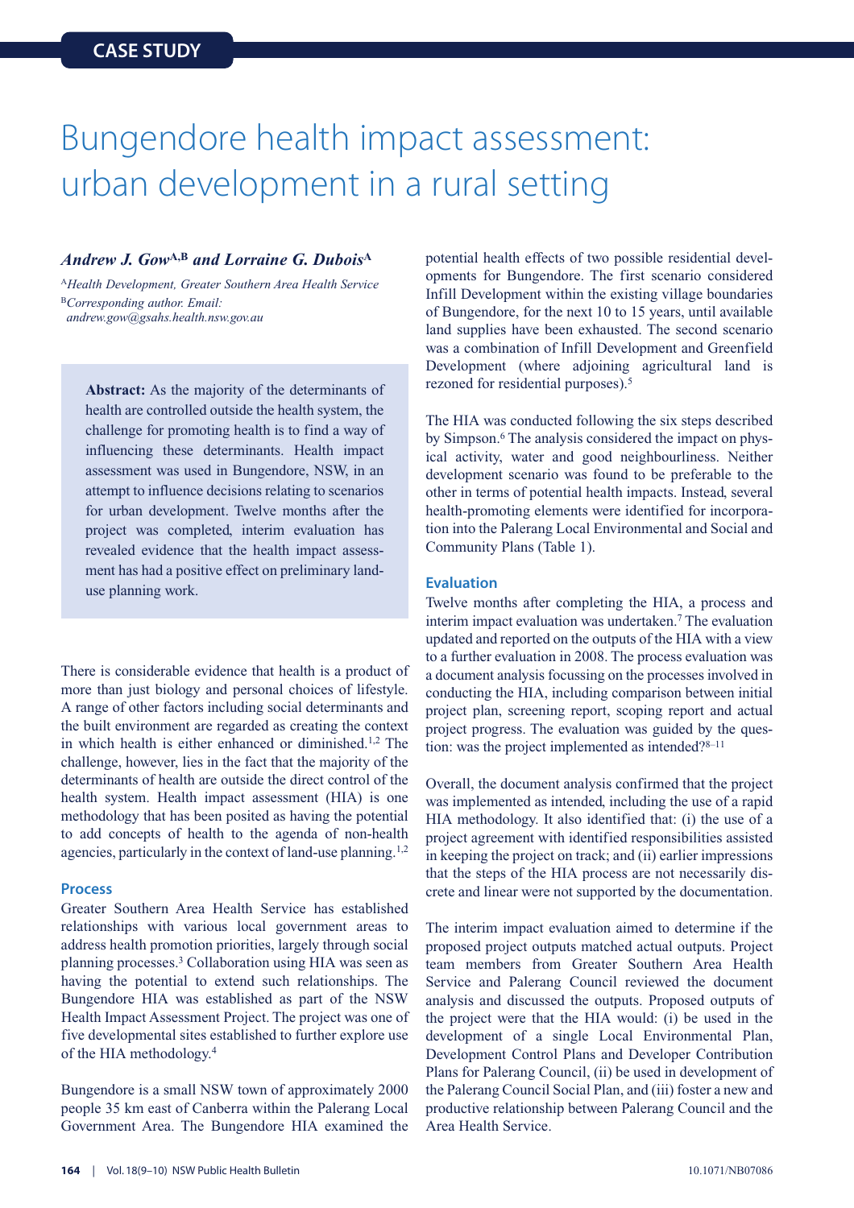CASE STUDY

# Bungendore health impact assessment: urban development in a rural setting

***Andrew J. Gow*[A,B] *and Lorraine G. Dubois*[A]**

[A]*Health Development, Greater Southern Area Health Service*
[B]*Corresponding author. Email: andrew.gow@gsahs.health.nsw.gov.au*

> **Abstract:** As the majority of the determinants of health are controlled outside the health system, the challenge for promoting health is to find a way of influencing these determinants. Health impact assessment was used in Bungendore, NSW, in an attempt to influence decisions relating to scenarios for urban development. Twelve months after the project was completed, interim evaluation has revealed evidence that the health impact assessment has had a positive effect on preliminary land-use planning work.

There is considerable evidence that health is a product of more than just biology and personal choices of lifestyle. A range of other factors including social determinants and the built environment are regarded as creating the context in which health is either enhanced or diminished.[1,2] The challenge, however, lies in the fact that the majority of the determinants of health are outside the direct control of the health system. Health impact assessment (HIA) is one methodology that has been posited as having the potential to add concepts of health to the agenda of non-health agencies, particularly in the context of land-use planning.[1,2]

## Process

Greater Southern Area Health Service has established relationships with various local government areas to address health promotion priorities, largely through social planning processes.[3] Collaboration using HIA was seen as having the potential to extend such relationships. The Bungendore HIA was established as part of the NSW Health Impact Assessment Project. The project was one of five developmental sites established to further explore use of the HIA methodology.[4]

Bungendore is a small NSW town of approximately 2000 people 35 km east of Canberra within the Palerang Local Government Area. The Bungendore HIA examined the potential health effects of two possible residential developments for Bungendore. The first scenario considered Infill Development within the existing village boundaries of Bungendore, for the next 10 to 15 years, until available land supplies have been exhausted. The second scenario was a combination of Infill Development and Greenfield Development (where adjoining agricultural land is rezoned for residential purposes).[5]

The HIA was conducted following the six steps described by Simpson.[6] The analysis considered the impact on physical activity, water and good neighbourliness. Neither development scenario was found to be preferable to the other in terms of potential health impacts. Instead, several health-promoting elements were identified for incorporation into the Palerang Local Environmental and Social and Community Plans (Table 1).

## Evaluation

Twelve months after completing the HIA, a process and interim impact evaluation was undertaken.[7] The evaluation updated and reported on the outputs of the HIA with a view to a further evaluation in 2008. The process evaluation was a document analysis focussing on the processes involved in conducting the HIA, including comparison between initial project plan, screening report, scoping report and actual project progress. The evaluation was guided by the question: was the project implemented as intended?[8–11]

Overall, the document analysis confirmed that the project was implemented as intended, including the use of a rapid HIA methodology. It also identified that: (i) the use of a project agreement with identified responsibilities assisted in keeping the project on track; and (ii) earlier impressions that the steps of the HIA process are not necessarily discrete and linear were not supported by the documentation.

The interim impact evaluation aimed to determine if the proposed project outputs matched actual outputs. Project team members from Greater Southern Area Health Service and Palerang Council reviewed the document analysis and discussed the outputs. Proposed outputs of the project were that the HIA would: (i) be used in the development of a single Local Environmental Plan, Development Control Plans and Developer Contribution Plans for Palerang Council, (ii) be used in development of the Palerang Council Social Plan, and (iii) foster a new and productive relationship between Palerang Council and the Area Health Service.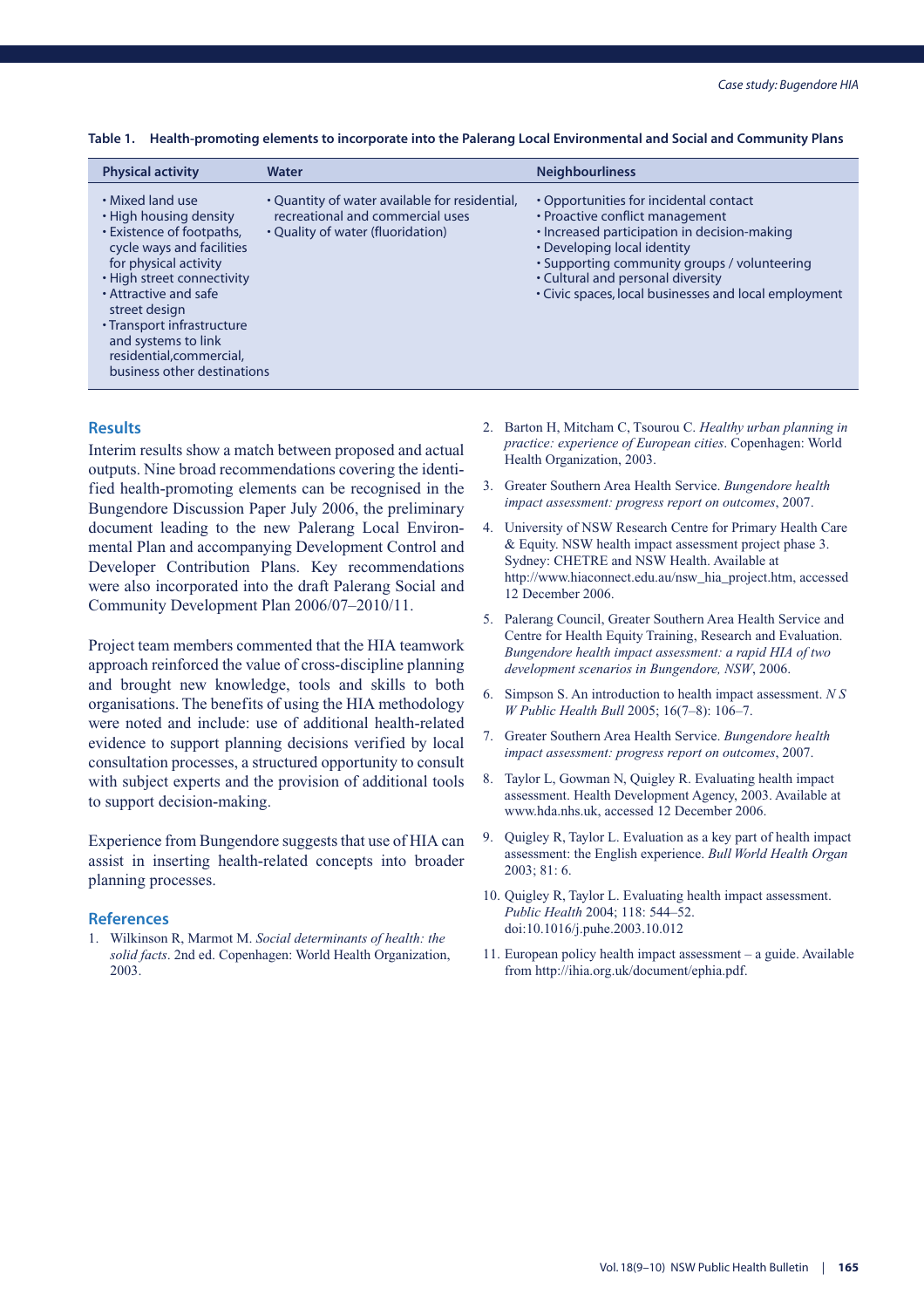Table 1. Health-promoting elements to incorporate into the Palerang Local Environmental and Social and Community Plans

| Physical activity | Water | Neighbourliness |
|---|---|---|
| • Mixed land use<br>• High housing density<br>• Existence of footpaths, cycle ways and facilities for physical activity<br>• High street connectivity<br>• Attractive and safe street design<br>• Transport infrastructure and systems to link residential,commercial, business other destinations | • Quantity of water available for residential, recreational and commercial uses<br>• Quality of water (fluoridation) | • Opportunities for incidental contact<br>• Proactive conflict management<br>• Increased participation in decision-making<br>• Developing local identity<br>• Supporting community groups / volunteering<br>• Cultural and personal diversity<br>• Civic spaces, local businesses and local employment |

## Results

Interim results show a match between proposed and actual outputs. Nine broad recommendations covering the identified health-promoting elements can be recognised in the Bungendore Discussion Paper July 2006, the preliminary document leading to the new Palerang Local Environmental Plan and accompanying Development Control and Developer Contribution Plans. Key recommendations were also incorporated into the draft Palerang Social and Community Development Plan 2006/07–2010/11.

Project team members commented that the HIA teamwork approach reinforced the value of cross-discipline planning and brought new knowledge, tools and skills to both organisations. The benefits of using the HIA methodology were noted and include: use of additional health-related evidence to support planning decisions verified by local consultation processes, a structured opportunity to consult with subject experts and the provision of additional tools to support decision-making.

Experience from Bungendore suggests that use of HIA can assist in inserting health-related concepts into broader planning processes.

## References

1. Wilkinson R, Marmot M. *Social determinants of health: the solid facts*. 2nd ed. Copenhagen: World Health Organization, 2003.
2. Barton H, Mitcham C, Tsourou C. *Healthy urban planning in practice: experience of European cities*. Copenhagen: World Health Organization, 2003.
3. Greater Southern Area Health Service. *Bungendore health impact assessment: progress report on outcomes*, 2007.
4. University of NSW Research Centre for Primary Health Care & Equity. NSW health impact assessment project phase 3. Sydney: CHETRE and NSW Health. Available at http://www.hiaconnect.edu.au/nsw_hia_project.htm, accessed 12 December 2006.
5. Palerang Council, Greater Southern Area Health Service and Centre for Health Equity Training, Research and Evaluation. *Bungendore health impact assessment: a rapid HIA of two development scenarios in Bungendore, NSW*, 2006.
6. Simpson S. An introduction to health impact assessment. *N S W Public Health Bull* 2005; 16(7–8): 106–7.
7. Greater Southern Area Health Service. *Bungendore health impact assessment: progress report on outcomes*, 2007.
8. Taylor L, Gowman N, Quigley R. Evaluating health impact assessment. Health Development Agency, 2003. Available at www.hda.nhs.uk, accessed 12 December 2006.
9. Quigley R, Taylor L. Evaluation as a key part of health impact assessment: the English experience. *Bull World Health Organ* 2003; 81: 6.
10. Quigley R, Taylor L. Evaluating health impact assessment. *Public Health* 2004; 118: 544–52. doi:10.1016/j.puhe.2003.10.012
11. European policy health impact assessment – a guide. Available from http://ihia.org.uk/document/ephia.pdf.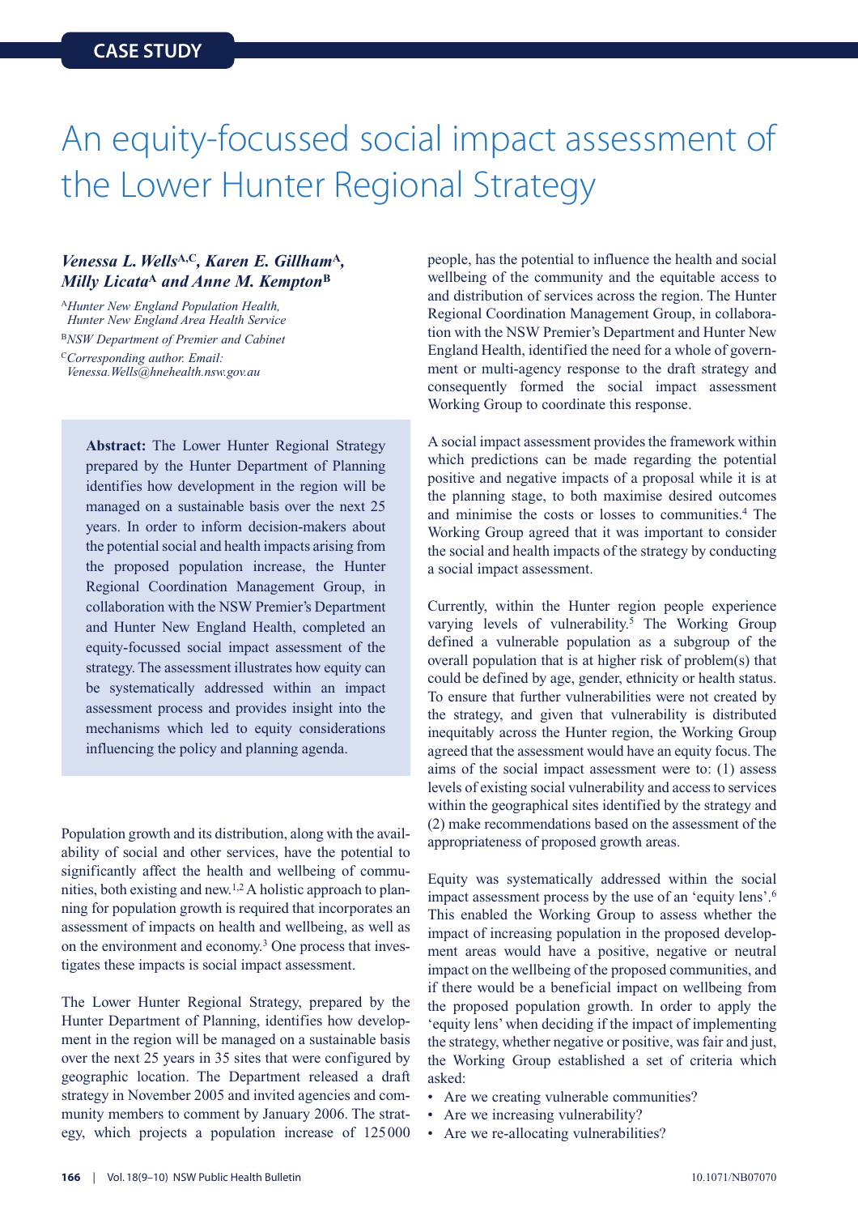CASE STUDY

# An equity-focussed social impact assessment of the Lower Hunter Regional Strategy

***Venessa L. Wells*[A,C], *Karen E. Gillham*[A], *Milly Licata*[A] *and Anne M. Kempton*[B]**

[A]*Hunter New England Population Health, Hunter New England Area Health Service*
[B]*NSW Department of Premier and Cabinet*
[C]*Corresponding author. Email: Venessa.Wells@hnehealth.nsw.gov.au*

**Abstract:** The Lower Hunter Regional Strategy prepared by the Hunter Department of Planning identifies how development in the region will be managed on a sustainable basis over the next 25 years. In order to inform decision-makers about the potential social and health impacts arising from the proposed population increase, the Hunter Regional Coordination Management Group, in collaboration with the NSW Premier's Department and Hunter New England Health, completed an equity-focussed social impact assessment of the strategy. The assessment illustrates how equity can be systematically addressed within an impact assessment process and provides insight into the mechanisms which led to equity considerations influencing the policy and planning agenda.

Population growth and its distribution, along with the availability of social and other services, have the potential to significantly affect the health and wellbeing of communities, both existing and new.[1,2] A holistic approach to planning for population growth is required that incorporates an assessment of impacts on health and wellbeing, as well as on the environment and economy.[3] One process that investigates these impacts is social impact assessment.

The Lower Hunter Regional Strategy, prepared by the Hunter Department of Planning, identifies how development in the region will be managed on a sustainable basis over the next 25 years in 35 sites that were configured by geographic location. The Department released a draft strategy in November 2005 and invited agencies and community members to comment by January 2006. The strategy, which projects a population increase of 125 000 people, has the potential to influence the health and social wellbeing of the community and the equitable access to and distribution of services across the region. The Hunter Regional Coordination Management Group, in collaboration with the NSW Premier's Department and Hunter New England Health, identified the need for a whole of government or multi-agency response to the draft strategy and consequently formed the social impact assessment Working Group to coordinate this response.

A social impact assessment provides the framework within which predictions can be made regarding the potential positive and negative impacts of a proposal while it is at the planning stage, to both maximise desired outcomes and minimise the costs or losses to communities.[4] The Working Group agreed that it was important to consider the social and health impacts of the strategy by conducting a social impact assessment.

Currently, within the Hunter region people experience varying levels of vulnerability.[5] The Working Group defined a vulnerable population as a subgroup of the overall population that is at higher risk of problem(s) that could be defined by age, gender, ethnicity or health status. To ensure that further vulnerabilities were not created by the strategy, and given that vulnerability is distributed inequitably across the Hunter region, the Working Group agreed that the assessment would have an equity focus. The aims of the social impact assessment were to: (1) assess levels of existing social vulnerability and access to services within the geographical sites identified by the strategy and (2) make recommendations based on the assessment of the appropriateness of proposed growth areas.

Equity was systematically addressed within the social impact assessment process by the use of an 'equity lens'.[6] This enabled the Working Group to assess whether the impact of increasing population in the proposed development areas would have a positive, negative or neutral impact on the wellbeing of the proposed communities, and if there would be a beneficial impact on wellbeing from the proposed population growth. In order to apply the 'equity lens' when deciding if the impact of implementing the strategy, whether negative or positive, was fair and just, the Working Group established a set of criteria which asked:

- Are we creating vulnerable communities?
- Are we increasing vulnerability?
- Are we re-allocating vulnerabilities?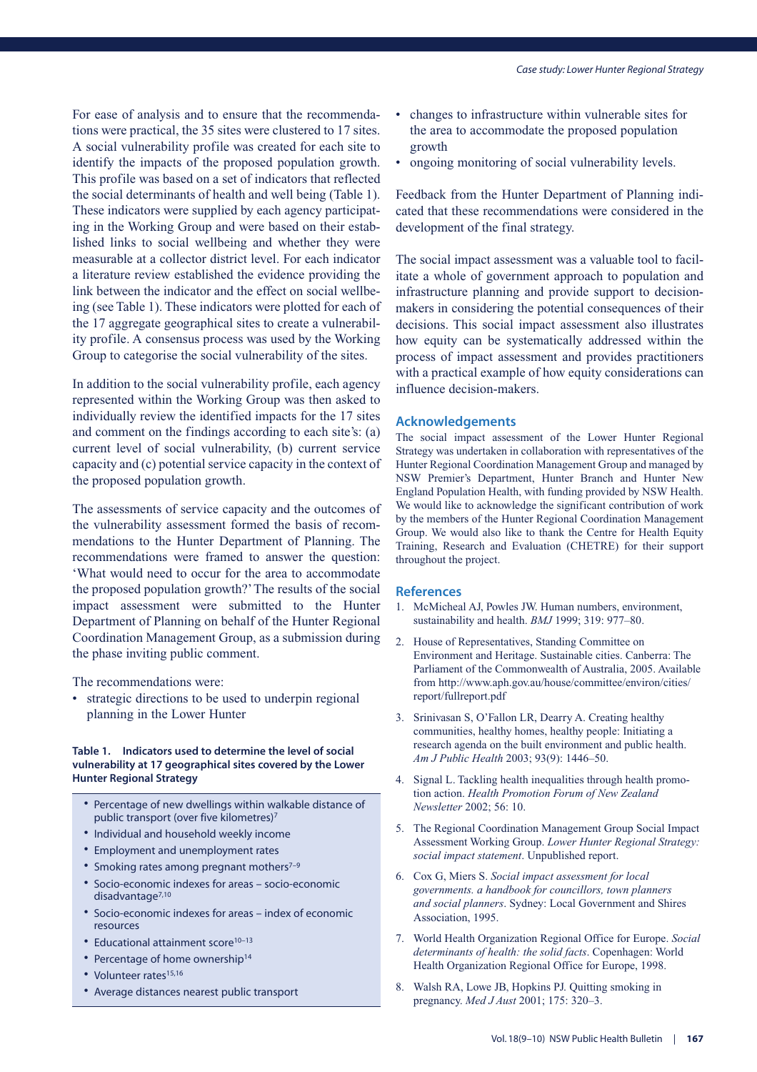For ease of analysis and to ensure that the recommendations were practical, the 35 sites were clustered to 17 sites. A social vulnerability profile was created for each site to identify the impacts of the proposed population growth. This profile was based on a set of indicators that reflected the social determinants of health and well being (Table 1). These indicators were supplied by each agency participating in the Working Group and were based on their established links to social wellbeing and whether they were measurable at a collector district level. For each indicator a literature review established the evidence providing the link between the indicator and the effect on social wellbeing (see Table 1). These indicators were plotted for each of the 17 aggregate geographical sites to create a vulnerability profile. A consensus process was used by the Working Group to categorise the social vulnerability of the sites.

In addition to the social vulnerability profile, each agency represented within the Working Group was then asked to individually review the identified impacts for the 17 sites and comment on the findings according to each site's: (a) current level of social vulnerability, (b) current service capacity and (c) potential service capacity in the context of the proposed population growth.

The assessments of service capacity and the outcomes of the vulnerability assessment formed the basis of recommendations to the Hunter Department of Planning. The recommendations were framed to answer the question: 'What would need to occur for the area to accommodate the proposed population growth?' The results of the social impact assessment were submitted to the Hunter Department of Planning on behalf of the Hunter Regional Coordination Management Group, as a submission during the phase inviting public comment.

The recommendations were:

- strategic directions to be used to underpin regional planning in the Lower Hunter
- changes to infrastructure within vulnerable sites for the area to accommodate the proposed population growth
- ongoing monitoring of social vulnerability levels.

Feedback from the Hunter Department of Planning indicated that these recommendations were considered in the development of the final strategy.

The social impact assessment was a valuable tool to facilitate a whole of government approach to population and infrastructure planning and provide support to decision-makers in considering the potential consequences of their decisions. This social impact assessment also illustrates how equity can be systematically addressed within the process of impact assessment and provides practitioners with a practical example of how equity considerations can influence decision-makers.

**Table 1. Indicators used to determine the level of social vulnerability at 17 geographical sites covered by the Lower Hunter Regional Strategy**

- Percentage of new dwellings within walkable distance of public transport (over five kilometres)[7]
- Individual and household weekly income
- Employment and unemployment rates
- Smoking rates among pregnant mothers[7–9]
- Socio-economic indexes for areas – socio-economic disadvantage[7,10]
- Socio-economic indexes for areas – index of economic resources
- Educational attainment score[10–13]
- Percentage of home ownership[14]
- Volunteer rates[15,16]
- Average distances nearest public transport

## Acknowledgements

The social impact assessment of the Lower Hunter Regional Strategy was undertaken in collaboration with representatives of the Hunter Regional Coordination Management Group and managed by NSW Premier's Department, Hunter Branch and Hunter New England Population Health, with funding provided by NSW Health. We would like to acknowledge the significant contribution of work by the members of the Hunter Regional Coordination Management Group. We would also like to thank the Centre for Health Equity Training, Research and Evaluation (CHETRE) for their support throughout the project.

## References

1. McMicheal AJ, Powles JW. Human numbers, environment, sustainability and health. *BMJ* 1999; 319: 977–80.
2. House of Representatives, Standing Committee on Environment and Heritage. Sustainable cities. Canberra: The Parliament of the Commonwealth of Australia, 2005. Available from http://www.aph.gov.au/house/committee/environ/cities/report/fullreport.pdf
3. Srinivasan S, O'Fallon LR, Dearry A. Creating healthy communities, healthy homes, healthy people: Initiating a research agenda on the built environment and public health. *Am J Public Health* 2003; 93(9): 1446–50.
4. Signal L. Tackling health inequalities through health promotion action. *Health Promotion Forum of New Zealand Newsletter* 2002; 56: 10.
5. The Regional Coordination Management Group Social Impact Assessment Working Group. *Lower Hunter Regional Strategy: social impact statement*. Unpublished report.
6. Cox G, Miers S. *Social impact assessment for local governments. a handbook for councillors, town planners and social planners*. Sydney: Local Government and Shires Association, 1995.
7. World Health Organization Regional Office for Europe. *Social determinants of health: the solid facts*. Copenhagen: World Health Organization Regional Office for Europe, 1998.
8. Walsh RA, Lowe JB, Hopkins PJ. Quitting smoking in pregnancy. *Med J Aust* 2001; 175: 320–3.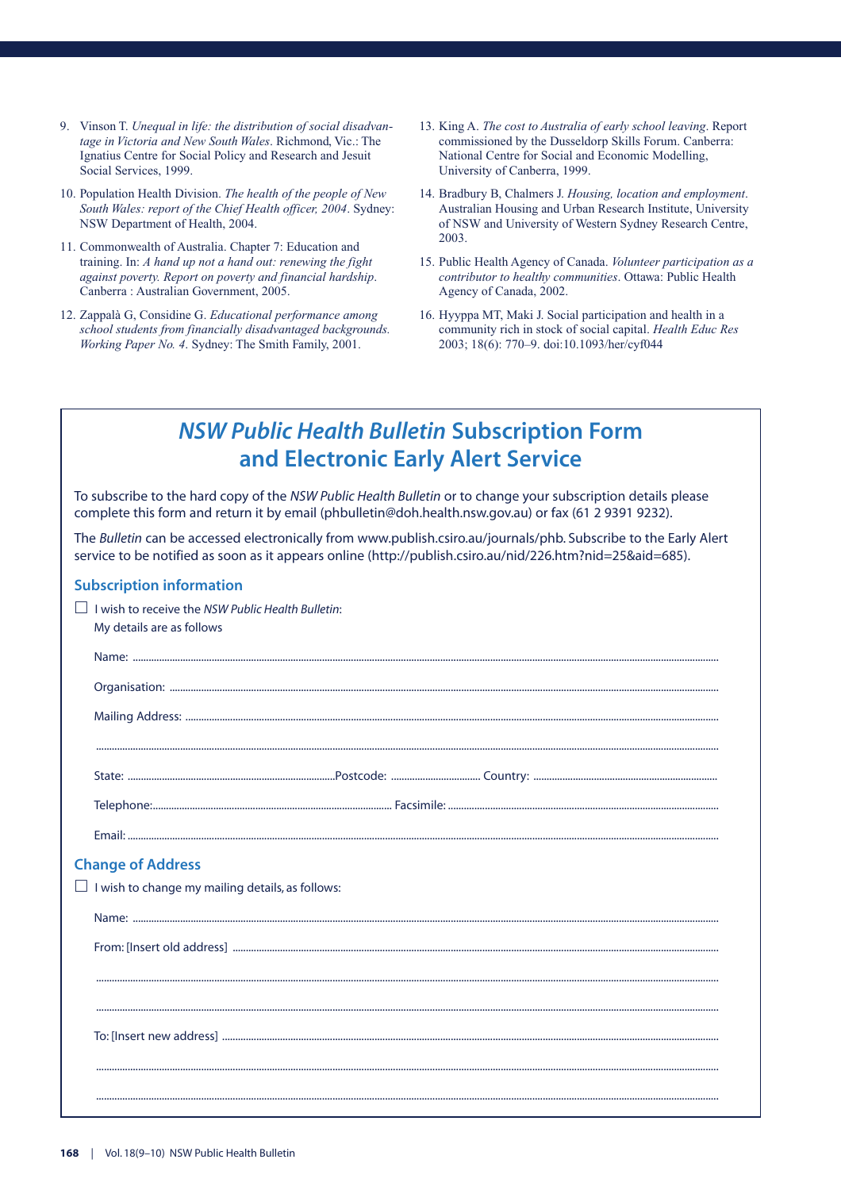9. Vinson T. *Unequal in life: the distribution of social disadvantage in Victoria and New South Wales*. Richmond, Vic.: The Ignatius Centre for Social Policy and Research and Jesuit Social Services, 1999.

10. Population Health Division. *The health of the people of New South Wales: report of the Chief Health officer, 2004*. Sydney: NSW Department of Health, 2004.

11. Commonwealth of Australia. Chapter 7: Education and training. In: *A hand up not a hand out: renewing the fight against poverty. Report on poverty and financial hardship*. Canberra : Australian Government, 2005.

12. Zappalà G, Considine G. *Educational performance among school students from financially disadvantaged backgrounds. Working Paper No. 4*. Sydney: The Smith Family, 2001.

13. King A. *The cost to Australia of early school leaving*. Report commissioned by the Dusseldorp Skills Forum. Canberra: National Centre for Social and Economic Modelling, University of Canberra, 1999.

14. Bradbury B, Chalmers J. *Housing, location and employment*. Australian Housing and Urban Research Institute, University of NSW and University of Western Sydney Research Centre, 2003.

15. Public Health Agency of Canada. *Volunteer participation as a contributor to healthy communities*. Ottawa: Public Health Agency of Canada, 2002.

16. Hyyppa MT, Maki J. Social participation and health in a community rich in stock of social capital. *Health Educ Res* 2003; 18(6): 770–9. doi:10.1093/her/cyf044

# *NSW Public Health Bulletin* Subscription Form and Electronic Early Alert Service

To subscribe to the hard copy of the *NSW Public Health Bulletin* or to change your subscription details please complete this form and return it by email (phbulletin@doh.health.nsw.gov.au) or fax (61 2 9391 9232).

The *Bulletin* can be accessed electronically from www.publish.csiro.au/journals/phb. Subscribe to the Early Alert service to be notified as soon as it appears online (http://publish.csiro.au/nid/226.htm?nid=25&aid=685).

## Subscription information

☐ I wish to receive the *NSW Public Health Bulletin*:

My details are as follows

Name: ..........................................................

Organisation: ..........................................................

Mailing Address: ..........................................................

..........................................................

State: .............................. Postcode: .............................. Country: ..............................

Telephone: .............................. Facsimile: ..............................

Email: ..........................................................

## Change of Address

☐ I wish to change my mailing details, as follows:

Name: ..........................................................

From: [Insert old address] ..........................................................

..........................................................

..........................................................

To: [Insert new address] ..........................................................

..........................................................

..........................................................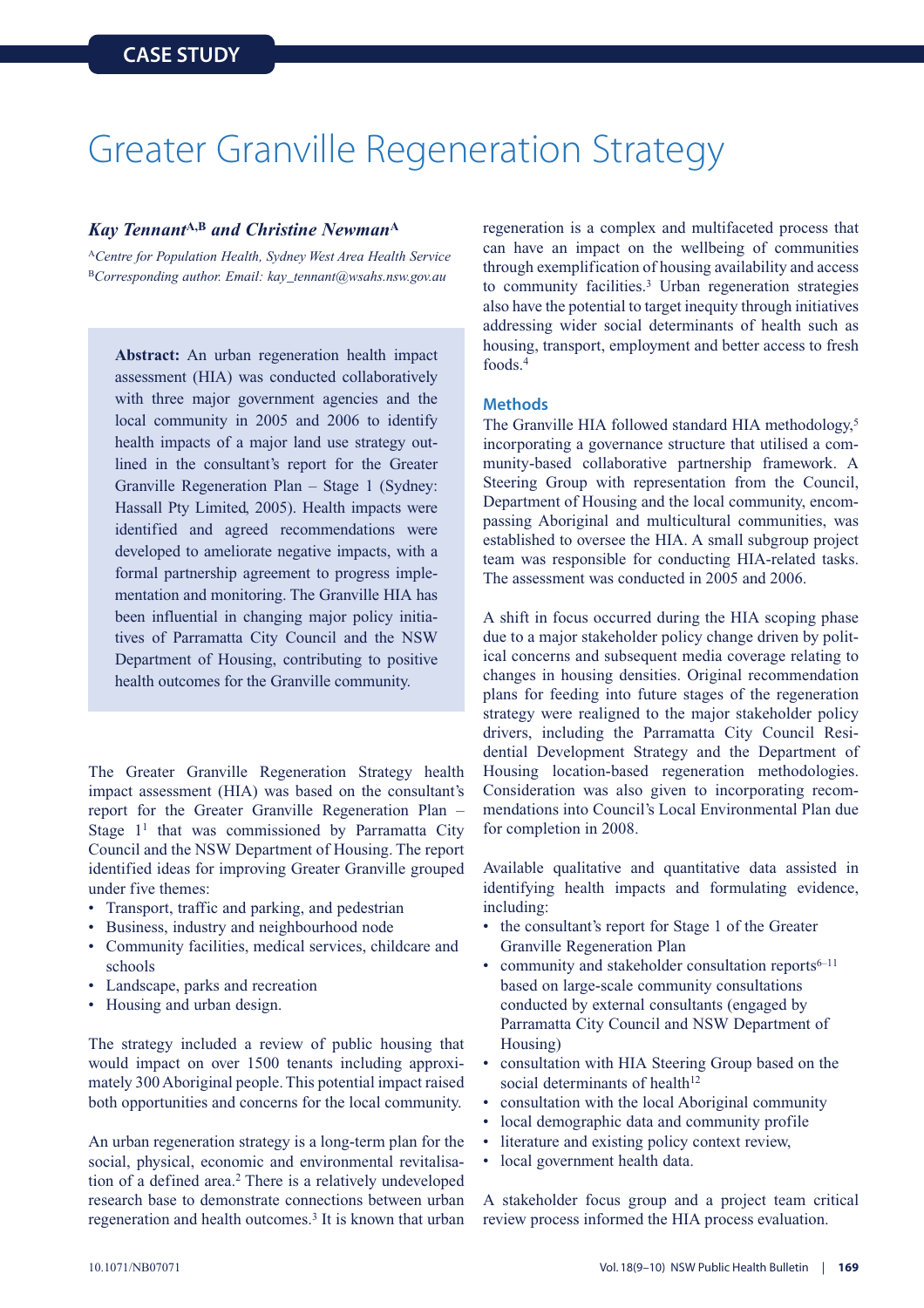CASE STUDY

# Greater Granville Regeneration Strategy

*Kay Tennant*[A,B] *and Christine Newman*[A]

[A]*Centre for Population Health, Sydney West Area Health Service*
[B]*Corresponding author. Email: kay_tennant@wsahs.nsw.gov.au*

**Abstract:** An urban regeneration health impact assessment (HIA) was conducted collaboratively with three major government agencies and the local community in 2005 and 2006 to identify health impacts of a major land use strategy outlined in the consultant's report for the Greater Granville Regeneration Plan – Stage 1 (Sydney: Hassall Pty Limited, 2005). Health impacts were identified and agreed recommendations were developed to ameliorate negative impacts, with a formal partnership agreement to progress implementation and monitoring. The Granville HIA has been influential in changing major policy initiatives of Parramatta City Council and the NSW Department of Housing, contributing to positive health outcomes for the Granville community.

The Greater Granville Regeneration Strategy health impact assessment (HIA) was based on the consultant's report for the Greater Granville Regeneration Plan – Stage 1[1] that was commissioned by Parramatta City Council and the NSW Department of Housing. The report identified ideas for improving Greater Granville grouped under five themes:

- Transport, traffic and parking, and pedestrian
- Business, industry and neighbourhood node
- Community facilities, medical services, childcare and schools
- Landscape, parks and recreation
- Housing and urban design.

The strategy included a review of public housing that would impact on over 1500 tenants including approximately 300 Aboriginal people. This potential impact raised both opportunities and concerns for the local community.

An urban regeneration strategy is a long-term plan for the social, physical, economic and environmental revitalisation of a defined area.[2] There is a relatively undeveloped research base to demonstrate connections between urban regeneration and health outcomes.[3] It is known that urban regeneration is a complex and multifaceted process that can have an impact on the wellbeing of communities through exemplification of housing availability and access to community facilities.[3] Urban regeneration strategies also have the potential to target inequity through initiatives addressing wider social determinants of health such as housing, transport, employment and better access to fresh foods.[4]

## Methods

The Granville HIA followed standard HIA methodology,[5] incorporating a governance structure that utilised a community-based collaborative partnership framework. A Steering Group with representation from the Council, Department of Housing and the local community, encompassing Aboriginal and multicultural communities, was established to oversee the HIA. A small subgroup project team was responsible for conducting HIA-related tasks. The assessment was conducted in 2005 and 2006.

A shift in focus occurred during the HIA scoping phase due to a major stakeholder policy change driven by political concerns and subsequent media coverage relating to changes in housing densities. Original recommendation plans for feeding into future stages of the regeneration strategy were realigned to the major stakeholder policy drivers, including the Parramatta City Council Residential Development Strategy and the Department of Housing location-based regeneration methodologies. Consideration was also given to incorporating recommendations into Council's Local Environmental Plan due for completion in 2008.

Available qualitative and quantitative data assisted in identifying health impacts and formulating evidence, including:

- the consultant's report for Stage 1 of the Greater Granville Regeneration Plan
- community and stakeholder consultation reports[6–11] based on large-scale community consultations conducted by external consultants (engaged by Parramatta City Council and NSW Department of Housing)
- consultation with HIA Steering Group based on the social determinants of health[12]
- consultation with the local Aboriginal community
- local demographic data and community profile
- literature and existing policy context review,
- local government health data.

A stakeholder focus group and a project team critical review process informed the HIA process evaluation.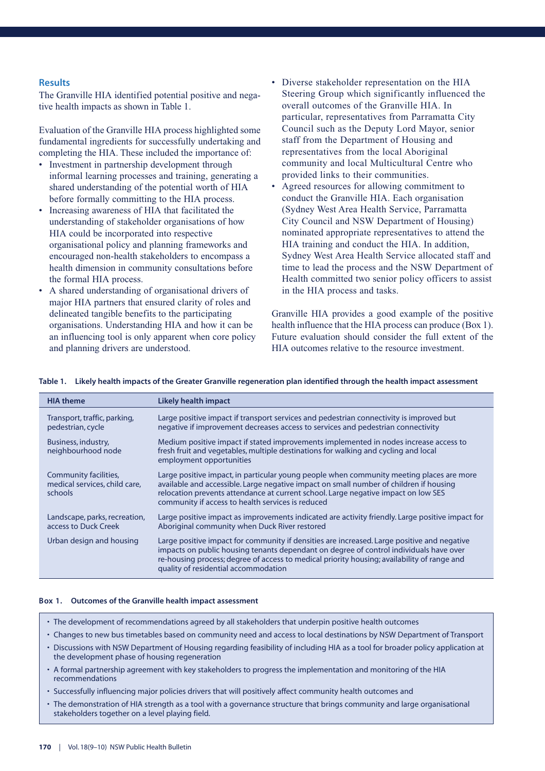## Results

The Granville HIA identified potential positive and negative health impacts as shown in Table 1.

Evaluation of the Granville HIA process highlighted some fundamental ingredients for successfully undertaking and completing the HIA. These included the importance of:

- Investment in partnership development through informal learning processes and training, generating a shared understanding of the potential worth of HIA before formally committing to the HIA process.
- Increasing awareness of HIA that facilitated the understanding of stakeholder organisations of how HIA could be incorporated into respective organisational policy and planning frameworks and encouraged non-health stakeholders to encompass a health dimension in community consultations before the formal HIA process.
- A shared understanding of organisational drivers of major HIA partners that ensured clarity of roles and delineated tangible benefits to the participating organisations. Understanding HIA and how it can be an influencing tool is only apparent when core policy and planning drivers are understood.
- Diverse stakeholder representation on the HIA Steering Group which significantly influenced the overall outcomes of the Granville HIA. In particular, representatives from Parramatta City Council such as the Deputy Lord Mayor, senior staff from the Department of Housing and representatives from the local Aboriginal community and local Multicultural Centre who provided links to their communities.
- Agreed resources for allowing commitment to conduct the Granville HIA. Each organisation (Sydney West Area Health Service, Parramatta City Council and NSW Department of Housing) nominated appropriate representatives to attend the HIA training and conduct the HIA. In addition, Sydney West Area Health Service allocated staff and time to lead the process and the NSW Department of Health committed two senior policy officers to assist in the HIA process and tasks.

Granville HIA provides a good example of the positive health influence that the HIA process can produce (Box 1). Future evaluation should consider the full extent of the HIA outcomes relative to the resource investment.

**Table 1. Likely health impacts of the Greater Granville regeneration plan identified through the health impact assessment**

| HIA theme | Likely health impact |
|---|---|
| Transport, traffic, parking, pedestrian, cycle | Large positive impact if transport services and pedestrian connectivity is improved but negative if improvement decreases access to services and pedestrian connectivity |
| Business, industry, neighbourhood node | Medium positive impact if stated improvements implemented in nodes increase access to fresh fruit and vegetables, multiple destinations for walking and cycling and local employment opportunities |
| Community facilities, medical services, child care, schools | Large positive impact, in particular young people when community meeting places are more available and accessible. Large negative impact on small number of children if housing relocation prevents attendance at current school. Large negative impact on low SES community if access to health services is reduced |
| Landscape, parks, recreation, access to Duck Creek | Large positive impact as improvements indicated are activity friendly. Large positive impact for Aboriginal community when Duck River restored |
| Urban design and housing | Large positive impact for community if densities are increased. Large positive and negative impacts on public housing tenants dependant on degree of control individuals have over re-housing process; degree of access to medical priority housing; availability of range and quality of residential accommodation |

**Box 1. Outcomes of the Granville health impact assessment**

- The development of recommendations agreed by all stakeholders that underpin positive health outcomes
- Changes to new bus timetables based on community need and access to local destinations by NSW Department of Transport
- Discussions with NSW Department of Housing regarding feasibility of including HIA as a tool for broader policy application at the development phase of housing regeneration
- A formal partnership agreement with key stakeholders to progress the implementation and monitoring of the HIA recommendations
- Successfully influencing major policies drivers that will positively affect community health outcomes and
- The demonstration of HIA strength as a tool with a governance structure that brings community and large organisational stakeholders together on a level playing field.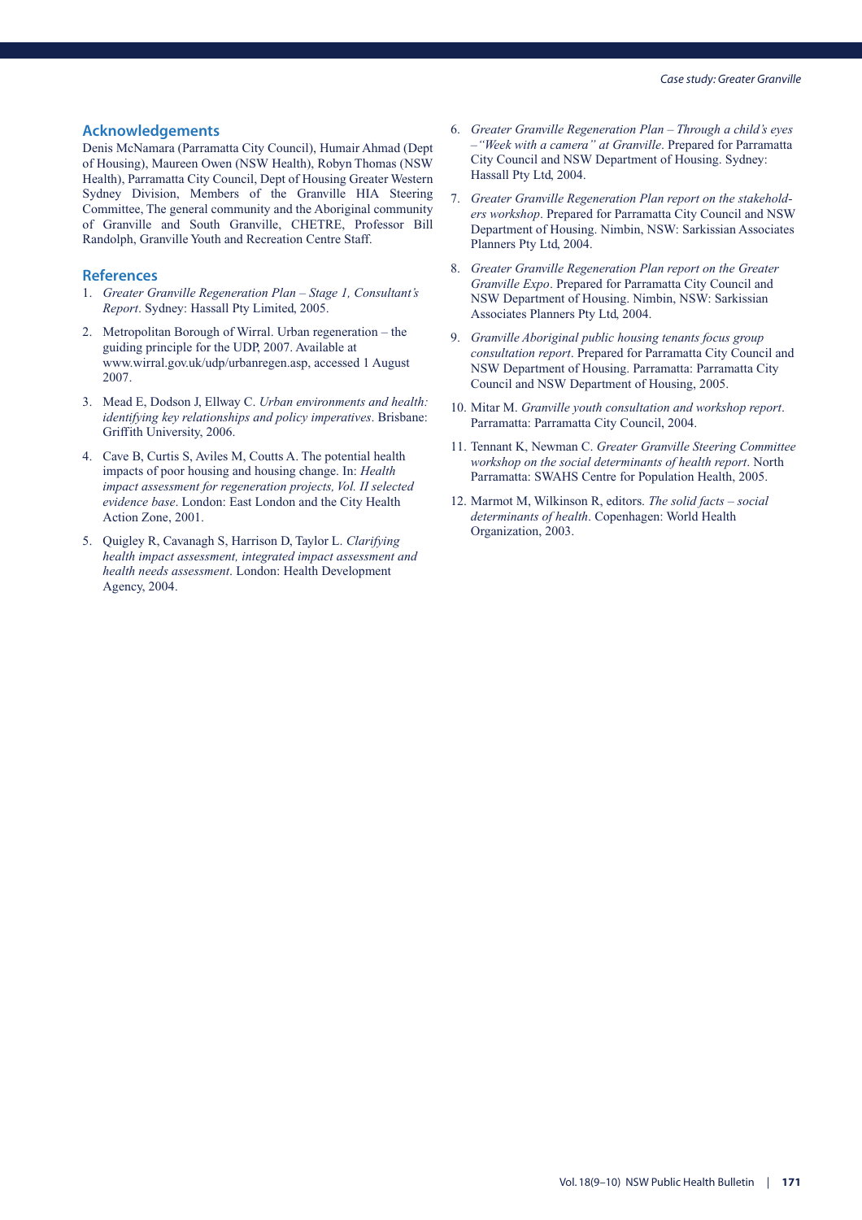## Acknowledgements

Denis McNamara (Parramatta City Council), Humair Ahmad (Dept of Housing), Maureen Owen (NSW Health), Robyn Thomas (NSW Health), Parramatta City Council, Dept of Housing Greater Western Sydney Division, Members of the Granville HIA Steering Committee, The general community and the Aboriginal community of Granville and South Granville, CHETRE, Professor Bill Randolph, Granville Youth and Recreation Centre Staff.

## References

1. *Greater Granville Regeneration Plan – Stage 1, Consultant's Report*. Sydney: Hassall Pty Limited, 2005.
2. Metropolitan Borough of Wirral. Urban regeneration – the guiding principle for the UDP, 2007. Available at www.wirral.gov.uk/udp/urbanregen.asp, accessed 1 August 2007.
3. Mead E, Dodson J, Ellway C. *Urban environments and health: identifying key relationships and policy imperatives*. Brisbane: Griffith University, 2006.
4. Cave B, Curtis S, Aviles M, Coutts A. The potential health impacts of poor housing and housing change. In: *Health impact assessment for regeneration projects, Vol. II selected evidence base*. London: East London and the City Health Action Zone, 2001.
5. Quigley R, Cavanagh S, Harrison D, Taylor L. *Clarifying health impact assessment, integrated impact assessment and health needs assessment*. London: Health Development Agency, 2004.
6. *Greater Granville Regeneration Plan – Through a child's eyes –"Week with a camera" at Granville*. Prepared for Parramatta City Council and NSW Department of Housing. Sydney: Hassall Pty Ltd, 2004.
7. *Greater Granville Regeneration Plan report on the stakeholders workshop*. Prepared for Parramatta City Council and NSW Department of Housing. Nimbin, NSW: Sarkissian Associates Planners Pty Ltd, 2004.
8. *Greater Granville Regeneration Plan report on the Greater Granville Expo*. Prepared for Parramatta City Council and NSW Department of Housing. Nimbin, NSW: Sarkissian Associates Planners Pty Ltd, 2004.
9. *Granville Aboriginal public housing tenants focus group consultation report*. Prepared for Parramatta City Council and NSW Department of Housing. Parramatta: Parramatta City Council and NSW Department of Housing, 2005.
10. Mitar M. *Granville youth consultation and workshop report*. Parramatta: Parramatta City Council, 2004.
11. Tennant K, Newman C. *Greater Granville Steering Committee workshop on the social determinants of health report*. North Parramatta: SWAHS Centre for Population Health, 2005.
12. Marmot M, Wilkinson R, editors. *The solid facts – social determinants of health*. Copenhagen: World Health Organization, 2003.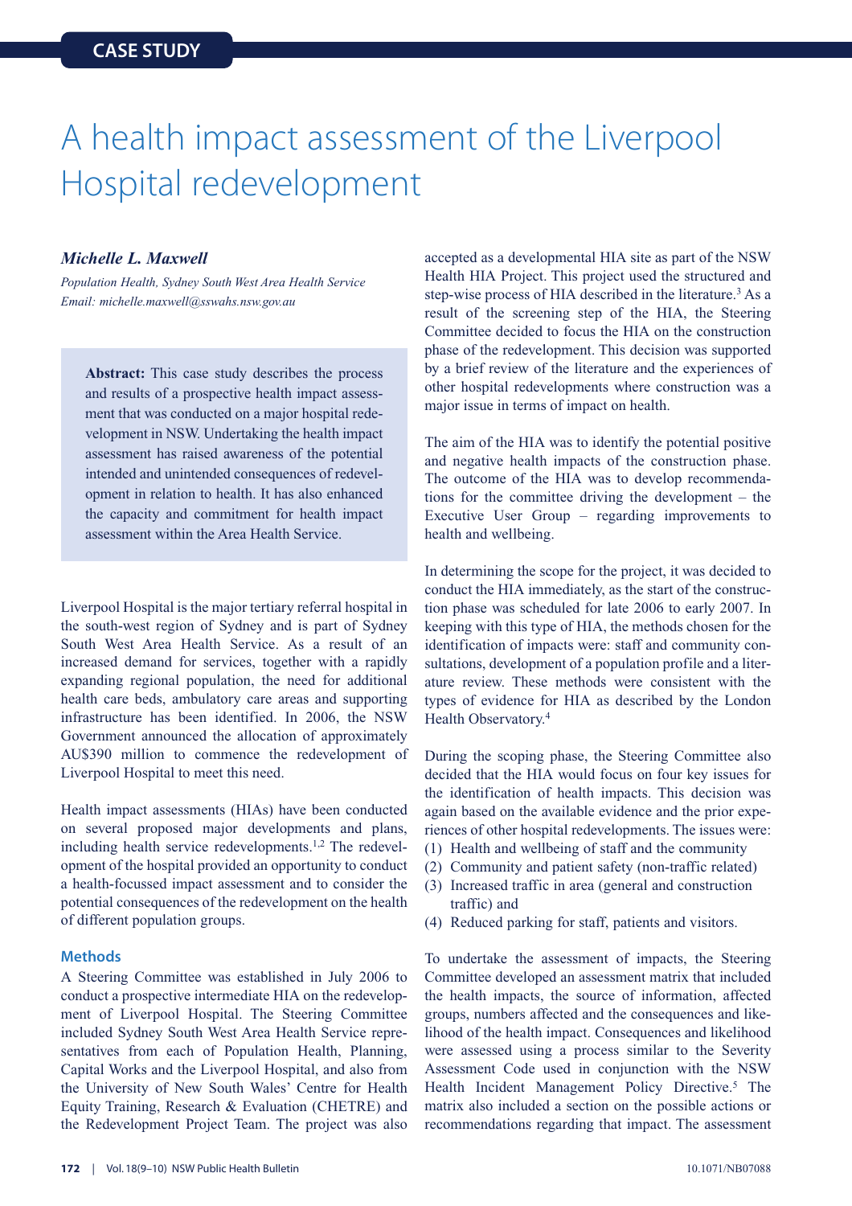CASE STUDY

# A health impact assessment of the Liverpool Hospital redevelopment

***Michelle L. Maxwell***

*Population Health, Sydney South West Area Health Service*
*Email: michelle.maxwell@sswahs.nsw.gov.au*

> **Abstract:** This case study describes the process and results of a prospective health impact assessment that was conducted on a major hospital redevelopment in NSW. Undertaking the health impact assessment has raised awareness of the potential intended and unintended consequences of redevelopment in relation to health. It has also enhanced the capacity and commitment for health impact assessment within the Area Health Service.

Liverpool Hospital is the major tertiary referral hospital in the south-west region of Sydney and is part of Sydney South West Area Health Service. As a result of an increased demand for services, together with a rapidly expanding regional population, the need for additional health care beds, ambulatory care areas and supporting infrastructure has been identified. In 2006, the NSW Government announced the allocation of approximately AU$390 million to commence the redevelopment of Liverpool Hospital to meet this need.

Health impact assessments (HIAs) have been conducted on several proposed major developments and plans, including health service redevelopments.[1,2] The redevelopment of the hospital provided an opportunity to conduct a health-focussed impact assessment and to consider the potential consequences of the redevelopment on the health of different population groups.

## Methods

A Steering Committee was established in July 2006 to conduct a prospective intermediate HIA on the redevelopment of Liverpool Hospital. The Steering Committee included Sydney South West Area Health Service representatives from each of Population Health, Planning, Capital Works and the Liverpool Hospital, and also from the University of New South Wales' Centre for Health Equity Training, Research & Evaluation (CHETRE) and the Redevelopment Project Team. The project was also accepted as a developmental HIA site as part of the NSW Health HIA Project. This project used the structured and step-wise process of HIA described in the literature.[3] As a result of the screening step of the HIA, the Steering Committee decided to focus the HIA on the construction phase of the redevelopment. This decision was supported by a brief review of the literature and the experiences of other hospital redevelopments where construction was a major issue in terms of impact on health.

The aim of the HIA was to identify the potential positive and negative health impacts of the construction phase. The outcome of the HIA was to develop recommendations for the committee driving the development – the Executive User Group – regarding improvements to health and wellbeing.

In determining the scope for the project, it was decided to conduct the HIA immediately, as the start of the construction phase was scheduled for late 2006 to early 2007. In keeping with this type of HIA, the methods chosen for the identification of impacts were: staff and community consultations, development of a population profile and a literature review. These methods were consistent with the types of evidence for HIA as described by the London Health Observatory.[4]

During the scoping phase, the Steering Committee also decided that the HIA would focus on four key issues for the identification of health impacts. This decision was again based on the available evidence and the prior experiences of other hospital redevelopments. The issues were:

(1) Health and wellbeing of staff and the community
(2) Community and patient safety (non-traffic related)
(3) Increased traffic in area (general and construction traffic) and
(4) Reduced parking for staff, patients and visitors.

To undertake the assessment of impacts, the Steering Committee developed an assessment matrix that included the health impacts, the source of information, affected groups, numbers affected and the consequences and likelihood of the health impact. Consequences and likelihood were assessed using a process similar to the Severity Assessment Code used in conjunction with the NSW Health Incident Management Policy Directive.[5] The matrix also included a section on the possible actions or recommendations regarding that impact. The assessment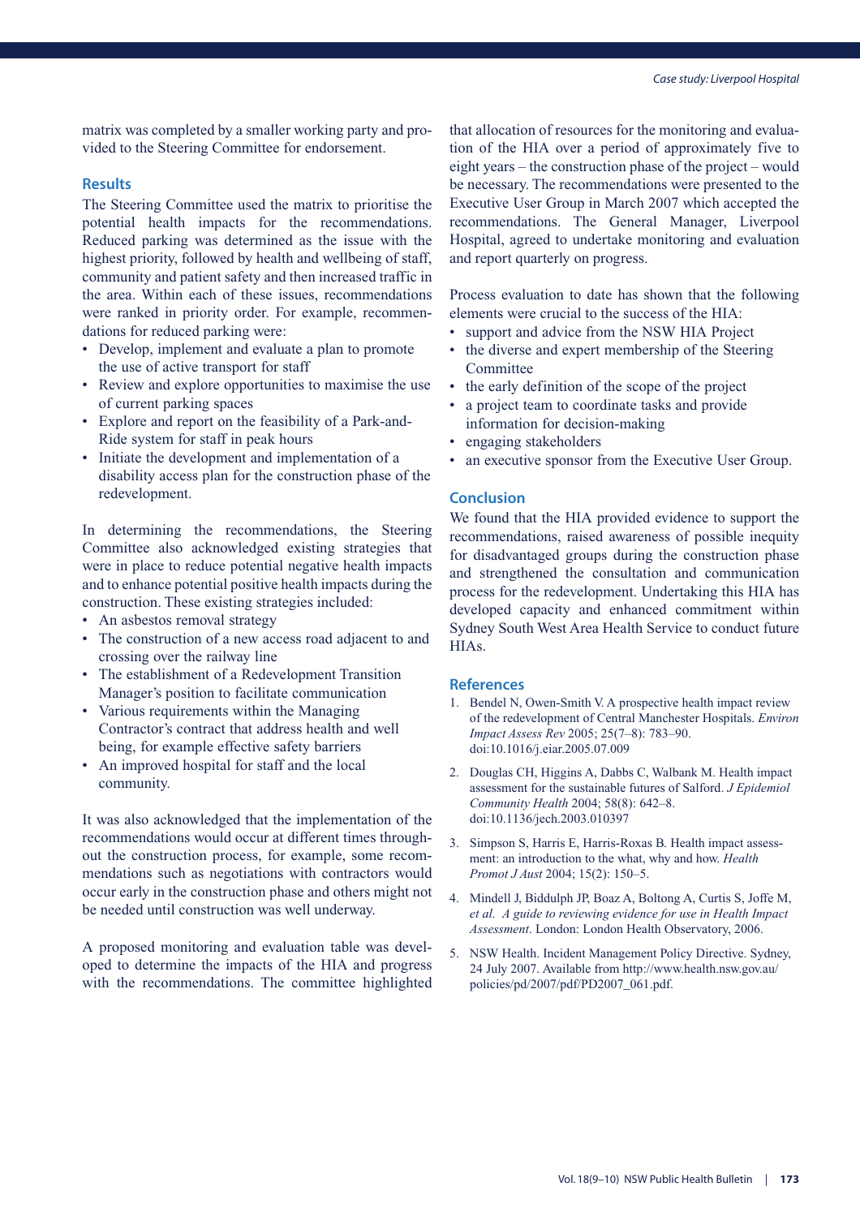matrix was completed by a smaller working party and provided to the Steering Committee for endorsement.

## Results

The Steering Committee used the matrix to prioritise the potential health impacts for the recommendations. Reduced parking was determined as the issue with the highest priority, followed by health and wellbeing of staff, community and patient safety and then increased traffic in the area. Within each of these issues, recommendations were ranked in priority order. For example, recommendations for reduced parking were:

- Develop, implement and evaluate a plan to promote the use of active transport for staff
- Review and explore opportunities to maximise the use of current parking spaces
- Explore and report on the feasibility of a Park-and-Ride system for staff in peak hours
- Initiate the development and implementation of a disability access plan for the construction phase of the redevelopment.

In determining the recommendations, the Steering Committee also acknowledged existing strategies that were in place to reduce potential negative health impacts and to enhance potential positive health impacts during the construction. These existing strategies included:

- An asbestos removal strategy
- The construction of a new access road adjacent to and crossing over the railway line
- The establishment of a Redevelopment Transition Manager's position to facilitate communication
- Various requirements within the Managing Contractor's contract that address health and well being, for example effective safety barriers
- An improved hospital for staff and the local community.

It was also acknowledged that the implementation of the recommendations would occur at different times throughout the construction process, for example, some recommendations such as negotiations with contractors would occur early in the construction phase and others might not be needed until construction was well underway.

A proposed monitoring and evaluation table was developed to determine the impacts of the HIA and progress with the recommendations. The committee highlighted that allocation of resources for the monitoring and evaluation of the HIA over a period of approximately five to eight years – the construction phase of the project – would be necessary. The recommendations were presented to the Executive User Group in March 2007 which accepted the recommendations. The General Manager, Liverpool Hospital, agreed to undertake monitoring and evaluation and report quarterly on progress.

Process evaluation to date has shown that the following elements were crucial to the success of the HIA:

- support and advice from the NSW HIA Project
- the diverse and expert membership of the Steering Committee
- the early definition of the scope of the project
- a project team to coordinate tasks and provide information for decision-making
- engaging stakeholders
- an executive sponsor from the Executive User Group.

## Conclusion

We found that the HIA provided evidence to support the recommendations, raised awareness of possible inequity for disadvantaged groups during the construction phase and strengthened the consultation and communication process for the redevelopment. Undertaking this HIA has developed capacity and enhanced commitment within Sydney South West Area Health Service to conduct future HIAs.

## References

1. Bendel N, Owen-Smith V. A prospective health impact review of the redevelopment of Central Manchester Hospitals. *Environ Impact Assess Rev* 2005; 25(7–8): 783–90. doi:10.1016/j.eiar.2005.07.009
2. Douglas CH, Higgins A, Dabbs C, Walbank M. Health impact assessment for the sustainable futures of Salford. *J Epidemiol Community Health* 2004; 58(8): 642–8. doi:10.1136/jech.2003.010397
3. Simpson S, Harris E, Harris-Roxas B. Health impact assessment: an introduction to the what, why and how. *Health Promot J Aust* 2004; 15(2): 150–5.
4. Mindell J, Biddulph JP, Boaz A, Boltong A, Curtis S, Joffe M, *et al. A guide to reviewing evidence for use in Health Impact Assessment*. London: London Health Observatory, 2006.
5. NSW Health. Incident Management Policy Directive. Sydney, 24 July 2007. Available from http://www.health.nsw.gov.au/policies/pd/2007/pdf/PD2007_061.pdf.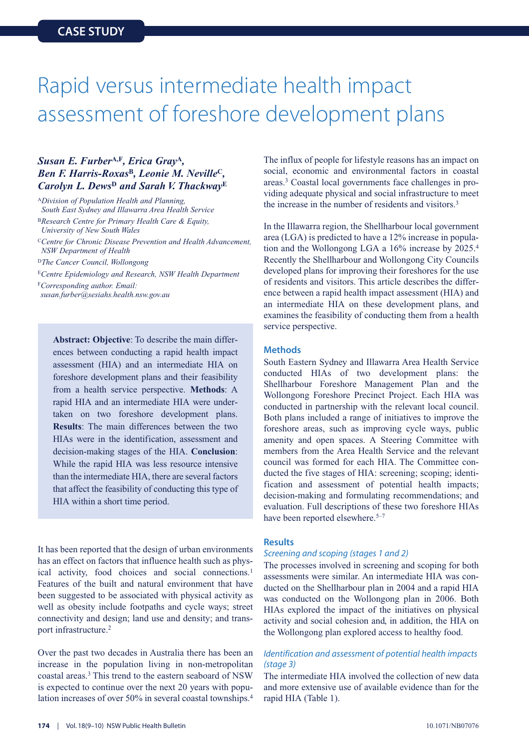CASE STUDY

# Rapid versus intermediate health impact assessment of foreshore development plans

***Susan E. Furber[A,F], Erica Gray[A], Ben F. Harris-Roxas[B], Leonie M. Neville[C], Carolyn L. Dews[D] and Sarah V. Thackway[E]***

[A]*Division of Population Health and Planning, South East Sydney and Illawarra Area Health Service*

[B]*Research Centre for Primary Health Care & Equity, University of New South Wales*

[C]*Centre for Chronic Disease Prevention and Health Advancement, NSW Department of Health*

[D]*The Cancer Council, Wollongong*

[E]*Centre Epidemiology and Research, NSW Health Department*

[F]*Corresponding author. Email: susan.furber@sesiahs.health.nsw.gov.au*

> **Abstract: Objective**: To describe the main differences between conducting a rapid health impact assessment (HIA) and an intermediate HIA on foreshore development plans and their feasibility from a health service perspective. **Methods**: A rapid HIA and an intermediate HIA were undertaken on two foreshore development plans. **Results**: The main differences between the two HIAs were in the identification, assessment and decision-making stages of the HIA. **Conclusion**: While the rapid HIA was less resource intensive than the intermediate HIA, there are several factors that affect the feasibility of conducting this type of HIA within a short time period.

It has been reported that the design of urban environments has an effect on factors that influence health such as physical activity, food choices and social connections.[1] Features of the built and natural environment that have been suggested to be associated with physical activity as well as obesity include footpaths and cycle ways; street connectivity and design; land use and density; and transport infrastructure.[2]

Over the past two decades in Australia there has been an increase in the population living in non-metropolitan coastal areas.[3] This trend to the eastern seaboard of NSW is expected to continue over the next 20 years with population increases of over 50% in several coastal townships.[4] The influx of people for lifestyle reasons has an impact on social, economic and environmental factors in coastal areas.[3] Coastal local governments face challenges in providing adequate physical and social infrastructure to meet the increase in the number of residents and visitors.[3]

In the Illawarra region, the Shellharbour local government area (LGA) is predicted to have a 12% increase in population and the Wollongong LGA a 16% increase by 2025.[4] Recently the Shellharbour and Wollongong City Councils developed plans for improving their foreshores for the use of residents and visitors. This article describes the difference between a rapid health impact assessment (HIA) and an intermediate HIA on these development plans, and examines the feasibility of conducting them from a health service perspective.

## Methods

South Eastern Sydney and Illawarra Area Health Service conducted HIAs of two development plans: the Shellharbour Foreshore Management Plan and the Wollongong Foreshore Precinct Project. Each HIA was conducted in partnership with the relevant local council. Both plans included a range of initiatives to improve the foreshore areas, such as improving cycle ways, public amenity and open spaces. A Steering Committee with members from the Area Health Service and the relevant council was formed for each HIA. The Committee conducted the five stages of HIA: screening; scoping; identification and assessment of potential health impacts; decision-making and formulating recommendations; and evaluation. Full descriptions of these two foreshore HIAs have been reported elsewhere.[5–7]

## Results

### *Screening and scoping (stages 1 and 2)*

The processes involved in screening and scoping for both assessments were similar. An intermediate HIA was conducted on the Shellharbour plan in 2004 and a rapid HIA was conducted on the Wollongong plan in 2006. Both HIAs explored the impact of the initiatives on physical activity and social cohesion and, in addition, the HIA on the Wollongong plan explored access to healthy food.

### *Identification and assessment of potential health impacts (stage 3)*

The intermediate HIA involved the collection of new data and more extensive use of available evidence than for the rapid HIA (Table 1).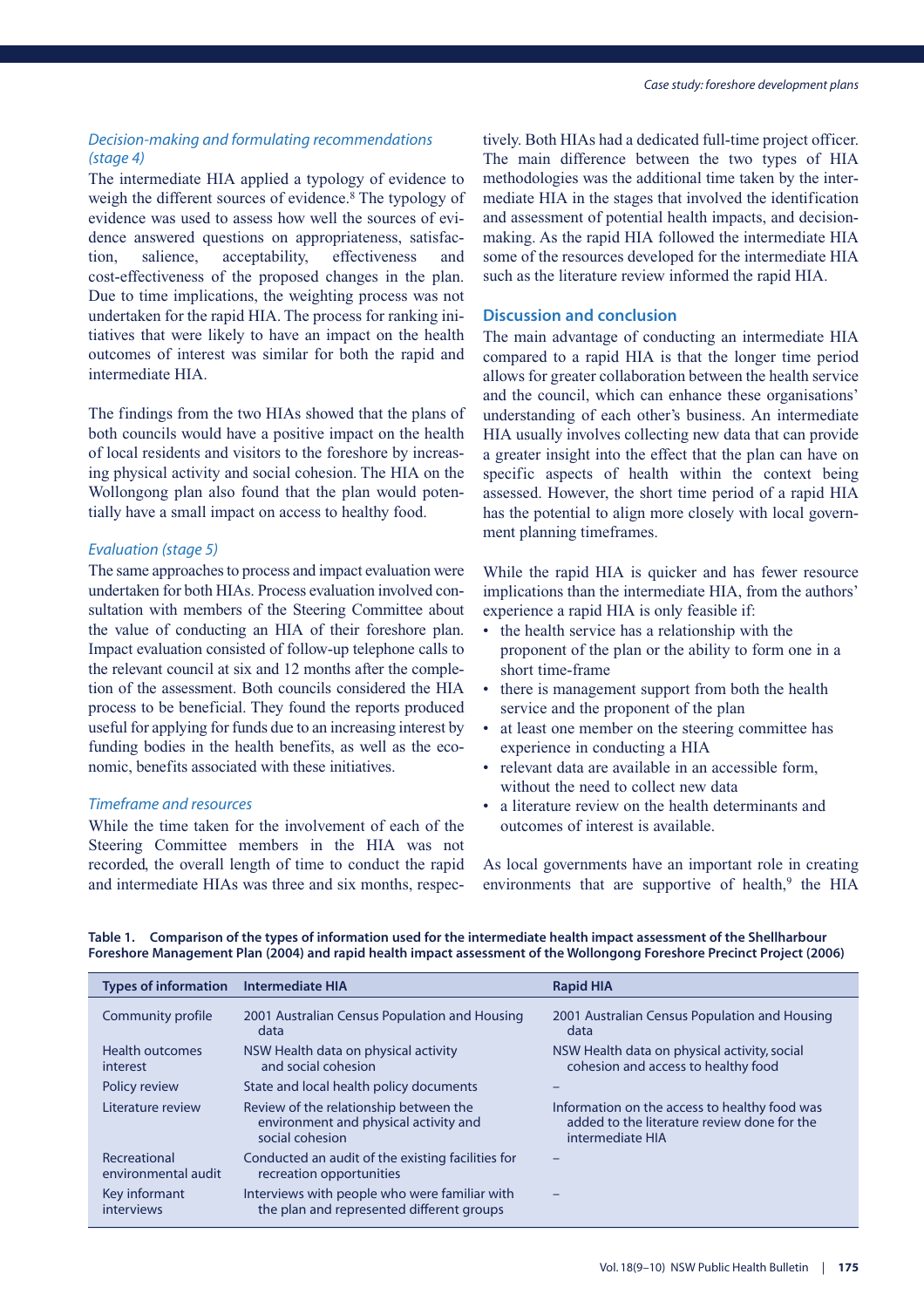### *Decision-making and formulating recommendations (stage 4)*

The intermediate HIA applied a typology of evidence to weigh the different sources of evidence.[8] The typology of evidence was used to assess how well the sources of evidence answered questions on appropriateness, satisfaction, salience, acceptability, effectiveness and cost-effectiveness of the proposed changes in the plan. Due to time implications, the weighting process was not undertaken for the rapid HIA. The process for ranking initiatives that were likely to have an impact on the health outcomes of interest was similar for both the rapid and intermediate HIA.

The findings from the two HIAs showed that the plans of both councils would have a positive impact on the health of local residents and visitors to the foreshore by increasing physical activity and social cohesion. The HIA on the Wollongong plan also found that the plan would potentially have a small impact on access to healthy food.

### *Evaluation (stage 5)*

The same approaches to process and impact evaluation were undertaken for both HIAs. Process evaluation involved consultation with members of the Steering Committee about the value of conducting an HIA of their foreshore plan. Impact evaluation consisted of follow-up telephone calls to the relevant council at six and 12 months after the completion of the assessment. Both councils considered the HIA process to be beneficial. They found the reports produced useful for applying for funds due to an increasing interest by funding bodies in the health benefits, as well as the economic, benefits associated with these initiatives.

### *Timeframe and resources*

While the time taken for the involvement of each of the Steering Committee members in the HIA was not recorded, the overall length of time to conduct the rapid and intermediate HIAs was three and six months, respectively. Both HIAs had a dedicated full-time project officer. The main difference between the two types of HIA methodologies was the additional time taken by the intermediate HIA in the stages that involved the identification and assessment of potential health impacts, and decision-making. As the rapid HIA followed the intermediate HIA some of the resources developed for the intermediate HIA such as the literature review informed the rapid HIA.

## Discussion and conclusion

The main advantage of conducting an intermediate HIA compared to a rapid HIA is that the longer time period allows for greater collaboration between the health service and the council, which can enhance these organisations' understanding of each other's business. An intermediate HIA usually involves collecting new data that can provide a greater insight into the effect that the plan can have on specific aspects of health within the context being assessed. However, the short time period of a rapid HIA has the potential to align more closely with local government planning timeframes.

While the rapid HIA is quicker and has fewer resource implications than the intermediate HIA, from the authors' experience a rapid HIA is only feasible if:

- the health service has a relationship with the proponent of the plan or the ability to form one in a short time-frame
- there is management support from both the health service and the proponent of the plan
- at least one member on the steering committee has experience in conducting a HIA
- relevant data are available in an accessible form, without the need to collect new data
- a literature review on the health determinants and outcomes of interest is available.

As local governments have an important role in creating environments that are supportive of health,[9] the HIA

**Table 1. Comparison of the types of information used for the intermediate health impact assessment of the Shellharbour Foreshore Management Plan (2004) and rapid health impact assessment of the Wollongong Foreshore Precinct Project (2006)**

| Types of information | Intermediate HIA | Rapid HIA |
|---|---|---|
| Community profile | 2001 Australian Census Population and Housing data | 2001 Australian Census Population and Housing data |
| Health outcomes interest | NSW Health data on physical activity and social cohesion | NSW Health data on physical activity, social cohesion and access to healthy food |
| Policy review | State and local health policy documents | – |
| Literature review | Review of the relationship between the environment and physical activity and social cohesion | Information on the access to healthy food was added to the literature review done for the intermediate HIA |
| Recreational environmental audit | Conducted an audit of the existing facilities for recreation opportunities | – |
| Key informant interviews | Interviews with people who were familiar with the plan and represented different groups | – |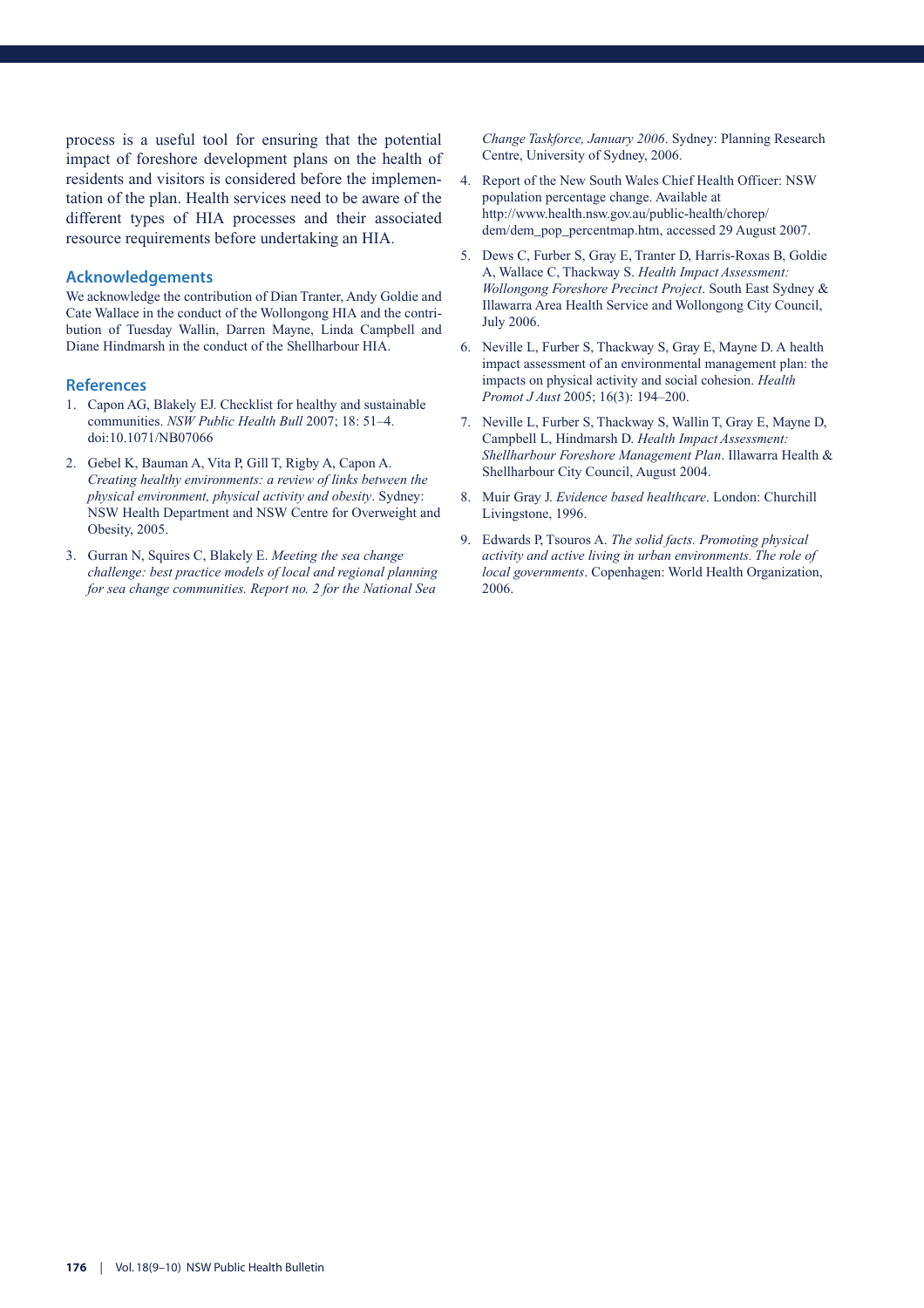process is a useful tool for ensuring that the potential impact of foreshore development plans on the health of residents and visitors is considered before the implementation of the plan. Health services need to be aware of the different types of HIA processes and their associated resource requirements before undertaking an HIA.

## Acknowledgements

We acknowledge the contribution of Dian Tranter, Andy Goldie and Cate Wallace in the conduct of the Wollongong HIA and the contribution of Tuesday Wallin, Darren Mayne, Linda Campbell and Diane Hindmarsh in the conduct of the Shellharbour HIA.

## References

1. Capon AG, Blakely EJ. Checklist for healthy and sustainable communities. *NSW Public Health Bull* 2007; 18: 51–4. doi:10.1071/NB07066
2. Gebel K, Bauman A, Vita P, Gill T, Rigby A, Capon A. *Creating healthy environments: a review of links between the physical environment, physical activity and obesity*. Sydney: NSW Health Department and NSW Centre for Overweight and Obesity, 2005.
3. Gurran N, Squires C, Blakely E. *Meeting the sea change challenge: best practice models of local and regional planning for sea change communities. Report no. 2 for the National Sea Change Taskforce, January 2006*. Sydney: Planning Research Centre, University of Sydney, 2006.
4. Report of the New South Wales Chief Health Officer: NSW population percentage change. Available at http://www.health.nsw.gov.au/public-health/chorep/dem/dem_pop_percentmap.htm, accessed 29 August 2007.
5. Dews C, Furber S, Gray E, Tranter D, Harris-Roxas B, Goldie A, Wallace C, Thackway S. *Health Impact Assessment: Wollongong Foreshore Precinct Project*. South East Sydney & Illawarra Area Health Service and Wollongong City Council, July 2006.
6. Neville L, Furber S, Thackway S, Gray E, Mayne D. A health impact assessment of an environmental management plan: the impacts on physical activity and social cohesion. *Health Promot J Aust* 2005; 16(3): 194–200.
7. Neville L, Furber S, Thackway S, Wallin T, Gray E, Mayne D, Campbell L, Hindmarsh D. *Health Impact Assessment: Shellharbour Foreshore Management Plan*. Illawarra Health & Shellharbour City Council, August 2004.
8. Muir Gray J. *Evidence based healthcare*. London: Churchill Livingstone, 1996.
9. Edwards P, Tsouros A. *The solid facts. Promoting physical activity and active living in urban environments. The role of local governments*. Copenhagen: World Health Organization, 2006.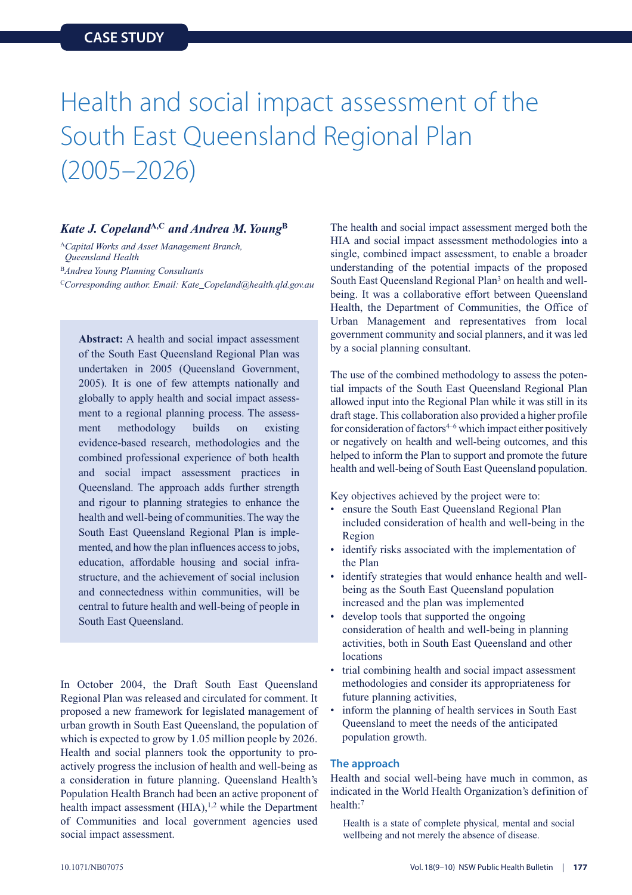CASE STUDY

# Health and social impact assessment of the South East Queensland Regional Plan (2005–2026)

***Kate J. Copeland*[A,C] *and Andrea M. Young*[B]**

[A]*Capital Works and Asset Management Branch, Queensland Health*

[B]*Andrea Young Planning Consultants*

[C]*Corresponding author. Email: Kate_Copeland@health.qld.gov.au*

> **Abstract:** A health and social impact assessment of the South East Queensland Regional Plan was undertaken in 2005 (Queensland Government, 2005). It is one of few attempts nationally and globally to apply health and social impact assessment to a regional planning process. The assessment methodology builds on existing evidence-based research, methodologies and the combined professional experience of both health and social impact assessment practices in Queensland. The approach adds further strength and rigour to planning strategies to enhance the health and well-being of communities. The way the South East Queensland Regional Plan is implemented, and how the plan influences access to jobs, education, affordable housing and social infrastructure, and the achievement of social inclusion and connectedness within communities, will be central to future health and well-being of people in South East Queensland.

In October 2004, the Draft South East Queensland Regional Plan was released and circulated for comment. It proposed a new framework for legislated management of urban growth in South East Queensland, the population of which is expected to grow by 1.05 million people by 2026. Health and social planners took the opportunity to proactively progress the inclusion of health and well-being as a consideration in future planning. Queensland Health's Population Health Branch had been an active proponent of health impact assessment (HIA),[1,2] while the Department of Communities and local government agencies used social impact assessment.

The health and social impact assessment merged both the HIA and social impact assessment methodologies into a single, combined impact assessment, to enable a broader understanding of the potential impacts of the proposed South East Queensland Regional Plan[3] on health and well-being. It was a collaborative effort between Queensland Health, the Department of Communities, the Office of Urban Management and representatives from local government community and social planners, and it was led by a social planning consultant.

The use of the combined methodology to assess the potential impacts of the South East Queensland Regional Plan allowed input into the Regional Plan while it was still in its draft stage. This collaboration also provided a higher profile for consideration of factors[4–6] which impact either positively or negatively on health and well-being outcomes, and this helped to inform the Plan to support and promote the future health and well-being of South East Queensland population.

Key objectives achieved by the project were to:

- ensure the South East Queensland Regional Plan included consideration of health and well-being in the Region
- identify risks associated with the implementation of the Plan
- identify strategies that would enhance health and well-being as the South East Queensland population increased and the plan was implemented
- develop tools that supported the ongoing consideration of health and well-being in planning activities, both in South East Queensland and other locations
- trial combining health and social impact assessment methodologies and consider its appropriateness for future planning activities,
- inform the planning of health services in South East Queensland to meet the needs of the anticipated population growth.

## The approach

Health and social well-being have much in common, as indicated in the World Health Organization's definition of health:[7]

> Health is a state of complete physical, mental and social wellbeing and not merely the absence of disease.

10.1071/NB07075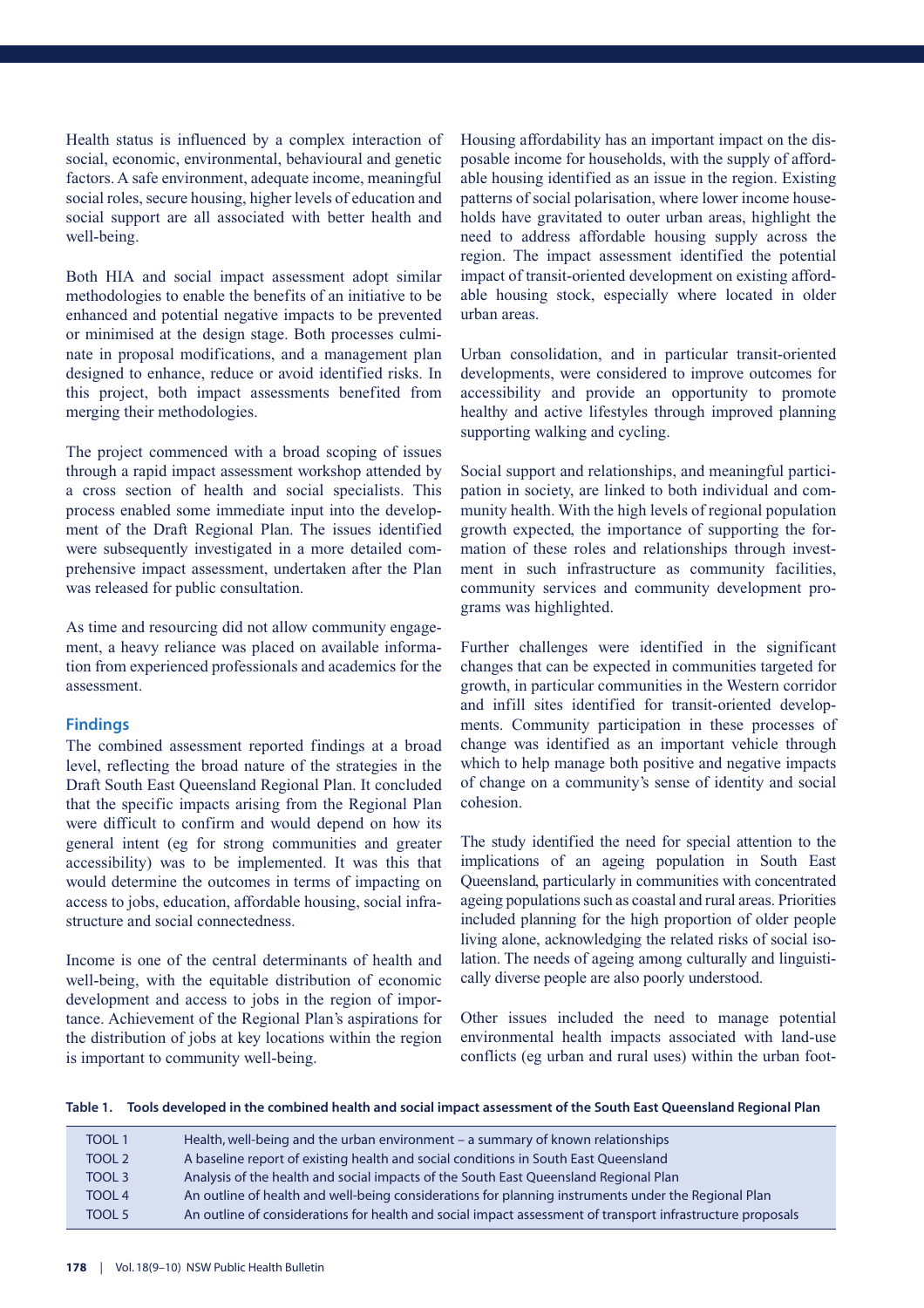Health status is influenced by a complex interaction of social, economic, environmental, behavioural and genetic factors. A safe environment, adequate income, meaningful social roles, secure housing, higher levels of education and social support are all associated with better health and well-being.

Both HIA and social impact assessment adopt similar methodologies to enable the benefits of an initiative to be enhanced and potential negative impacts to be prevented or minimised at the design stage. Both processes culminate in proposal modifications, and a management plan designed to enhance, reduce or avoid identified risks. In this project, both impact assessments benefited from merging their methodologies.

The project commenced with a broad scoping of issues through a rapid impact assessment workshop attended by a cross section of health and social specialists. This process enabled some immediate input into the development of the Draft Regional Plan. The issues identified were subsequently investigated in a more detailed comprehensive impact assessment, undertaken after the Plan was released for public consultation.

As time and resourcing did not allow community engagement, a heavy reliance was placed on available information from experienced professionals and academics for the assessment.

## Findings

The combined assessment reported findings at a broad level, reflecting the broad nature of the strategies in the Draft South East Queensland Regional Plan. It concluded that the specific impacts arising from the Regional Plan were difficult to confirm and would depend on how its general intent (eg for strong communities and greater accessibility) was to be implemented. It was this that would determine the outcomes in terms of impacting on access to jobs, education, affordable housing, social infrastructure and social connectedness.

Income is one of the central determinants of health and well-being, with the equitable distribution of economic development and access to jobs in the region of importance. Achievement of the Regional Plan's aspirations for the distribution of jobs at key locations within the region is important to community well-being.

Housing affordability has an important impact on the disposable income for households, with the supply of affordable housing identified as an issue in the region. Existing patterns of social polarisation, where lower income households have gravitated to outer urban areas, highlight the need to address affordable housing supply across the region. The impact assessment identified the potential impact of transit-oriented development on existing affordable housing stock, especially where located in older urban areas.

Urban consolidation, and in particular transit-oriented developments, were considered to improve outcomes for accessibility and provide an opportunity to promote healthy and active lifestyles through improved planning supporting walking and cycling.

Social support and relationships, and meaningful participation in society, are linked to both individual and community health. With the high levels of regional population growth expected, the importance of supporting the formation of these roles and relationships through investment in such infrastructure as community facilities, community services and community development programs was highlighted.

Further challenges were identified in the significant changes that can be expected in communities targeted for growth, in particular communities in the Western corridor and infill sites identified for transit-oriented developments. Community participation in these processes of change was identified as an important vehicle through which to help manage both positive and negative impacts of change on a community's sense of identity and social cohesion.

The study identified the need for special attention to the implications of an ageing population in South East Queensland, particularly in communities with concentrated ageing populations such as coastal and rural areas. Priorities included planning for the high proportion of older people living alone, acknowledging the related risks of social isolation. The needs of ageing among culturally and linguistically diverse people are also poorly understood.

Other issues included the need to manage potential environmental health impacts associated with land-use conflicts (eg urban and rural uses) within the urban foot-

**Table 1. Tools developed in the combined health and social impact assessment of the South East Queensland Regional Plan**

| | |
|---|---|
| TOOL 1 | Health, well-being and the urban environment – a summary of known relationships |
| TOOL 2 | A baseline report of existing health and social conditions in South East Queensland |
| TOOL 3 | Analysis of the health and social impacts of the South East Queensland Regional Plan |
| TOOL 4 | An outline of health and well-being considerations for planning instruments under the Regional Plan |
| TOOL 5 | An outline of considerations for health and social impact assessment of transport infrastructure proposals |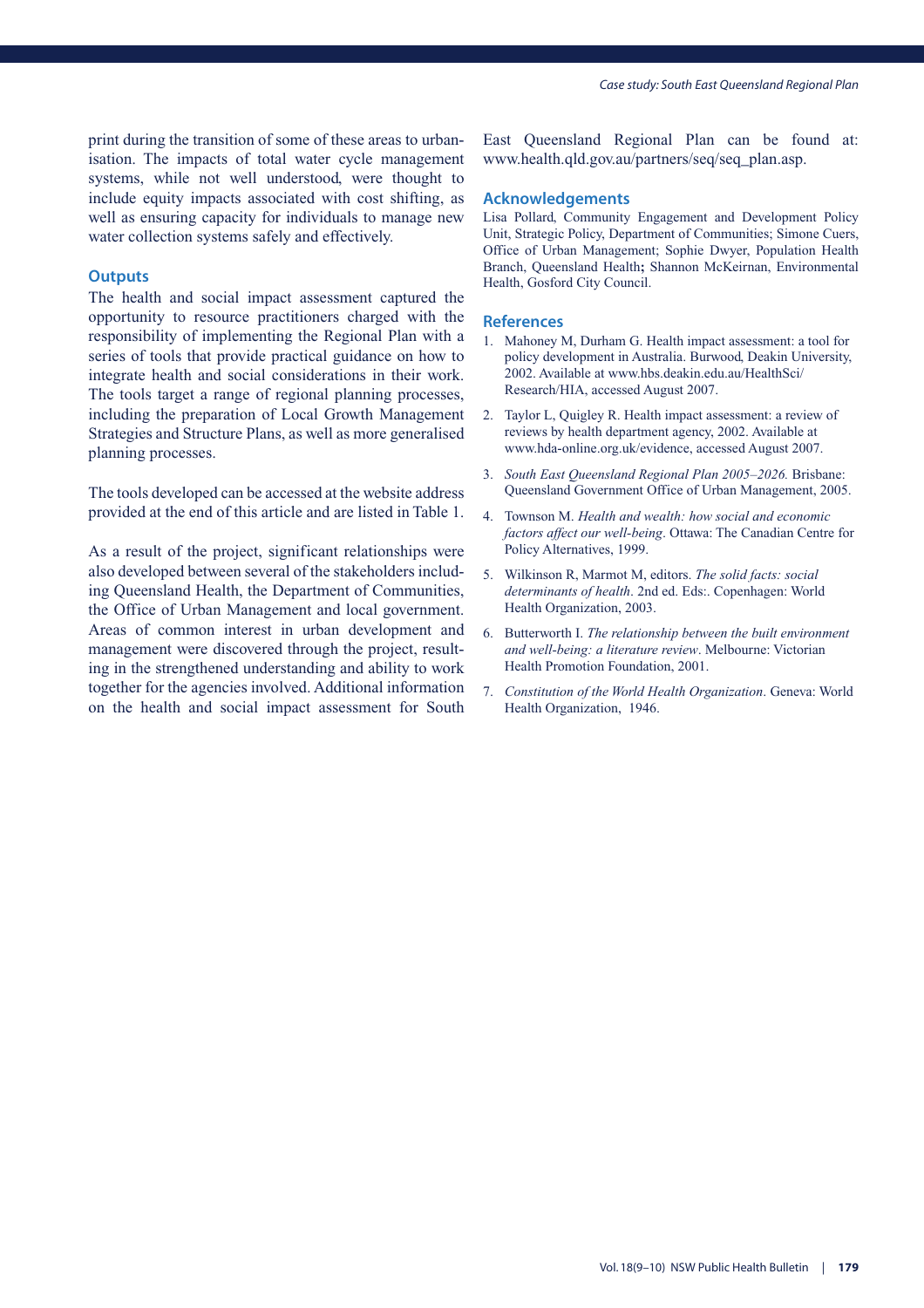print during the transition of some of these areas to urbanisation. The impacts of total water cycle management systems, while not well understood, were thought to include equity impacts associated with cost shifting, as well as ensuring capacity for individuals to manage new water collection systems safely and effectively.

## Outputs

The health and social impact assessment captured the opportunity to resource practitioners charged with the responsibility of implementing the Regional Plan with a series of tools that provide practical guidance on how to integrate health and social considerations in their work. The tools target a range of regional planning processes, including the preparation of Local Growth Management Strategies and Structure Plans, as well as more generalised planning processes.

The tools developed can be accessed at the website address provided at the end of this article and are listed in Table 1.

As a result of the project, significant relationships were also developed between several of the stakeholders including Queensland Health, the Department of Communities, the Office of Urban Management and local government. Areas of common interest in urban development and management were discovered through the project, resulting in the strengthened understanding and ability to work together for the agencies involved. Additional information on the health and social impact assessment for South East Queensland Regional Plan can be found at: www.health.qld.gov.au/partners/seq/seq_plan.asp.

## Acknowledgements

Lisa Pollard, Community Engagement and Development Policy Unit, Strategic Policy, Department of Communities; Simone Cuers, Office of Urban Management; Sophie Dwyer, Population Health Branch, Queensland Health; Shannon McKeirnan, Environmental Health, Gosford City Council.

## References

1. Mahoney M, Durham G. Health impact assessment: a tool for policy development in Australia. Burwood, Deakin University, 2002. Available at www.hbs.deakin.edu.au/HealthSci/Research/HIA, accessed August 2007.
2. Taylor L, Quigley R. Health impact assessment: a review of reviews by health department agency, 2002. Available at www.hda-online.org.uk/evidence, accessed August 2007.
3. *South East Queensland Regional Plan 2005–2026.* Brisbane: Queensland Government Office of Urban Management, 2005.
4. Townson M. *Health and wealth: how social and economic factors affect our well-being*. Ottawa: The Canadian Centre for Policy Alternatives, 1999.
5. Wilkinson R, Marmot M, editors. *The solid facts: social determinants of health*. 2nd ed. Eds:. Copenhagen: World Health Organization, 2003.
6. Butterworth I. *The relationship between the built environment and well-being: a literature review*. Melbourne: Victorian Health Promotion Foundation, 2001.
7. *Constitution of the World Health Organization*. Geneva: World Health Organization, 1946.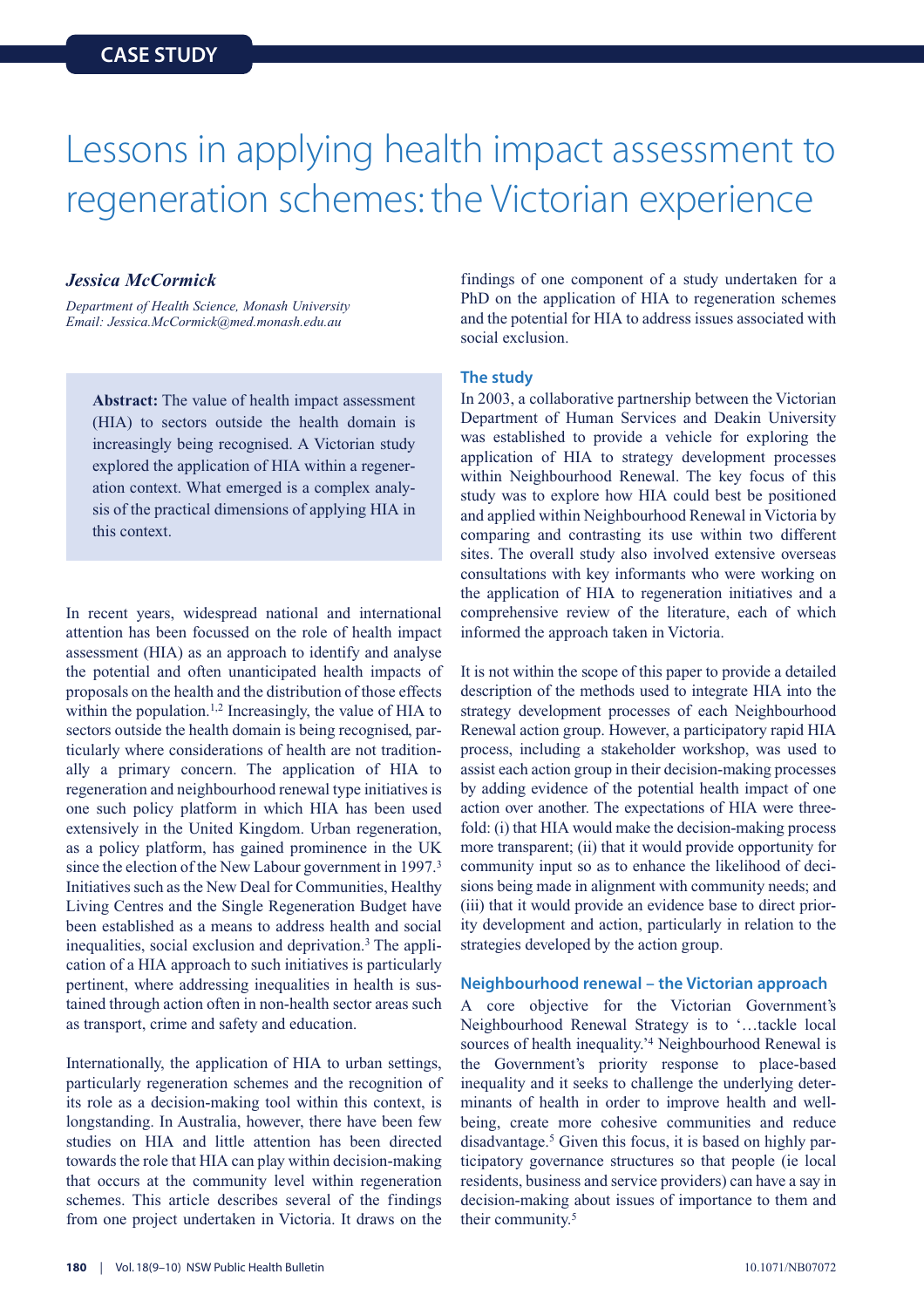CASE STUDY

# Lessons in applying health impact assessment to regeneration schemes: the Victorian experience

***Jessica McCormick***

*Department of Health Science, Monash University*
*Email: Jessica.McCormick@med.monash.edu.au*

**Abstract:** The value of health impact assessment (HIA) to sectors outside the health domain is increasingly being recognised. A Victorian study explored the application of HIA within a regeneration context. What emerged is a complex analysis of the practical dimensions of applying HIA in this context.

In recent years, widespread national and international attention has been focussed on the role of health impact assessment (HIA) as an approach to identify and analyse the potential and often unanticipated health impacts of proposals on the health and the distribution of those effects within the population.[1,2] Increasingly, the value of HIA to sectors outside the health domain is being recognised, particularly where considerations of health are not traditionally a primary concern. The application of HIA to regeneration and neighbourhood renewal type initiatives is one such policy platform in which HIA has been used extensively in the United Kingdom. Urban regeneration, as a policy platform, has gained prominence in the UK since the election of the New Labour government in 1997.[3] Initiatives such as the New Deal for Communities, Healthy Living Centres and the Single Regeneration Budget have been established as a means to address health and social inequalities, social exclusion and deprivation.[3] The application of a HIA approach to such initiatives is particularly pertinent, where addressing inequalities in health is sustained through action often in non-health sector areas such as transport, crime and safety and education.

Internationally, the application of HIA to urban settings, particularly regeneration schemes and the recognition of its role as a decision-making tool within this context, is longstanding. In Australia, however, there have been few studies on HIA and little attention has been directed towards the role that HIA can play within decision-making that occurs at the community level within regeneration schemes. This article describes several of the findings from one project undertaken in Victoria. It draws on the findings of one component of a study undertaken for a PhD on the application of HIA to regeneration schemes and the potential for HIA to address issues associated with social exclusion.

## The study

In 2003, a collaborative partnership between the Victorian Department of Human Services and Deakin University was established to provide a vehicle for exploring the application of HIA to strategy development processes within Neighbourhood Renewal. The key focus of this study was to explore how HIA could best be positioned and applied within Neighbourhood Renewal in Victoria by comparing and contrasting its use within two different sites. The overall study also involved extensive overseas consultations with key informants who were working on the application of HIA to regeneration initiatives and a comprehensive review of the literature, each of which informed the approach taken in Victoria.

It is not within the scope of this paper to provide a detailed description of the methods used to integrate HIA into the strategy development processes of each Neighbourhood Renewal action group. However, a participatory rapid HIA process, including a stakeholder workshop, was used to assist each action group in their decision-making processes by adding evidence of the potential health impact of one action over another. The expectations of HIA were threefold: (i) that HIA would make the decision-making process more transparent; (ii) that it would provide opportunity for community input so as to enhance the likelihood of decisions being made in alignment with community needs; and (iii) that it would provide an evidence base to direct priority development and action, particularly in relation to the strategies developed by the action group.

## Neighbourhood renewal – the Victorian approach

A core objective for the Victorian Government's Neighbourhood Renewal Strategy is to '…tackle local sources of health inequality.'[4] Neighbourhood Renewal is the Government's priority response to place-based inequality and it seeks to challenge the underlying determinants of health in order to improve health and wellbeing, create more cohesive communities and reduce disadvantage.[5] Given this focus, it is based on highly participatory governance structures so that people (ie local residents, business and service providers) can have a say in decision-making about issues of importance to them and their community.[5]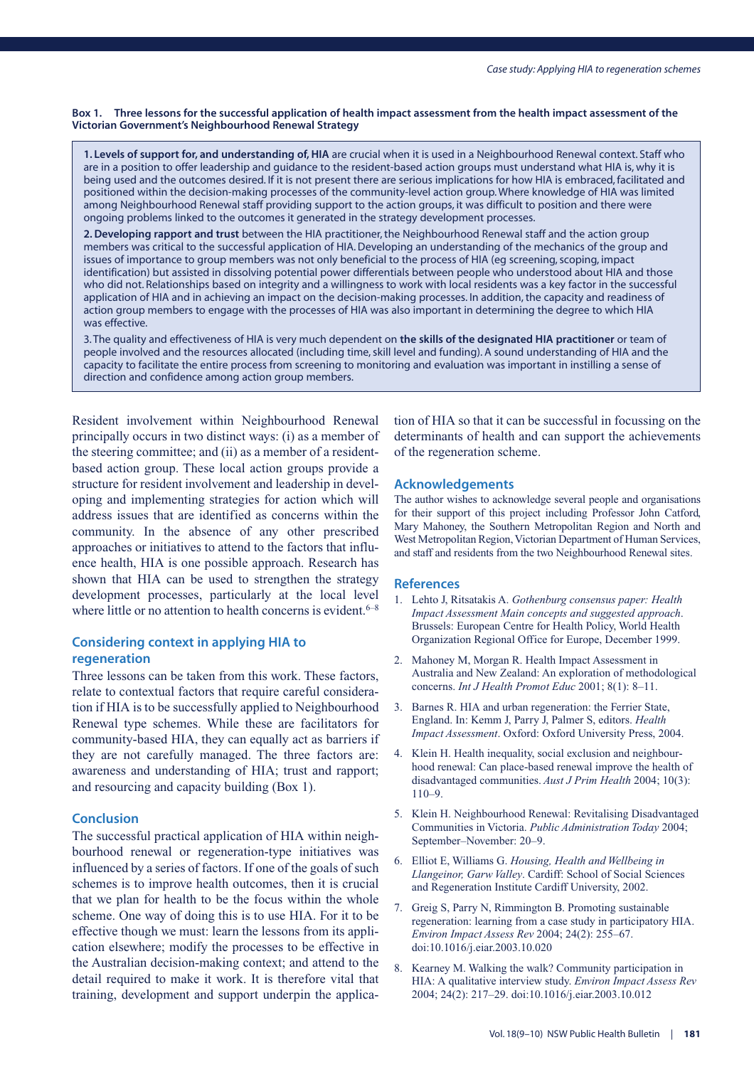**Box 1. Three lessons for the successful application of health impact assessment from the health impact assessment of the Victorian Government's Neighbourhood Renewal Strategy**

**1. Levels of support for, and understanding of, HIA** are crucial when it is used in a Neighbourhood Renewal context. Staff who are in a position to offer leadership and guidance to the resident-based action groups must understand what HIA is, why it is being used and the outcomes desired. If it is not present there are serious implications for how HIA is embraced, facilitated and positioned within the decision-making processes of the community-level action group. Where knowledge of HIA was limited among Neighbourhood Renewal staff providing support to the action groups, it was difficult to position and there were ongoing problems linked to the outcomes it generated in the strategy development processes.

**2. Developing rapport and trust** between the HIA practitioner, the Neighbourhood Renewal staff and the action group members was critical to the successful application of HIA. Developing an understanding of the mechanics of the group and issues of importance to group members was not only beneficial to the process of HIA (eg screening, scoping, impact identification) but assisted in dissolving potential power differentials between people who understood about HIA and those who did not. Relationships based on integrity and a willingness to work with local residents was a key factor in the successful application of HIA and in achieving an impact on the decision-making processes. In addition, the capacity and readiness of action group members to engage with the processes of HIA was also important in determining the degree to which HIA was effective.

3. The quality and effectiveness of HIA is very much dependent on **the skills of the designated HIA practitioner** or team of people involved and the resources allocated (including time, skill level and funding). A sound understanding of HIA and the capacity to facilitate the entire process from screening to monitoring and evaluation was important in instilling a sense of direction and confidence among action group members.

Resident involvement within Neighbourhood Renewal principally occurs in two distinct ways: (i) as a member of the steering committee; and (ii) as a member of a resident-based action group. These local action groups provide a structure for resident involvement and leadership in developing and implementing strategies for action which will address issues that are identified as concerns within the community. In the absence of any other prescribed approaches or initiatives to attend to the factors that influence health, HIA is one possible approach. Research has shown that HIA can be used to strengthen the strategy development processes, particularly at the local level where little or no attention to health concerns is evident.[6–8]

## Considering context in applying HIA to regeneration

Three lessons can be taken from this work. These factors, relate to contextual factors that require careful consideration if HIA is to be successfully applied to Neighbourhood Renewal type schemes. While these are facilitators for community-based HIA, they can equally act as barriers if they are not carefully managed. The three factors are: awareness and understanding of HIA; trust and rapport; and resourcing and capacity building (Box 1).

## Conclusion

The successful practical application of HIA within neighbourhood renewal or regeneration-type initiatives was influenced by a series of factors. If one of the goals of such schemes is to improve health outcomes, then it is crucial that we plan for health to be the focus within the whole scheme. One way of doing this is to use HIA. For it to be effective though we must: learn the lessons from its application elsewhere; modify the processes to be effective in the Australian decision-making context; and attend to the detail required to make it work. It is therefore vital that training, development and support underpin the application of HIA so that it can be successful in focussing on the determinants of health and can support the achievements of the regeneration scheme.

## Acknowledgements

The author wishes to acknowledge several people and organisations for their support of this project including Professor John Catford, Mary Mahoney, the Southern Metropolitan Region and North and West Metropolitan Region, Victorian Department of Human Services, and staff and residents from the two Neighbourhood Renewal sites.

## References

1. Lehto J, Ritsatakis A. *Gothenburg consensus paper: Health Impact Assessment Main concepts and suggested approach*. Brussels: European Centre for Health Policy, World Health Organization Regional Office for Europe, December 1999.
2. Mahoney M, Morgan R. Health Impact Assessment in Australia and New Zealand: An exploration of methodological concerns. *Int J Health Promot Educ* 2001; 8(1): 8–11.
3. Barnes R. HIA and urban regeneration: the Ferrier State, England. In: Kemm J, Parry J, Palmer S, editors. *Health Impact Assessment*. Oxford: Oxford University Press, 2004.
4. Klein H. Health inequality, social exclusion and neighbourhood renewal: Can place-based renewal improve the health of disadvantaged communities. *Aust J Prim Health* 2004; 10(3): 110–9.
5. Klein H. Neighbourhood Renewal: Revitalising Disadvantaged Communities in Victoria. *Public Administration Today* 2004; September–November: 20–9.
6. Elliot E, Williams G. *Housing, Health and Wellbeing in Llangeinor, Garw Valley*. Cardiff: School of Social Sciences and Regeneration Institute Cardiff University, 2002.
7. Greig S, Parry N, Rimmington B. Promoting sustainable regeneration: learning from a case study in participatory HIA. *Environ Impact Assess Rev* 2004; 24(2): 255–67. doi:10.1016/j.eiar.2003.10.020
8. Kearney M. Walking the walk? Community participation in HIA: A qualitative interview study. *Environ Impact Assess Rev* 2004; 24(2): 217–29. doi:10.1016/j.eiar.2003.10.012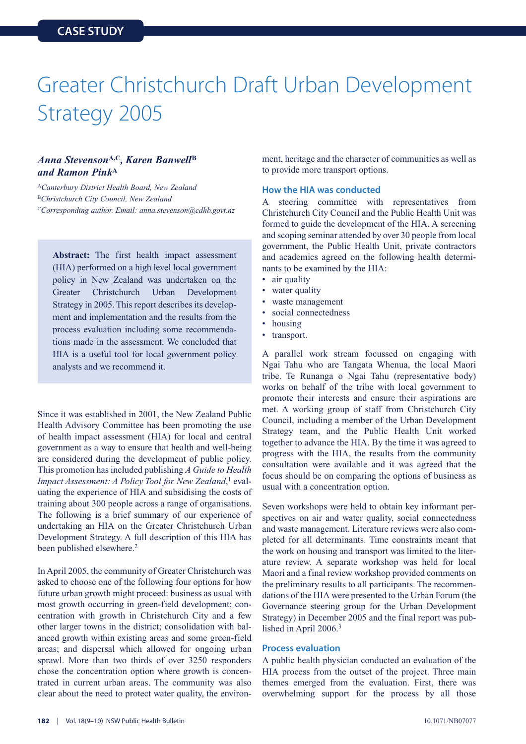CASE STUDY

# Greater Christchurch Draft Urban Development Strategy 2005

***Anna Stevenson*[A,C]*, Karen Banwell*[B] *and Ramon Pink*[A]**

[A]*Canterbury District Health Board, New Zealand*
[B]*Christchurch City Council, New Zealand*
[C]*Corresponding author. Email: anna.stevenson@cdhb.govt.nz*

> **Abstract:** The first health impact assessment (HIA) performed on a high level local government policy in New Zealand was undertaken on the Greater Christchurch Urban Development Strategy in 2005. This report describes its development and implementation and the results from the process evaluation including some recommendations made in the assessment. We concluded that HIA is a useful tool for local government policy analysts and we recommend it.

Since it was established in 2001, the New Zealand Public Health Advisory Committee has been promoting the use of health impact assessment (HIA) for local and central government as a way to ensure that health and well-being are considered during the development of public policy. This promotion has included publishing *A Guide to Health Impact Assessment: A Policy Tool for New Zealand*,[1] evaluating the experience of HIA and subsidising the costs of training about 300 people across a range of organisations. The following is a brief summary of our experience of undertaking an HIA on the Greater Christchurch Urban Development Strategy. A full description of this HIA has been published elsewhere.[2]

In April 2005, the community of Greater Christchurch was asked to choose one of the following four options for how future urban growth might proceed: business as usual with most growth occurring in green-field development; concentration with growth in Christchurch City and a few other larger towns in the district; consolidation with balanced growth within existing areas and some green-field areas; and dispersal which allowed for ongoing urban sprawl. More than two thirds of over 3250 responders chose the concentration option where growth is concentrated in current urban areas. The community was also clear about the need to protect water quality, the environment, heritage and the character of communities as well as to provide more transport options.

## How the HIA was conducted

A steering committee with representatives from Christchurch City Council and the Public Health Unit was formed to guide the development of the HIA. A screening and scoping seminar attended by over 30 people from local government, the Public Health Unit, private contractors and academics agreed on the following health determinants to be examined by the HIA:

- air quality
- water quality
- waste management
- social connectedness
- housing
- transport.

A parallel work stream focussed on engaging with Ngai Tahu who are Tangata Whenua, the local Maori tribe. Te Runanga o Ngai Tahu (representative body) works on behalf of the tribe with local government to promote their interests and ensure their aspirations are met. A working group of staff from Christchurch City Council, including a member of the Urban Development Strategy team, and the Public Health Unit worked together to advance the HIA. By the time it was agreed to progress with the HIA, the results from the community consultation were available and it was agreed that the focus should be on comparing the options of business as usual with a concentration option.

Seven workshops were held to obtain key informant perspectives on air and water quality, social connectedness and waste management. Literature reviews were also completed for all determinants. Time constraints meant that the work on housing and transport was limited to the literature review. A separate workshop was held for local Maori and a final review workshop provided comments on the preliminary results to all participants. The recommendations of the HIA were presented to the Urban Forum (the Governance steering group for the Urban Development Strategy) in December 2005 and the final report was published in April 2006.[3]

## Process evaluation

A public health physician conducted an evaluation of the HIA process from the outset of the project. Three main themes emerged from the evaluation. First, there was overwhelming support for the process by all those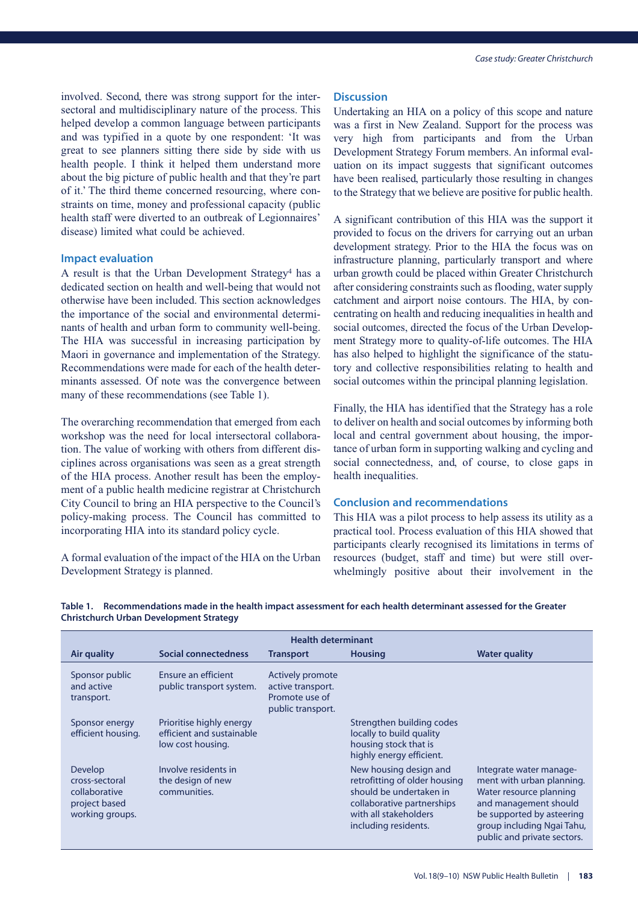involved. Second, there was strong support for the intersectoral and multidisciplinary nature of the process. This helped develop a common language between participants and was typified in a quote by one respondent: 'It was great to see planners sitting there side by side with us health people. I think it helped them understand more about the big picture of public health and that they're part of it.' The third theme concerned resourcing, where constraints on time, money and professional capacity (public health staff were diverted to an outbreak of Legionnaires' disease) limited what could be achieved.

### Impact evaluation

A result is that the Urban Development Strategy[4] has a dedicated section on health and well-being that would not otherwise have been included. This section acknowledges the importance of the social and environmental determinants of health and urban form to community well-being. The HIA was successful in increasing participation by Maori in governance and implementation of the Strategy. Recommendations were made for each of the health determinants assessed. Of note was the convergence between many of these recommendations (see Table 1).

The overarching recommendation that emerged from each workshop was the need for local intersectoral collaboration. The value of working with others from different disciplines across organisations was seen as a great strength of the HIA process. Another result has been the employment of a public health medicine registrar at Christchurch City Council to bring an HIA perspective to the Council's policy-making process. The Council has committed to incorporating HIA into its standard policy cycle.

A formal evaluation of the impact of the HIA on the Urban Development Strategy is planned.

### Discussion

Undertaking an HIA on a policy of this scope and nature was a first in New Zealand. Support for the process was very high from participants and from the Urban Development Strategy Forum members. An informal evaluation on its impact suggests that significant outcomes have been realised, particularly those resulting in changes to the Strategy that we believe are positive for public health.

A significant contribution of this HIA was the support it provided to focus on the drivers for carrying out an urban development strategy. Prior to the HIA the focus was on infrastructure planning, particularly transport and where urban growth could be placed within Greater Christchurch after considering constraints such as flooding, water supply catchment and airport noise contours. The HIA, by concentrating on health and reducing inequalities in health and social outcomes, directed the focus of the Urban Development Strategy more to quality-of-life outcomes. The HIA has also helped to highlight the significance of the statutory and collective responsibilities relating to health and social outcomes within the principal planning legislation.

Finally, the HIA has identified that the Strategy has a role to deliver on health and social outcomes by informing both local and central government about housing, the importance of urban form in supporting walking and cycling and social connectedness, and, of course, to close gaps in health inequalities.

### Conclusion and recommendations

This HIA was a pilot process to help assess its utility as a practical tool. Process evaluation of this HIA showed that participants clearly recognised its limitations in terms of resources (budget, staff and time) but were still overwhelmingly positive about their involvement in the

**Table 1. Recommendations made in the health impact assessment for each health determinant assessed for the Greater Christchurch Urban Development Strategy**

| Health determinant | | | | |
|---|---|---|---|---|
| **Air quality** | **Social connectedness** | **Transport** | **Housing** | **Water quality** |
| Sponsor public and active transport. | Ensure an efficient public transport system. | Actively promote active transport. Promote use of public transport. | | |
| Sponsor energy efficient housing. | Prioritise highly energy efficient and sustainable low cost housing. | | Strengthen building codes locally to build quality housing stock that is highly energy efficient. | |
| Develop cross-sectoral collaborative project based working groups. | Involve residents in the design of new communities. | | New housing design and retrofitting of older housing should be undertaken in collaborative partnerships with all stakeholders including residents. | Integrate water management with urban planning. Water resource planning and management should be supported by asteering group including Ngai Tahu, public and private sectors. |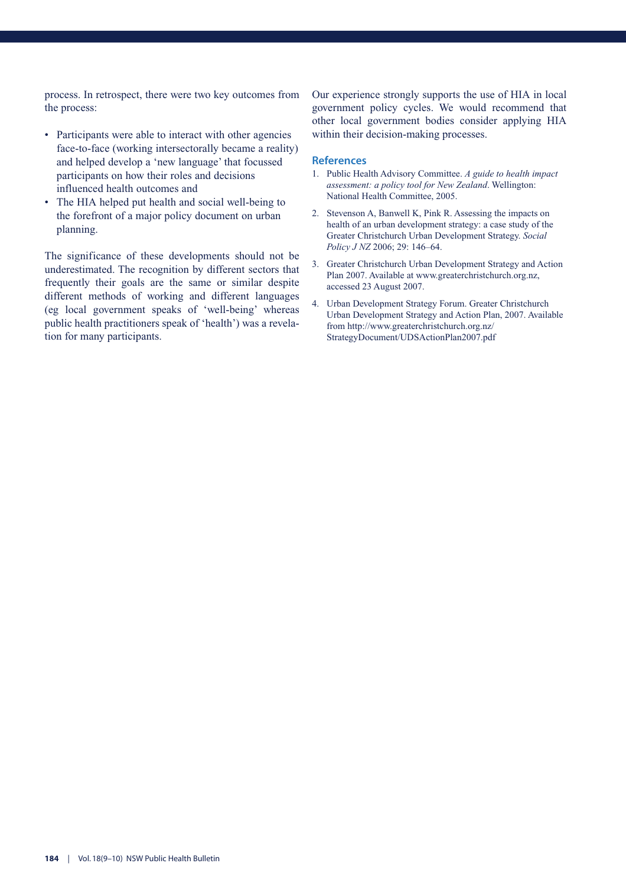process. In retrospect, there were two key outcomes from the process:

- Participants were able to interact with other agencies face-to-face (working intersectorally became a reality) and helped develop a 'new language' that focussed participants on how their roles and decisions influenced health outcomes and
- The HIA helped put health and social well-being to the forefront of a major policy document on urban planning.

The significance of these developments should not be underestimated. The recognition by different sectors that frequently their goals are the same or similar despite different methods of working and different languages (eg local government speaks of 'well-being' whereas public health practitioners speak of 'health') was a revelation for many participants.

Our experience strongly supports the use of HIA in local government policy cycles. We would recommend that other local government bodies consider applying HIA within their decision-making processes.

## References

1. Public Health Advisory Committee. *A guide to health impact assessment: a policy tool for New Zealand*. Wellington: National Health Committee, 2005.
2. Stevenson A, Banwell K, Pink R. Assessing the impacts on health of an urban development strategy: a case study of the Greater Christchurch Urban Development Strategy. *Social Policy J NZ* 2006; 29: 146–64.
3. Greater Christchurch Urban Development Strategy and Action Plan 2007. Available at www.greaterchristchurch.org.nz, accessed 23 August 2007.
4. Urban Development Strategy Forum. Greater Christchurch Urban Development Strategy and Action Plan, 2007. Available from http://www.greaterchristchurch.org.nz/StrategyDocument/UDSActionPlan2007.pdf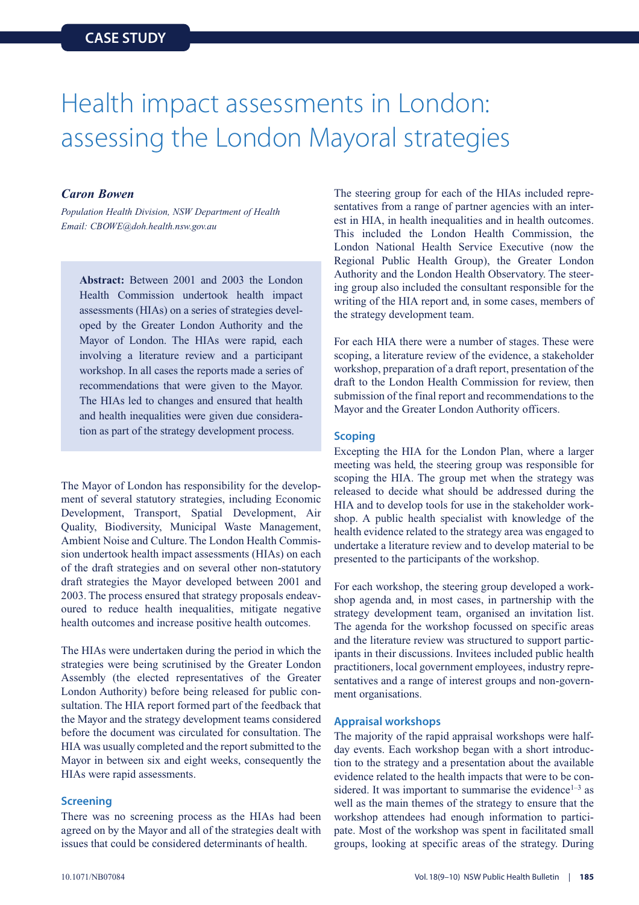CASE STUDY

# Health impact assessments in London: assessing the London Mayoral strategies

***Caron Bowen***

*Population Health Division, NSW Department of Health*
*Email: CBOWE@doh.health.nsw.gov.au*

> **Abstract:** Between 2001 and 2003 the London Health Commission undertook health impact assessments (HIAs) on a series of strategies developed by the Greater London Authority and the Mayor of London. The HIAs were rapid, each involving a literature review and a participant workshop. In all cases the reports made a series of recommendations that were given to the Mayor. The HIAs led to changes and ensured that health and health inequalities were given due consideration as part of the strategy development process.

The Mayor of London has responsibility for the development of several statutory strategies, including Economic Development, Transport, Spatial Development, Air Quality, Biodiversity, Municipal Waste Management, Ambient Noise and Culture. The London Health Commission undertook health impact assessments (HIAs) on each of the draft strategies and on several other non-statutory draft strategies the Mayor developed between 2001 and 2003. The process ensured that strategy proposals endeavoured to reduce health inequalities, mitigate negative health outcomes and increase positive health outcomes.

The HIAs were undertaken during the period in which the strategies were being scrutinised by the Greater London Assembly (the elected representatives of the Greater London Authority) before being released for public consultation. The HIA report formed part of the feedback that the Mayor and the strategy development teams considered before the document was circulated for consultation. The HIA was usually completed and the report submitted to the Mayor in between six and eight weeks, consequently the HIAs were rapid assessments.

## Screening

There was no screening process as the HIAs had been agreed on by the Mayor and all of the strategies dealt with issues that could be considered determinants of health.

The steering group for each of the HIAs included representatives from a range of partner agencies with an interest in HIA, in health inequalities and in health outcomes. This included the London Health Commission, the London National Health Service Executive (now the Regional Public Health Group), the Greater London Authority and the London Health Observatory. The steering group also included the consultant responsible for the writing of the HIA report and, in some cases, members of the strategy development team.

For each HIA there were a number of stages. These were scoping, a literature review of the evidence, a stakeholder workshop, preparation of a draft report, presentation of the draft to the London Health Commission for review, then submission of the final report and recommendations to the Mayor and the Greater London Authority officers.

## Scoping

Excepting the HIA for the London Plan, where a larger meeting was held, the steering group was responsible for scoping the HIA. The group met when the strategy was released to decide what should be addressed during the HIA and to develop tools for use in the stakeholder workshop. A public health specialist with knowledge of the health evidence related to the strategy area was engaged to undertake a literature review and to develop material to be presented to the participants of the workshop.

For each workshop, the steering group developed a workshop agenda and, in most cases, in partnership with the strategy development team, organised an invitation list. The agenda for the workshop focussed on specific areas and the literature review was structured to support participants in their discussions. Invitees included public health practitioners, local government employees, industry representatives and a range of interest groups and non-government organisations.

## Appraisal workshops

The majority of the rapid appraisal workshops were half-day events. Each workshop began with a short introduction to the strategy and a presentation about the available evidence related to the health impacts that were to be considered. It was important to summarise the evidence[1–3] as well as the main themes of the strategy to ensure that the workshop attendees had enough information to participate. Most of the workshop was spent in facilitated small groups, looking at specific areas of the strategy. During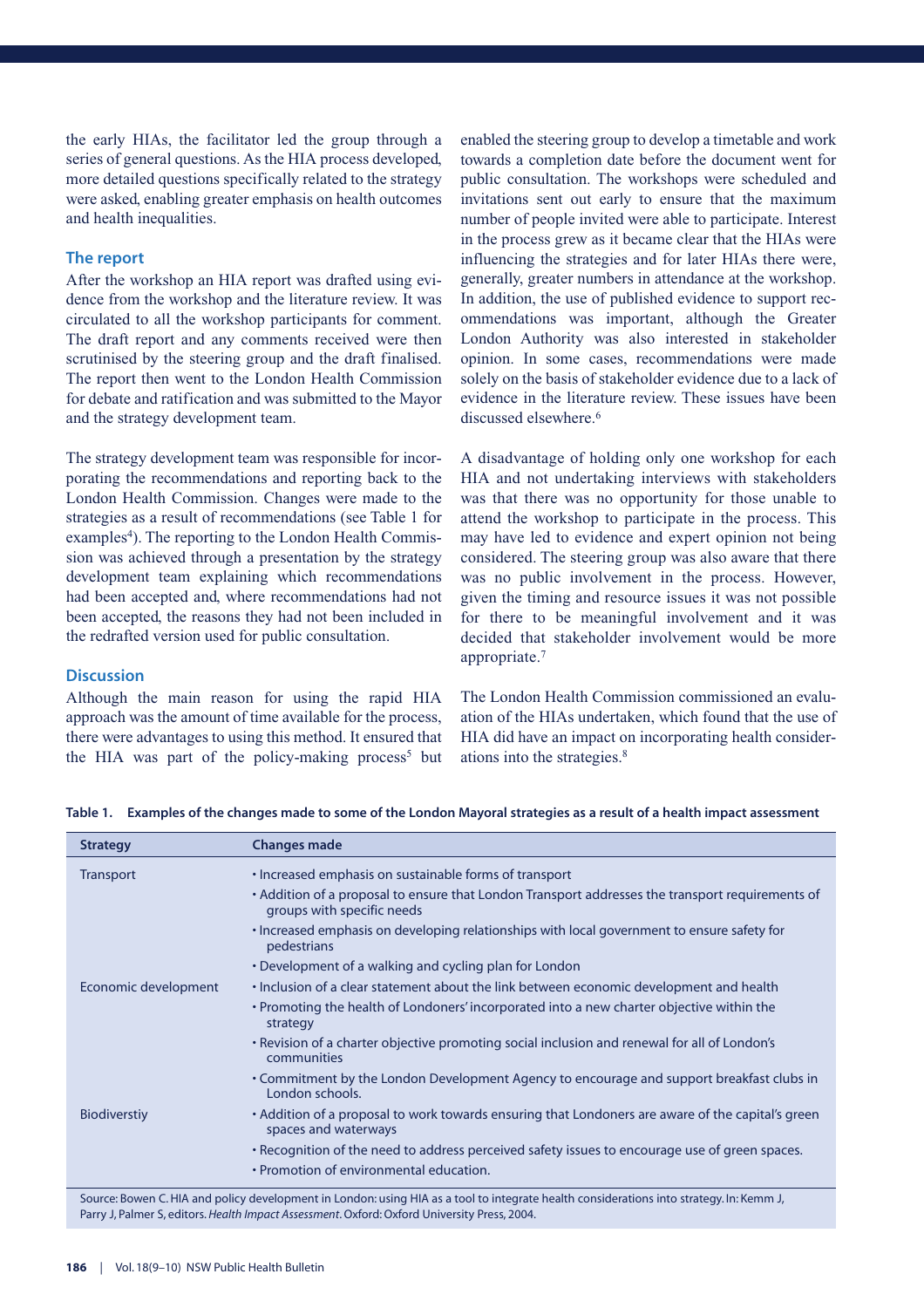the early HIAs, the facilitator led the group through a series of general questions. As the HIA process developed, more detailed questions specifically related to the strategy were asked, enabling greater emphasis on health outcomes and health inequalities.

### The report

After the workshop an HIA report was drafted using evidence from the workshop and the literature review. It was circulated to all the workshop participants for comment. The draft report and any comments received were then scrutinised by the steering group and the draft finalised. The report then went to the London Health Commission for debate and ratification and was submitted to the Mayor and the strategy development team.

The strategy development team was responsible for incorporating the recommendations and reporting back to the London Health Commission. Changes were made to the strategies as a result of recommendations (see Table 1 for examples[4]). The reporting to the London Health Commission was achieved through a presentation by the strategy development team explaining which recommendations had been accepted and, where recommendations had not been accepted, the reasons they had not been included in the redrafted version used for public consultation.

## Discussion

Although the main reason for using the rapid HIA approach was the amount of time available for the process, there were advantages to using this method. It ensured that the HIA was part of the policy-making process[5] but enabled the steering group to develop a timetable and work towards a completion date before the document went for public consultation. The workshops were scheduled and invitations sent out early to ensure that the maximum number of people invited were able to participate. Interest in the process grew as it became clear that the HIAs were influencing the strategies and for later HIAs there were, generally, greater numbers in attendance at the workshop. In addition, the use of published evidence to support recommendations was important, although the Greater London Authority was also interested in stakeholder opinion. In some cases, recommendations were made solely on the basis of stakeholder evidence due to a lack of evidence in the literature review. These issues have been discussed elsewhere.[6]

A disadvantage of holding only one workshop for each HIA and not undertaking interviews with stakeholders was that there was no opportunity for those unable to attend the workshop to participate in the process. This may have led to evidence and expert opinion not being considered. The steering group was also aware that there was no public involvement in the process. However, given the timing and resource issues it was not possible for there to be meaningful involvement and it was decided that stakeholder involvement would be more appropriate.[7]

The London Health Commission commissioned an evaluation of the HIAs undertaken, which found that the use of HIA did have an impact on incorporating health considerations into the strategies.[8]

**Table 1. Examples of the changes made to some of the London Mayoral strategies as a result of a health impact assessment**

| Strategy | Changes made |
|---|---|
| Transport | • Increased emphasis on sustainable forms of transport |
| | • Addition of a proposal to ensure that London Transport addresses the transport requirements of groups with specific needs |
| | • Increased emphasis on developing relationships with local government to ensure safety for pedestrians |
| | • Development of a walking and cycling plan for London |
| Economic development | • Inclusion of a clear statement about the link between economic development and health |
| | • Promoting the health of Londoners' incorporated into a new charter objective within the strategy |
| | • Revision of a charter objective promoting social inclusion and renewal for all of London's communities |
| | • Commitment by the London Development Agency to encourage and support breakfast clubs in London schools. |
| Biodiverstiy | • Addition of a proposal to work towards ensuring that Londoners are aware of the capital's green spaces and waterways |
| | • Recognition of the need to address perceived safety issues to encourage use of green spaces. |
| | • Promotion of environmental education. |

Source: Bowen C. HIA and policy development in London: using HIA as a tool to integrate health considerations into strategy. In: Kemm J, Parry J, Palmer S, editors. *Health Impact Assessment*. Oxford: Oxford University Press, 2004.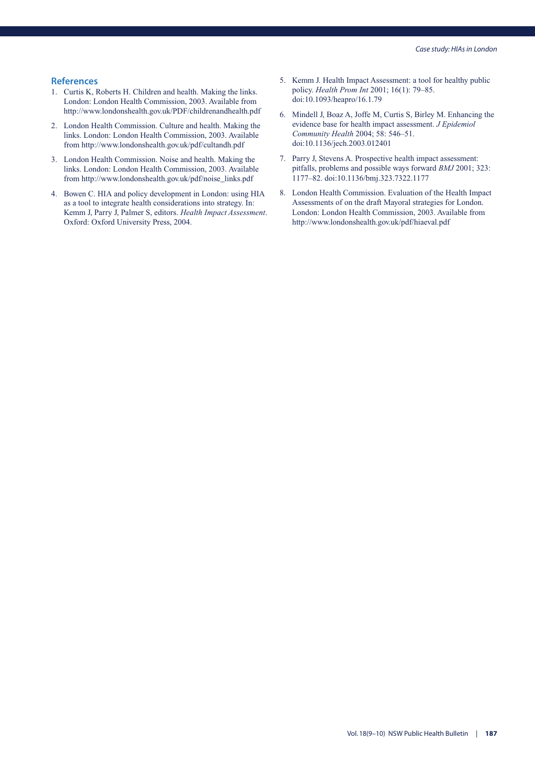## References

1. Curtis K, Roberts H. Children and health. Making the links. London: London Health Commission, 2003. Available from http://www.londonshealth.gov.uk/PDF/childrenandhealth.pdf
2. London Health Commission. Culture and health. Making the links. London: London Health Commission, 2003. Available from http://www.londonshealth.gov.uk/pdf/cultandh.pdf
3. London Health Commission. Noise and health. Making the links. London: London Health Commission, 2003. Available from http://www.londonshealth.gov.uk/pdf/noise_links.pdf
4. Bowen C. HIA and policy development in London: using HIA as a tool to integrate health considerations into strategy. In: Kemm J, Parry J, Palmer S, editors. *Health Impact Assessment*. Oxford: Oxford University Press, 2004.
5. Kemm J. Health Impact Assessment: a tool for healthy public policy. *Health Prom Int* 2001; 16(1): 79–85. doi:10.1093/heapro/16.1.79
6. Mindell J, Boaz A, Joffe M, Curtis S, Birley M. Enhancing the evidence base for health impact assessment. *J Epidemiol Community Health* 2004; 58: 546–51. doi:10.1136/jech.2003.012401
7. Parry J, Stevens A. Prospective health impact assessment: pitfalls, problems and possible ways forward *BMJ* 2001; 323: 1177–82. doi:10.1136/bmj.323.7322.1177
8. London Health Commission. Evaluation of the Health Impact Assessments of on the draft Mayoral strategies for London. London: London Health Commission, 2003. Available from http://www.londonshealth.gov.uk/pdf/hiaeval.pdf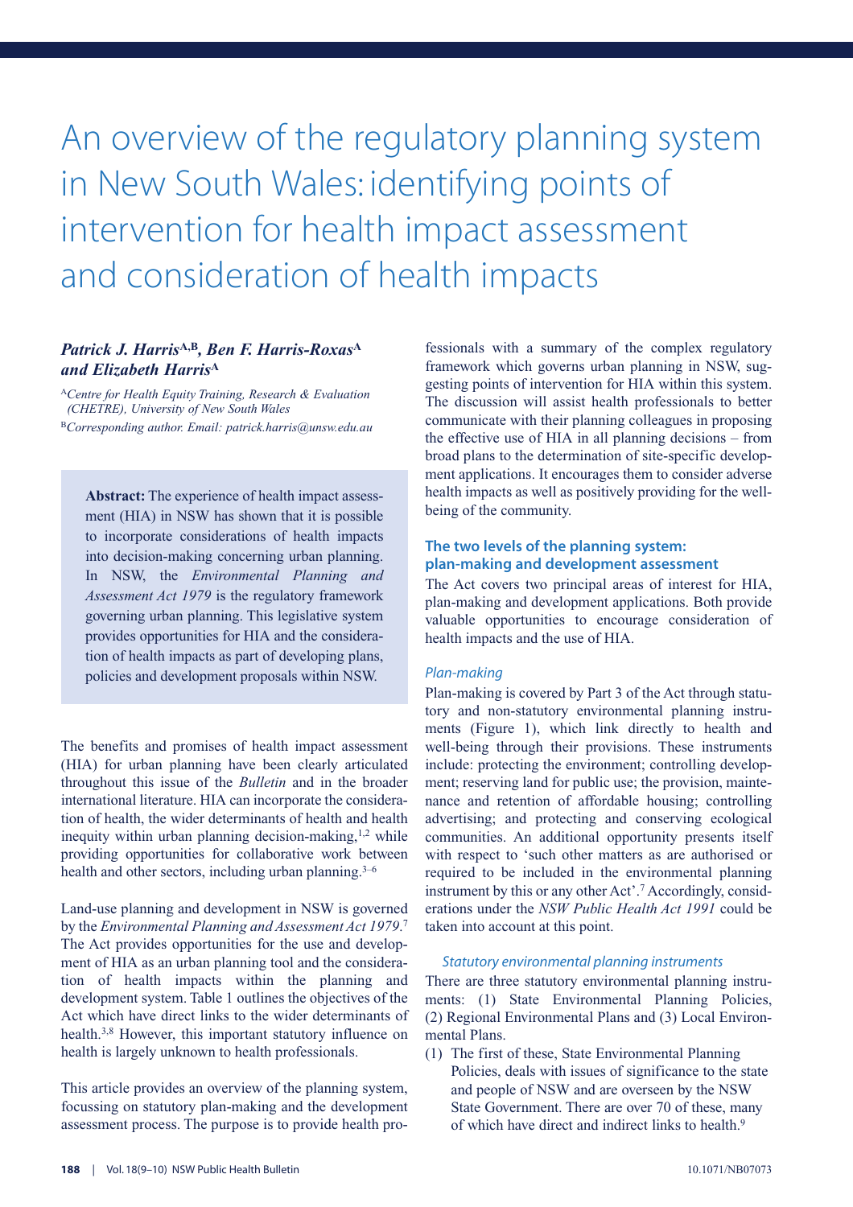# An overview of the regulatory planning system in New South Wales: identifying points of intervention for health impact assessment and consideration of health impacts

***Patrick J. Harris***[A,B]***, Ben F. Harris-Roxas***[A] ***and Elizabeth Harris***[A]

[A] *Centre for Health Equity Training, Research & Evaluation (CHETRE), University of New South Wales*

[B] *Corresponding author. Email: patrick.harris@unsw.edu.au*

> **Abstract:** The experience of health impact assessment (HIA) in NSW has shown that it is possible to incorporate considerations of health impacts into decision-making concerning urban planning. In NSW, the *Environmental Planning and Assessment Act 1979* is the regulatory framework governing urban planning. This legislative system provides opportunities for HIA and the consideration of health impacts as part of developing plans, policies and development proposals within NSW.

The benefits and promises of health impact assessment (HIA) for urban planning have been clearly articulated throughout this issue of the *Bulletin* and in the broader international literature. HIA can incorporate the consideration of health, the wider determinants of health and health inequity within urban planning decision-making,[1,2] while providing opportunities for collaborative work between health and other sectors, including urban planning.[3–6]

Land-use planning and development in NSW is governed by the *Environmental Planning and Assessment Act 1979*.[7] The Act provides opportunities for the use and development of HIA as an urban planning tool and the consideration of health impacts within the planning and development system. Table 1 outlines the objectives of the Act which have direct links to the wider determinants of health.[3,8] However, this important statutory influence on health is largely unknown to health professionals.

This article provides an overview of the planning system, focussing on statutory plan-making and the development assessment process. The purpose is to provide health professionals with a summary of the complex regulatory framework which governs urban planning in NSW, suggesting points of intervention for HIA within this system. The discussion will assist health professionals to better communicate with their planning colleagues in proposing the effective use of HIA in all planning decisions – from broad plans to the determination of site-specific development applications. It encourages them to consider adverse health impacts as well as positively providing for the well-being of the community.

## The two levels of the planning system: plan-making and development assessment

The Act covers two principal areas of interest for HIA, plan-making and development applications. Both provide valuable opportunities to encourage consideration of health impacts and the use of HIA.

### *Plan-making*

Plan-making is covered by Part 3 of the Act through statutory and non-statutory environmental planning instruments (Figure 1), which link directly to health and well-being through their provisions. These instruments include: protecting the environment; controlling development; reserving land for public use; the provision, maintenance and retention of affordable housing; controlling advertising; and protecting and conserving ecological communities. An additional opportunity presents itself with respect to 'such other matters as are authorised or required to be included in the environmental planning instrument by this or any other Act'.[7] Accordingly, considerations under the *NSW Public Health Act 1991* could be taken into account at this point.

#### *Statutory environmental planning instruments*

There are three statutory environmental planning instruments: (1) State Environmental Planning Policies, (2) Regional Environmental Plans and (3) Local Environmental Plans.

(1) The first of these, State Environmental Planning Policies, deals with issues of significance to the state and people of NSW and are overseen by the NSW State Government. There are over 70 of these, many of which have direct and indirect links to health.[9]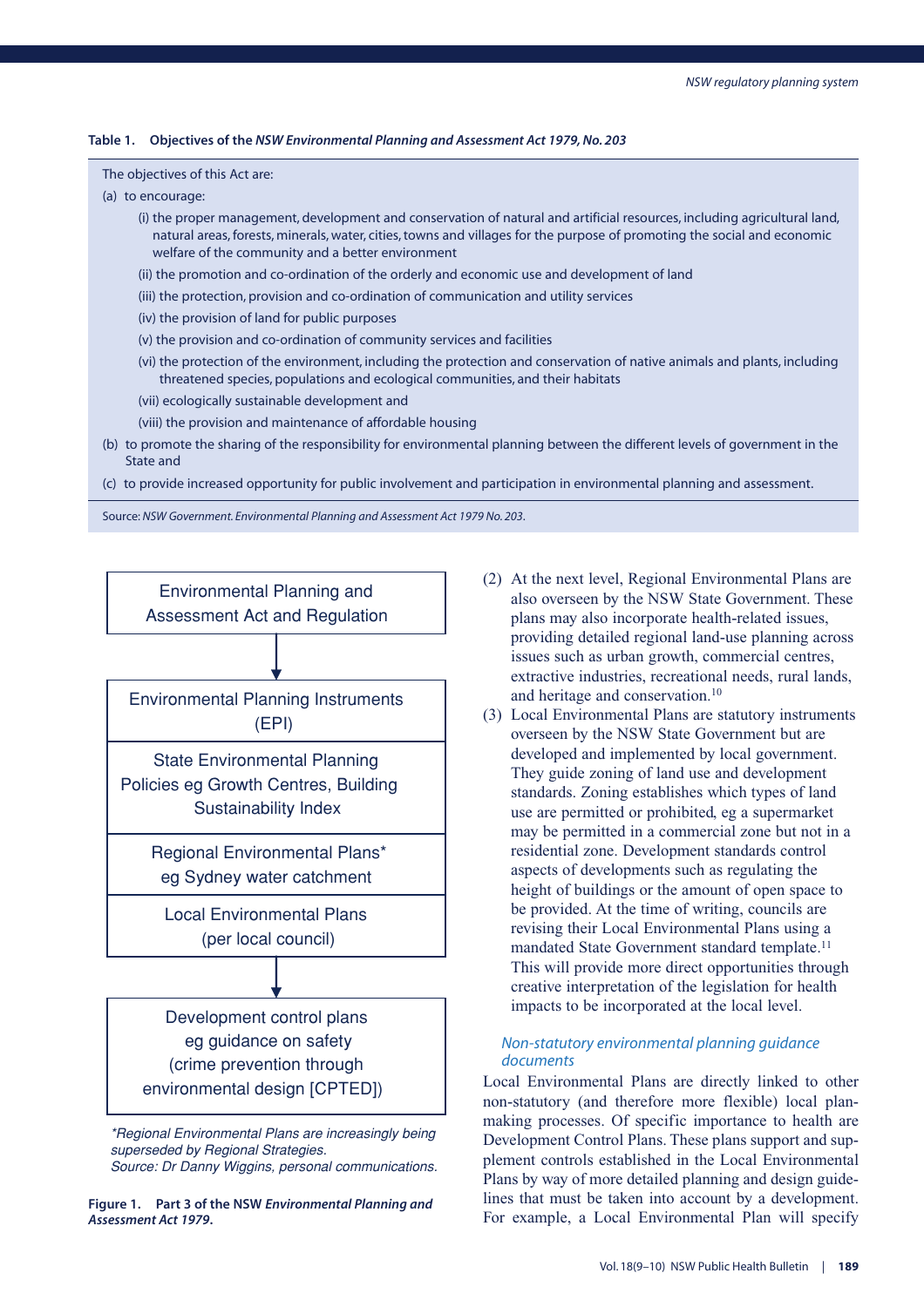**Table 1. Objectives of the *NSW Environmental Planning and Assessment Act 1979, No. 203***

The objectives of this Act are:

(a) to encourage:

(i) the proper management, development and conservation of natural and artificial resources, including agricultural land, natural areas, forests, minerals, water, cities, towns and villages for the purpose of promoting the social and economic welfare of the community and a better environment

(ii) the promotion and co-ordination of the orderly and economic use and development of land

(iii) the protection, provision and co-ordination of communication and utility services

(iv) the provision of land for public purposes

(v) the provision and co-ordination of community services and facilities

(vi) the protection of the environment, including the protection and conservation of native animals and plants, including threatened species, populations and ecological communities, and their habitats

(vii) ecologically sustainable development and

(viii) the provision and maintenance of affordable housing

(b) to promote the sharing of the responsibility for environmental planning between the different levels of government in the State and

(c) to provide increased opportunity for public involvement and participation in environmental planning and assessment.

Source: *NSW Government. Environmental Planning and Assessment Act 1979 No. 203.*

Environmental Planning and Assessment Act and Regulation

↓

Environmental Planning Instruments (EPI)

State Environmental Planning Policies eg Growth Centres, Building Sustainability Index

Regional Environmental Plans* eg Sydney water catchment

Local Environmental Plans (per local council)

↓

Development control plans eg guidance on safety (crime prevention through environmental design [CPTED])

*\*Regional Environmental Plans are increasingly being superseded by Regional Strategies.*
*Source: Dr Danny Wiggins, personal communications.*

**Figure 1. Part 3 of the NSW *Environmental Planning and Assessment Act 1979*.**

(2) At the next level, Regional Environmental Plans are also overseen by the NSW State Government. These plans may also incorporate health-related issues, providing detailed regional land-use planning across issues such as urban growth, commercial centres, extractive industries, recreational needs, rural lands, and heritage and conservation.[10]

(3) Local Environmental Plans are statutory instruments overseen by the NSW State Government but are developed and implemented by local government. They guide zoning of land use and development standards. Zoning establishes which types of land use are permitted or prohibited, eg a supermarket may be permitted in a commercial zone but not in a residential zone. Development standards control aspects of developments such as regulating the height of buildings or the amount of open space to be provided. At the time of writing, councils are revising their Local Environmental Plans using a mandated State Government standard template.[11] This will provide more direct opportunities through creative interpretation of the legislation for health impacts to be incorporated at the local level.

### *Non-statutory environmental planning guidance documents*

Local Environmental Plans are directly linked to other non-statutory (and therefore more flexible) local plan-making processes. Of specific importance to health are Development Control Plans. These plans support and supplement controls established in the Local Environmental Plans by way of more detailed planning and design guidelines that must be taken into account by a development. For example, a Local Environmental Plan will specify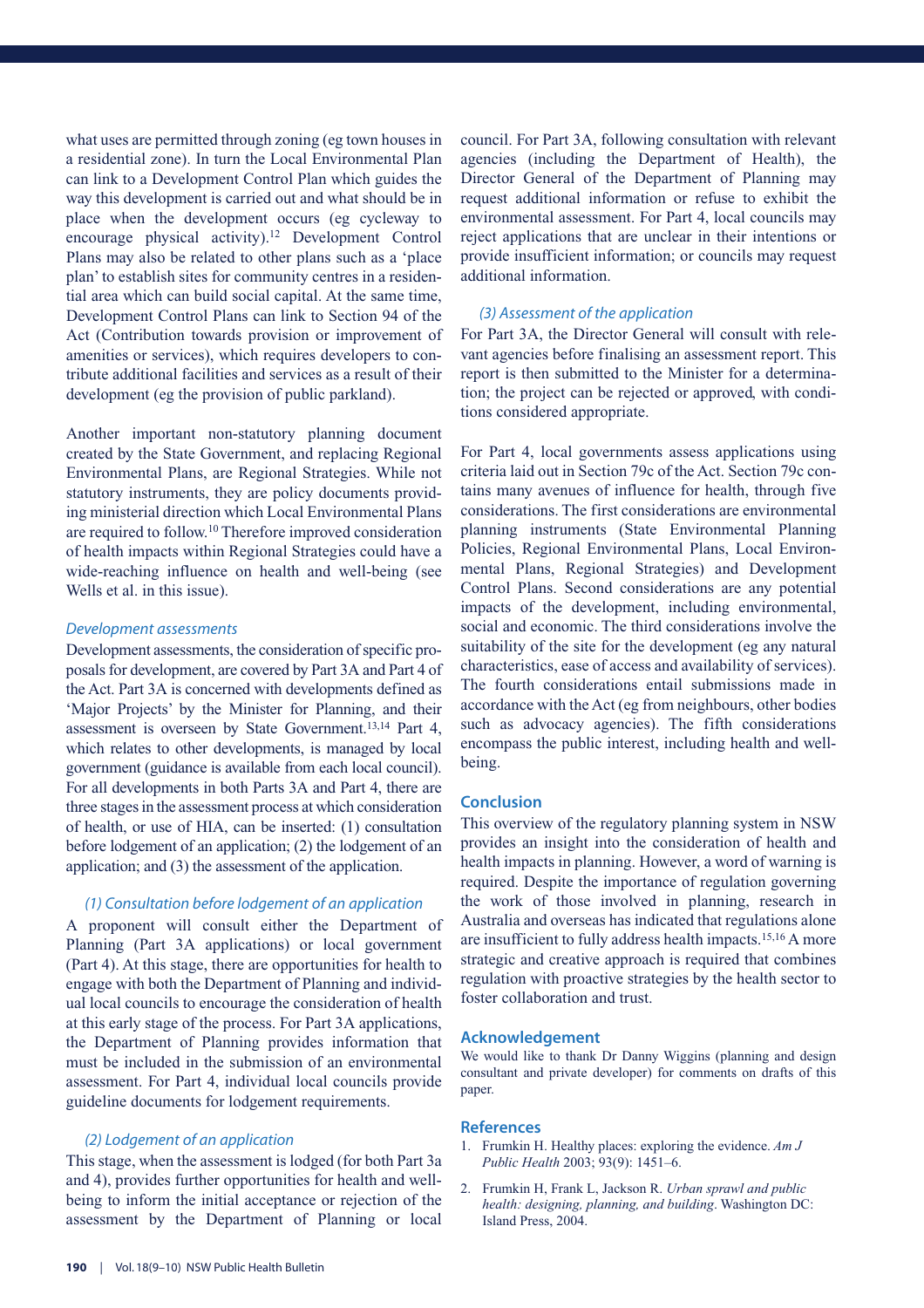what uses are permitted through zoning (eg town houses in a residential zone). In turn the Local Environmental Plan can link to a Development Control Plan which guides the way this development is carried out and what should be in place when the development occurs (eg cycleway to encourage physical activity).[12] Development Control Plans may also be related to other plans such as a 'place plan' to establish sites for community centres in a residential area which can build social capital. At the same time, Development Control Plans can link to Section 94 of the Act (Contribution towards provision or improvement of amenities or services), which requires developers to contribute additional facilities and services as a result of their development (eg the provision of public parkland).

Another important non-statutory planning document created by the State Government, and replacing Regional Environmental Plans, are Regional Strategies. While not statutory instruments, they are policy documents providing ministerial direction which Local Environmental Plans are required to follow.[10] Therefore improved consideration of health impacts within Regional Strategies could have a wide-reaching influence on health and well-being (see Wells et al. in this issue).

### *Development assessments*

Development assessments, the consideration of specific proposals for development, are covered by Part 3A and Part 4 of the Act. Part 3A is concerned with developments defined as 'Major Projects' by the Minister for Planning, and their assessment is overseen by State Government.[13,14] Part 4, which relates to other developments, is managed by local government (guidance is available from each local council). For all developments in both Parts 3A and Part 4, there are three stages in the assessment process at which consideration of health, or use of HIA, can be inserted: (1) consultation before lodgement of an application; (2) the lodgement of an application; and (3) the assessment of the application.

#### *(1) Consultation before lodgement of an application*

A proponent will consult either the Department of Planning (Part 3A applications) or local government (Part 4). At this stage, there are opportunities for health to engage with both the Department of Planning and individual local councils to encourage the consideration of health at this early stage of the process. For Part 3A applications, the Department of Planning provides information that must be included in the submission of an environmental assessment. For Part 4, individual local councils provide guideline documents for lodgement requirements.

#### *(2) Lodgement of an application*

This stage, when the assessment is lodged (for both Part 3a and 4), provides further opportunities for health and well-being to inform the initial acceptance or rejection of the assessment by the Department of Planning or local council. For Part 3A, following consultation with relevant agencies (including the Department of Health), the Director General of the Department of Planning may request additional information or refuse to exhibit the environmental assessment. For Part 4, local councils may reject applications that are unclear in their intentions or provide insufficient information; or councils may request additional information.

#### *(3) Assessment of the application*

For Part 3A, the Director General will consult with relevant agencies before finalising an assessment report. This report is then submitted to the Minister for a determination; the project can be rejected or approved, with conditions considered appropriate.

For Part 4, local governments assess applications using criteria laid out in Section 79c of the Act. Section 79c contains many avenues of influence for health, through five considerations. The first considerations are environmental planning instruments (State Environmental Planning Policies, Regional Environmental Plans, Local Environmental Plans, Regional Strategies) and Development Control Plans. Second considerations are any potential impacts of the development, including environmental, social and economic. The third considerations involve the suitability of the site for the development (eg any natural characteristics, ease of access and availability of services). The fourth considerations entail submissions made in accordance with the Act (eg from neighbours, other bodies such as advocacy agencies). The fifth considerations encompass the public interest, including health and well-being.

## Conclusion

This overview of the regulatory planning system in NSW provides an insight into the consideration of health and health impacts in planning. However, a word of warning is required. Despite the importance of regulation governing the work of those involved in planning, research in Australia and overseas has indicated that regulations alone are insufficient to fully address health impacts.[15,16] A more strategic and creative approach is required that combines regulation with proactive strategies by the health sector to foster collaboration and trust.

## Acknowledgement

We would like to thank Dr Danny Wiggins (planning and design consultant and private developer) for comments on drafts of this paper.

## References

1. Frumkin H. Healthy places: exploring the evidence. *Am J Public Health* 2003; 93(9): 1451–6.
2. Frumkin H, Frank L, Jackson R. *Urban sprawl and public health: designing, planning, and building*. Washington DC: Island Press, 2004.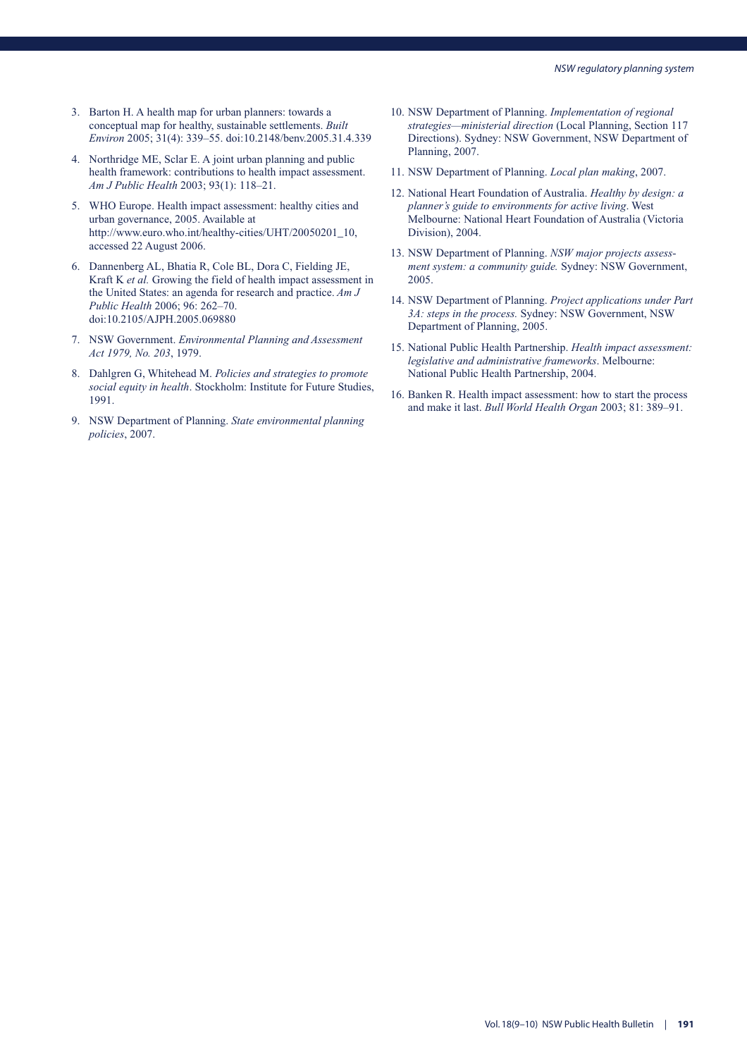3. Barton H. A health map for urban planners: towards a conceptual map for healthy, sustainable settlements. *Built Environ* 2005; 31(4): 339–55. doi:10.2148/benv.2005.31.4.339

4. Northridge ME, Sclar E. A joint urban planning and public health framework: contributions to health impact assessment. *Am J Public Health* 2003; 93(1): 118–21.

5. WHO Europe. Health impact assessment: healthy cities and urban governance, 2005. Available at http://www.euro.who.int/healthy-cities/UHT/20050201_10, accessed 22 August 2006.

6. Dannenberg AL, Bhatia R, Cole BL, Dora C, Fielding JE, Kraft K *et al.* Growing the field of health impact assessment in the United States: an agenda for research and practice. *Am J Public Health* 2006; 96: 262–70. doi:10.2105/AJPH.2005.069880

7. NSW Government. *Environmental Planning and Assessment Act 1979, No. 203*, 1979.

8. Dahlgren G, Whitehead M. *Policies and strategies to promote social equity in health*. Stockholm: Institute for Future Studies, 1991.

9. NSW Department of Planning. *State environmental planning policies*, 2007.

10. NSW Department of Planning. *Implementation of regional strategies—ministerial direction* (Local Planning, Section 117 Directions). Sydney: NSW Government, NSW Department of Planning, 2007.

11. NSW Department of Planning. *Local plan making*, 2007.

12. National Heart Foundation of Australia. *Healthy by design: a planner's guide to environments for active living*. West Melbourne: National Heart Foundation of Australia (Victoria Division), 2004.

13. NSW Department of Planning. *NSW major projects assessment system: a community guide.* Sydney: NSW Government, 2005.

14. NSW Department of Planning. *Project applications under Part 3A: steps in the process.* Sydney: NSW Government, NSW Department of Planning, 2005.

15. National Public Health Partnership. *Health impact assessment: legislative and administrative frameworks*. Melbourne: National Public Health Partnership, 2004.

16. Banken R. Health impact assessment: how to start the process and make it last. *Bull World Health Organ* 2003; 81: 389–91.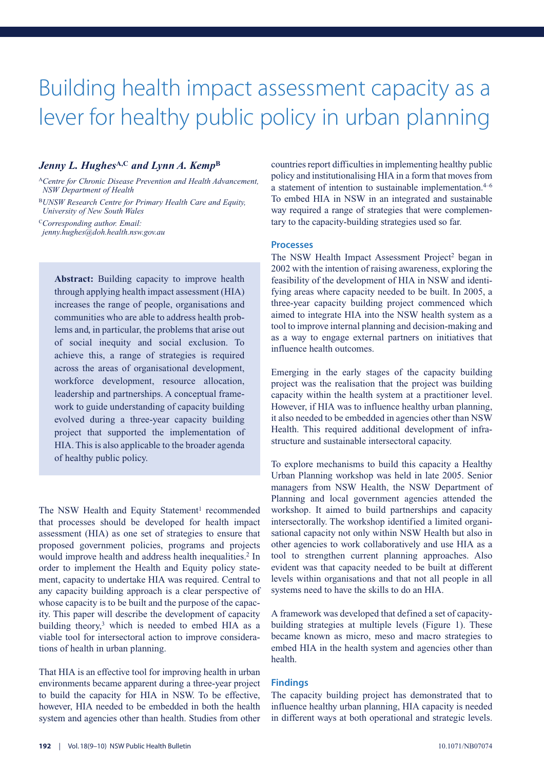# Building health impact assessment capacity as a lever for healthy public policy in urban planning

***Jenny L. Hughes*[A,C] *and Lynn A. Kemp*[B]**

[A]*Centre for Chronic Disease Prevention and Health Advancement, NSW Department of Health*

[B]*UNSW Research Centre for Primary Health Care and Equity, University of New South Wales*

[C]*Corresponding author. Email: jenny.hughes@doh.health.nsw.gov.au*

> **Abstract:** Building capacity to improve health through applying health impact assessment (HIA) increases the range of people, organisations and communities who are able to address health problems and, in particular, the problems that arise out of social inequity and social exclusion. To achieve this, a range of strategies is required across the areas of organisational development, workforce development, resource allocation, leadership and partnerships. A conceptual framework to guide understanding of capacity building evolved during a three-year capacity building project that supported the implementation of HIA. This is also applicable to the broader agenda of healthy public policy.

The NSW Health and Equity Statement[1] recommended that processes should be developed for health impact assessment (HIA) as one set of strategies to ensure that proposed government policies, programs and projects would improve health and address health inequalities.[2] In order to implement the Health and Equity policy statement, capacity to undertake HIA was required. Central to any capacity building approach is a clear perspective of whose capacity is to be built and the purpose of the capacity. This paper will describe the development of capacity building theory,[3] which is needed to embed HIA as a viable tool for intersectoral action to improve considerations of health in urban planning.

That HIA is an effective tool for improving health in urban environments became apparent during a three-year project to build the capacity for HIA in NSW. To be effective, however, HIA needed to be embedded in both the health system and agencies other than health. Studies from other countries report difficulties in implementing healthy public policy and institutionalising HIA in a form that moves from a statement of intention to sustainable implementation.[4–6] To embed HIA in NSW in an integrated and sustainable way required a range of strategies that were complementary to the capacity-building strategies used so far.

## Processes

The NSW Health Impact Assessment Project[2] began in 2002 with the intention of raising awareness, exploring the feasibility of the development of HIA in NSW and identifying areas where capacity needed to be built. In 2005, a three-year capacity building project commenced which aimed to integrate HIA into the NSW health system as a tool to improve internal planning and decision-making and as a way to engage external partners on initiatives that influence health outcomes.

Emerging in the early stages of the capacity building project was the realisation that the project was building capacity within the health system at a practitioner level. However, if HIA was to influence healthy urban planning, it also needed to be embedded in agencies other than NSW Health. This required additional development of infrastructure and sustainable intersectoral capacity.

To explore mechanisms to build this capacity a Healthy Urban Planning workshop was held in late 2005. Senior managers from NSW Health, the NSW Department of Planning and local government agencies attended the workshop. It aimed to build partnerships and capacity intersectorally. The workshop identified a limited organisational capacity not only within NSW Health but also in other agencies to work collaboratively and use HIA as a tool to strengthen current planning approaches. Also evident was that capacity needed to be built at different levels within organisations and that not all people in all systems need to have the skills to do an HIA.

A framework was developed that defined a set of capacity-building strategies at multiple levels (Figure 1). These became known as micro, meso and macro strategies to embed HIA in the health system and agencies other than health.

## Findings

The capacity building project has demonstrated that to influence healthy urban planning, HIA capacity is needed in different ways at both operational and strategic levels.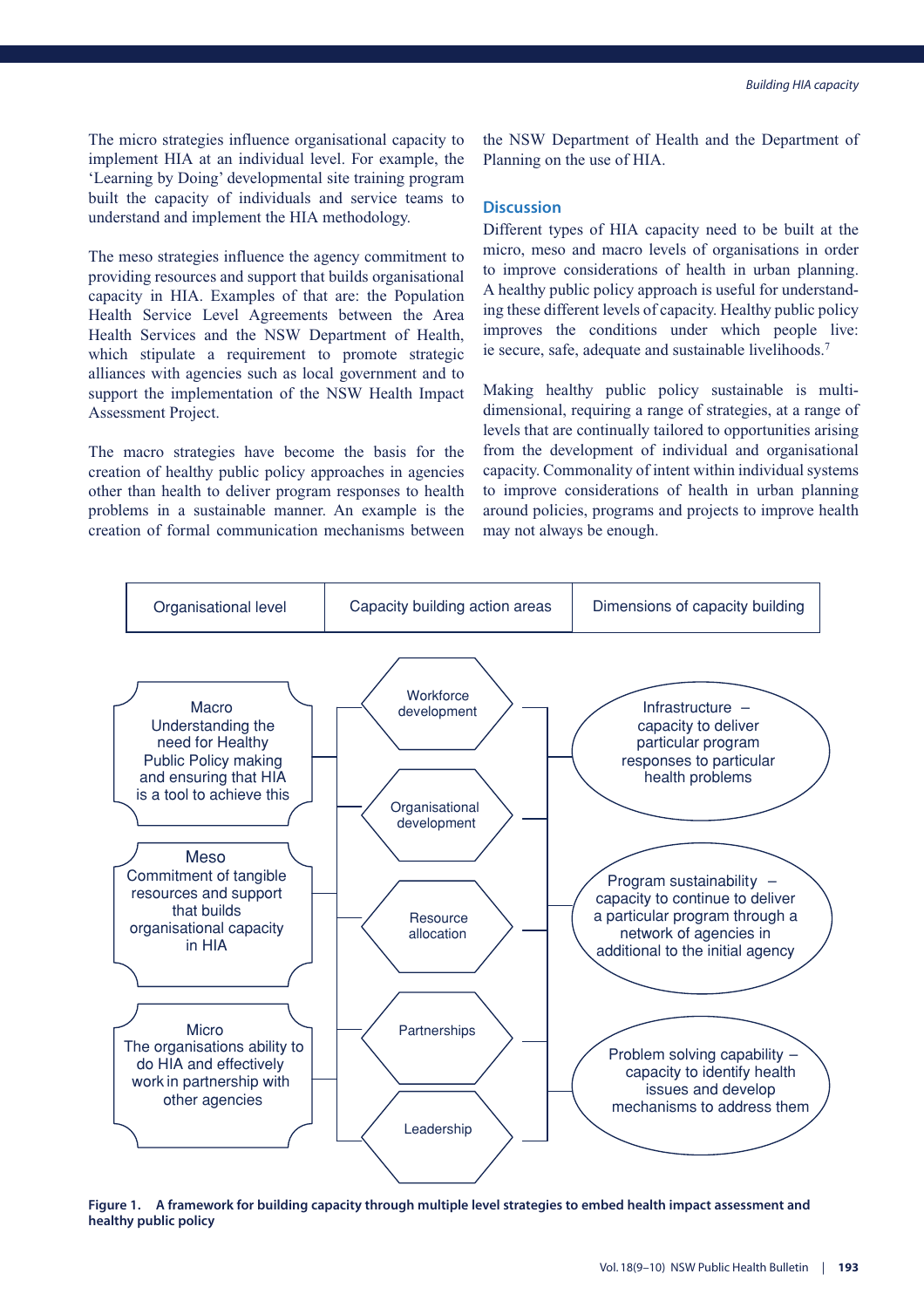The micro strategies influence organisational capacity to implement HIA at an individual level. For example, the 'Learning by Doing' developmental site training program built the capacity of individuals and service teams to understand and implement the HIA methodology.

The meso strategies influence the agency commitment to providing resources and support that builds organisational capacity in HIA. Examples of that are: the Population Health Service Level Agreements between the Area Health Services and the NSW Department of Health, which stipulate a requirement to promote strategic alliances with agencies such as local government and to support the implementation of the NSW Health Impact Assessment Project.

The macro strategies have become the basis for the creation of healthy public policy approaches in agencies other than health to deliver program responses to health problems in a sustainable manner. An example is the creation of formal communication mechanisms between the NSW Department of Health and the Department of Planning on the use of HIA.

## Discussion

Different types of HIA capacity need to be built at the micro, meso and macro levels of organisations in order to improve considerations of health in urban planning. A healthy public policy approach is useful for understanding these different levels of capacity. Healthy public policy improves the conditions under which people live: ie secure, safe, adequate and sustainable livelihoods.[7]

Making healthy public policy sustainable is multi-dimensional, requiring a range of strategies, at a range of levels that are continually tailored to opportunities arising from the development of individual and organisational capacity. Commonality of intent within individual systems to improve considerations of health in urban planning around policies, programs and projects to improve health may not always be enough.

| Organisational level | Capacity building action areas | Dimensions of capacity building |
|---|---|---|
| Macro<br>Understanding the need for Healthy Public Policy making and ensuring that HIA is a tool to achieve this | Workforce development | Infrastructure – capacity to deliver particular program responses to particular health problems |
| Meso<br>Commitment of tangible resources and support that builds organisational capacity in HIA | Organisational development | Program sustainability – capacity to continue to deliver a particular program through a network of agencies in additional to the initial agency |
| Micro<br>The organisations ability to do HIA and effectively work in partnership with other agencies | Resource allocation | Problem solving capability – capacity to identify health issues and develop mechanisms to address them |
| | Partnerships | |
| | Leadership | |

**Figure 1. A framework for building capacity through multiple level strategies to embed health impact assessment and healthy public policy**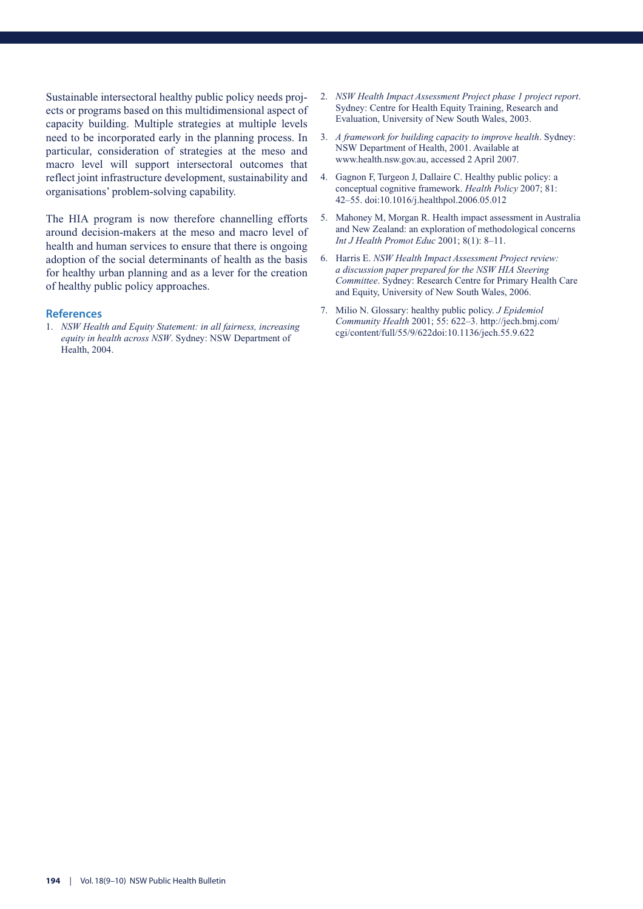Sustainable intersectoral healthy public policy needs projects or programs based on this multidimensional aspect of capacity building. Multiple strategies at multiple levels need to be incorporated early in the planning process. In particular, consideration of strategies at the meso and macro level will support intersectoral outcomes that reflect joint infrastructure development, sustainability and organisations' problem-solving capability.

The HIA program is now therefore channelling efforts around decision-makers at the meso and macro level of health and human services to ensure that there is ongoing adoption of the social determinants of health as the basis for healthy urban planning and as a lever for the creation of healthy public policy approaches.

## References

1. *NSW Health and Equity Statement: in all fairness, increasing equity in health across NSW*. Sydney: NSW Department of Health, 2004.
2. *NSW Health Impact Assessment Project phase 1 project report*. Sydney: Centre for Health Equity Training, Research and Evaluation, University of New South Wales, 2003.
3. *A framework for building capacity to improve health*. Sydney: NSW Department of Health, 2001. Available at www.health.nsw.gov.au, accessed 2 April 2007.
4. Gagnon F, Turgeon J, Dallaire C. Healthy public policy: a conceptual cognitive framework. *Health Policy* 2007; 81: 42–55. doi:10.1016/j.healthpol.2006.05.012
5. Mahoney M, Morgan R. Health impact assessment in Australia and New Zealand: an exploration of methodological concerns *Int J Health Promot Educ* 2001; 8(1): 8–11.
6. Harris E. *NSW Health Impact Assessment Project review: a discussion paper prepared for the NSW HIA Steering Committee*. Sydney: Research Centre for Primary Health Care and Equity, University of New South Wales, 2006.
7. Milio N. Glossary: healthy public policy. *J Epidemiol Community Health* 2001; 55: 622–3. http://jech.bmj.com/cgi/content/full/55/9/622doi:10.1136/jech.55.9.622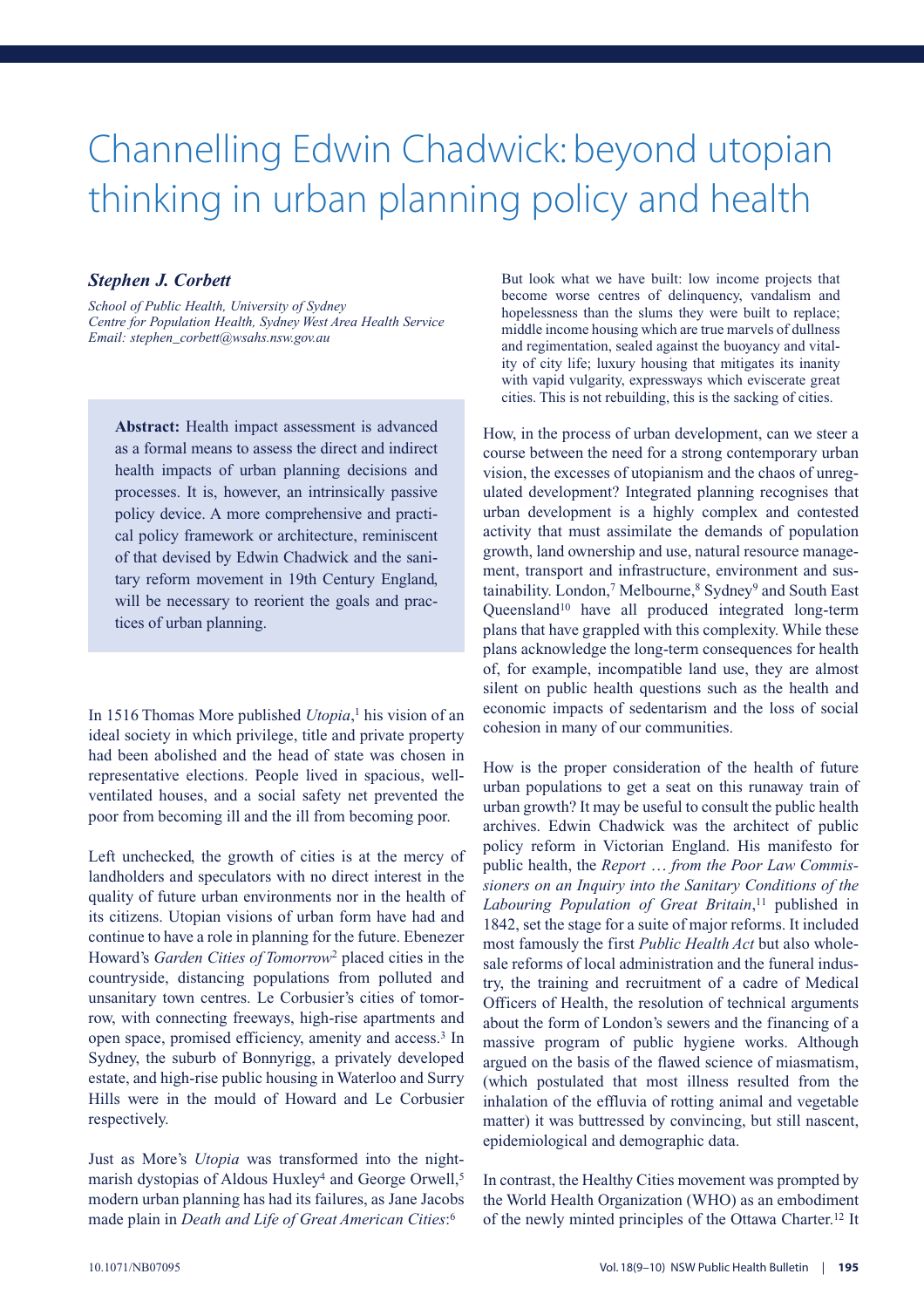# Channelling Edwin Chadwick: beyond utopian thinking in urban planning policy and health

***Stephen J. Corbett***

*School of Public Health, University of Sydney*
*Centre for Population Health, Sydney West Area Health Service*
*Email: stephen_corbett@wsahs.nsw.gov.au*

**Abstract:** Health impact assessment is advanced as a formal means to assess the direct and indirect health impacts of urban planning decisions and processes. It is, however, an intrinsically passive policy device. A more comprehensive and practical policy framework or architecture, reminiscent of that devised by Edwin Chadwick and the sanitary reform movement in 19th Century England, will be necessary to reorient the goals and practices of urban planning.

In 1516 Thomas More published *Utopia*,[1] his vision of an ideal society in which privilege, title and private property had been abolished and the head of state was chosen in representative elections. People lived in spacious, well-ventilated houses, and a social safety net prevented the poor from becoming ill and the ill from becoming poor.

Left unchecked, the growth of cities is at the mercy of landholders and speculators with no direct interest in the quality of future urban environments nor in the health of its citizens. Utopian visions of urban form have had and continue to have a role in planning for the future. Ebenezer Howard's *Garden Cities of Tomorrow*[2] placed cities in the countryside, distancing populations from polluted and unsanitary town centres. Le Corbusier's cities of tomorrow, with connecting freeways, high-rise apartments and open space, promised efficiency, amenity and access.[3] In Sydney, the suburb of Bonnyrigg, a privately developed estate, and high-rise public housing in Waterloo and Surry Hills were in the mould of Howard and Le Corbusier respectively.

Just as More's *Utopia* was transformed into the nightmarish dystopias of Aldous Huxley[4] and George Orwell,[5] modern urban planning has had its failures, as Jane Jacobs made plain in *Death and Life of Great American Cities*:[6]

> But look what we have built: low income projects that become worse centres of delinquency, vandalism and hopelessness than the slums they were built to replace; middle income housing which are true marvels of dullness and regimentation, sealed against the buoyancy and vitality of city life; luxury housing that mitigates its inanity with vapid vulgarity, expressways which eviscerate great cities. This is not rebuilding, this is the sacking of cities.

How, in the process of urban development, can we steer a course between the need for a strong contemporary urban vision, the excesses of utopianism and the chaos of unregulated development? Integrated planning recognises that urban development is a highly complex and contested activity that must assimilate the demands of population growth, land ownership and use, natural resource management, transport and infrastructure, environment and sustainability. London,[7] Melbourne,[8] Sydney[9] and South East Queensland[10] have all produced integrated long-term plans that have grappled with this complexity. While these plans acknowledge the long-term consequences for health of, for example, incompatible land use, they are almost silent on public health questions such as the health and economic impacts of sedentarism and the loss of social cohesion in many of our communities.

How is the proper consideration of the health of future urban populations to get a seat on this runaway train of urban growth? It may be useful to consult the public health archives. Edwin Chadwick was the architect of public policy reform in Victorian England. His manifesto for public health, the *Report … from the Poor Law Commissioners on an Inquiry into the Sanitary Conditions of the Labouring Population of Great Britain*,[11] published in 1842, set the stage for a suite of major reforms. It included most famously the first *Public Health Act* but also wholesale reforms of local administration and the funeral industry, the training and recruitment of a cadre of Medical Officers of Health, the resolution of technical arguments about the form of London's sewers and the financing of a massive program of public hygiene works. Although argued on the basis of the flawed science of miasmatism, (which postulated that most illness resulted from the inhalation of the effluvia of rotting animal and vegetable matter) it was buttressed by convincing, but still nascent, epidemiological and demographic data.

In contrast, the Healthy Cities movement was prompted by the World Health Organization (WHO) as an embodiment of the newly minted principles of the Ottawa Charter.[12] It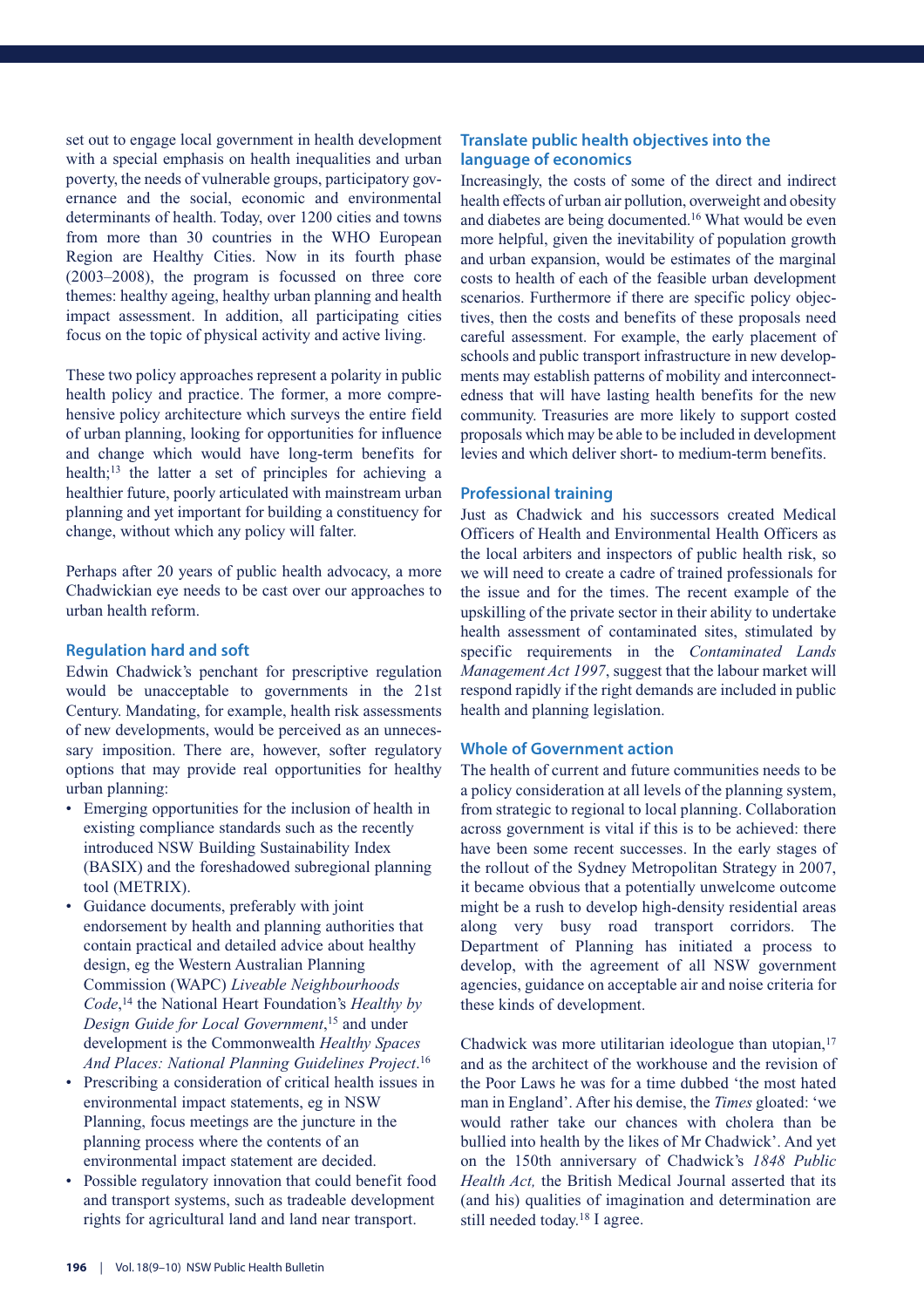set out to engage local government in health development with a special emphasis on health inequalities and urban poverty, the needs of vulnerable groups, participatory governance and the social, economic and environmental determinants of health. Today, over 1200 cities and towns from more than 30 countries in the WHO European Region are Healthy Cities. Now in its fourth phase (2003–2008), the program is focussed on three core themes: healthy ageing, healthy urban planning and health impact assessment. In addition, all participating cities focus on the topic of physical activity and active living.

These two policy approaches represent a polarity in public health policy and practice. The former, a more comprehensive policy architecture which surveys the entire field of urban planning, looking for opportunities for influence and change which would have long-term benefits for health;[13] the latter a set of principles for achieving a healthier future, poorly articulated with mainstream urban planning and yet important for building a constituency for change, without which any policy will falter.

Perhaps after 20 years of public health advocacy, a more Chadwickian eye needs to be cast over our approaches to urban health reform.

### Regulation hard and soft

Edwin Chadwick's penchant for prescriptive regulation would be unacceptable to governments in the 21st Century. Mandating, for example, health risk assessments of new developments, would be perceived as an unnecessary imposition. There are, however, softer regulatory options that may provide real opportunities for healthy urban planning:

- Emerging opportunities for the inclusion of health in existing compliance standards such as the recently introduced NSW Building Sustainability Index (BASIX) and the foreshadowed subregional planning tool (METRIX).
- Guidance documents, preferably with joint endorsement by health and planning authorities that contain practical and detailed advice about healthy design, eg the Western Australian Planning Commission (WAPC) *Liveable Neighbourhoods Code*,[14] the National Heart Foundation's *Healthy by Design Guide for Local Government*,[15] and under development is the Commonwealth *Healthy Spaces And Places: National Planning Guidelines Project*.[16]
- Prescribing a consideration of critical health issues in environmental impact statements, eg in NSW Planning, focus meetings are the juncture in the planning process where the contents of an environmental impact statement are decided.
- Possible regulatory innovation that could benefit food and transport systems, such as tradeable development rights for agricultural land and land near transport.

### Translate public health objectives into the language of economics

Increasingly, the costs of some of the direct and indirect health effects of urban air pollution, overweight and obesity and diabetes are being documented.[16] What would be even more helpful, given the inevitability of population growth and urban expansion, would be estimates of the marginal costs to health of each of the feasible urban development scenarios. Furthermore if there are specific policy objectives, then the costs and benefits of these proposals need careful assessment. For example, the early placement of schools and public transport infrastructure in new developments may establish patterns of mobility and interconnectedness that will have lasting health benefits for the new community. Treasuries are more likely to support costed proposals which may be able to be included in development levies and which deliver short- to medium-term benefits.

### Professional training

Just as Chadwick and his successors created Medical Officers of Health and Environmental Health Officers as the local arbiters and inspectors of public health risk, so we will need to create a cadre of trained professionals for the issue and for the times. The recent example of the upskilling of the private sector in their ability to undertake health assessment of contaminated sites, stimulated by specific requirements in the *Contaminated Lands Management Act 1997*, suggest that the labour market will respond rapidly if the right demands are included in public health and planning legislation.

### Whole of Government action

The health of current and future communities needs to be a policy consideration at all levels of the planning system, from strategic to regional to local planning. Collaboration across government is vital if this is to be achieved: there have been some recent successes. In the early stages of the rollout of the Sydney Metropolitan Strategy in 2007, it became obvious that a potentially unwelcome outcome might be a rush to develop high-density residential areas along very busy road transport corridors. The Department of Planning has initiated a process to develop, with the agreement of all NSW government agencies, guidance on acceptable air and noise criteria for these kinds of development.

Chadwick was more utilitarian ideologue than utopian,[17] and as the architect of the workhouse and the revision of the Poor Laws he was for a time dubbed 'the most hated man in England'. After his demise, the *Times* gloated: 'we would rather take our chances with cholera than be bullied into health by the likes of Mr Chadwick'. And yet on the 150th anniversary of Chadwick's *1848 Public Health Act,* the British Medical Journal asserted that its (and his) qualities of imagination and determination are still needed today.[18] I agree.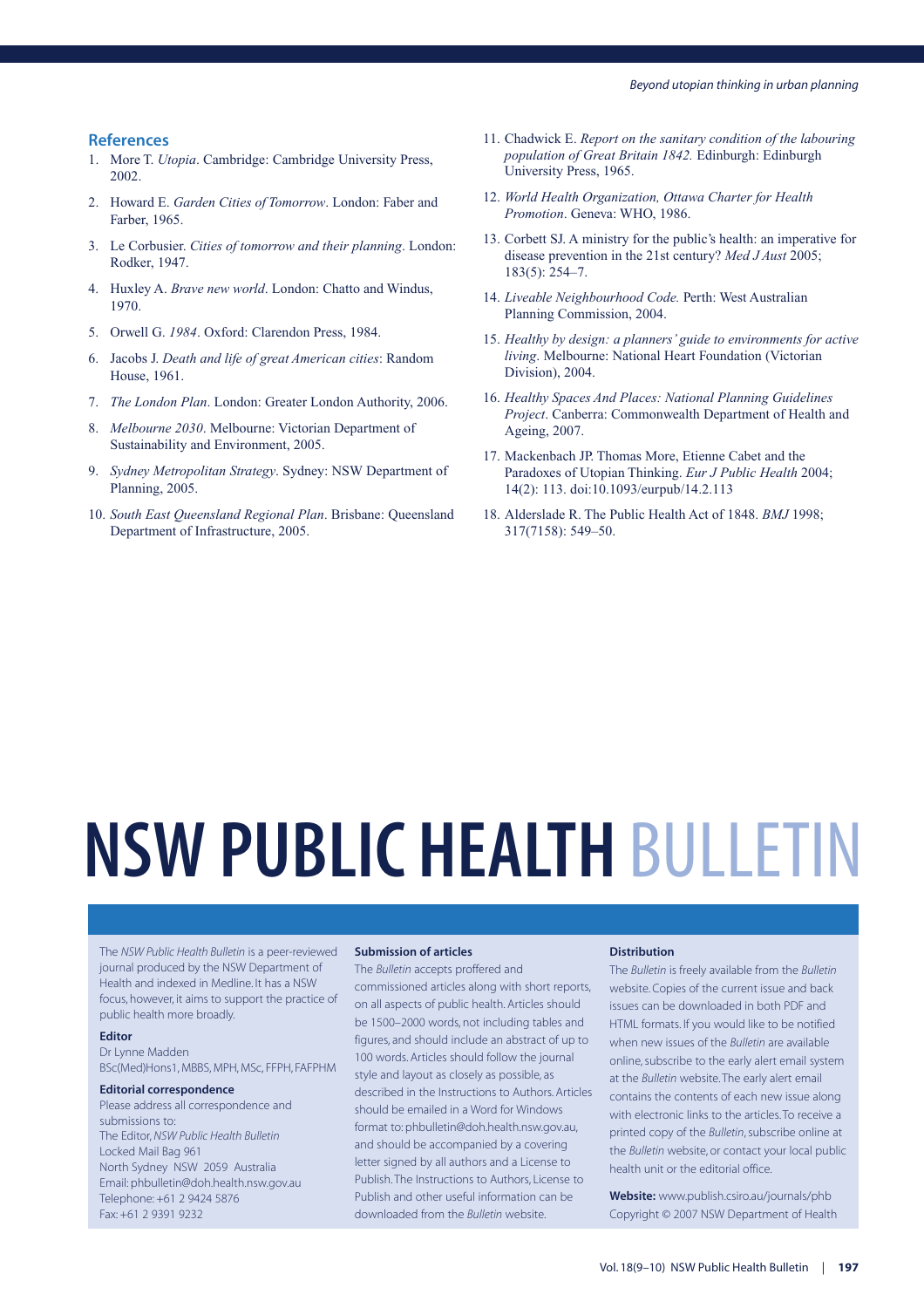## References

1. More T. *Utopia*. Cambridge: Cambridge University Press, 2002.
2. Howard E. *Garden Cities of Tomorrow*. London: Faber and Farber, 1965.
3. Le Corbusier. *Cities of tomorrow and their planning*. London: Rodker, 1947.
4. Huxley A. *Brave new world*. London: Chatto and Windus, 1970.
5. Orwell G. *1984*. Oxford: Clarendon Press, 1984.
6. Jacobs J. *Death and life of great American cities*: Random House, 1961.
7. *The London Plan*. London: Greater London Authority, 2006.
8. *Melbourne 2030*. Melbourne: Victorian Department of Sustainability and Environment, 2005.
9. *Sydney Metropolitan Strategy*. Sydney: NSW Department of Planning, 2005.
10. *South East Queensland Regional Plan*. Brisbane: Queensland Department of Infrastructure, 2005.
11. Chadwick E. *Report on the sanitary condition of the labouring population of Great Britain 1842.* Edinburgh: Edinburgh University Press, 1965.
12. *World Health Organization, Ottawa Charter for Health Promotion*. Geneva: WHO, 1986.
13. Corbett SJ. A ministry for the public's health: an imperative for disease prevention in the 21st century? *Med J Aust* 2005; 183(5): 254–7.
14. *Liveable Neighbourhood Code.* Perth: West Australian Planning Commission, 2004.
15. *Healthy by design: a planners' guide to environments for active living*. Melbourne: National Heart Foundation (Victorian Division), 2004.
16. *Healthy Spaces And Places: National Planning Guidelines Project*. Canberra: Commonwealth Department of Health and Ageing, 2007.
17. Mackenbach JP. Thomas More, Etienne Cabet and the Paradoxes of Utopian Thinking. *Eur J Public Health* 2004; 14(2): 113. doi:10.1093/eurpub/14.2.113
18. Alderslade R. The Public Health Act of 1848. *BMJ* 1998; 317(7158): 549–50.

# NSW PUBLIC HEALTH BULLETIN

The *NSW Public Health Bulletin* is a peer-reviewed journal produced by the NSW Department of Health and indexed in Medline. It has a NSW focus, however, it aims to support the practice of public health more broadly.

**Editor**
Dr Lynne Madden
BSc(Med)Hons1, MBBS, MPH, MSc, FFPH, FAFPHM

**Editorial correspondence**
Please address all correspondence and submissions to:
The Editor, *NSW Public Health Bulletin*
Locked Mail Bag 961
North Sydney NSW 2059 Australia
Email: phbulletin@doh.health.nsw.gov.au
Telephone: +61 2 9424 5876
Fax: +61 2 9391 9232

**Submission of articles**
The *Bulletin* accepts proffered and commissioned articles along with short reports, on all aspects of public health. Articles should be 1500–2000 words, not including tables and figures, and should include an abstract of up to 100 words. Articles should follow the journal style and layout as closely as possible, as described in the Instructions to Authors. Articles should be emailed in a Word for Windows format to: phbulletin@doh.health.nsw.gov.au, and should be accompanied by a covering letter signed by all authors and a License to Publish. The Instructions to Authors, License to Publish and other useful information can be downloaded from the *Bulletin* website.

**Distribution**
The *Bulletin* is freely available from the *Bulletin* website. Copies of the current issue and back issues can be downloaded in both PDF and HTML formats. If you would like to be notified when new issues of the *Bulletin* are available online, subscribe to the early alert email system at the *Bulletin* website. The early alert email contains the contents of each new issue along with electronic links to the articles. To receive a printed copy of the *Bulletin*, subscribe online at the *Bulletin* website, or contact your local public health unit or the editorial office.

**Website:** www.publish.csiro.au/journals/phb
Copyright © 2007 NSW Department of Health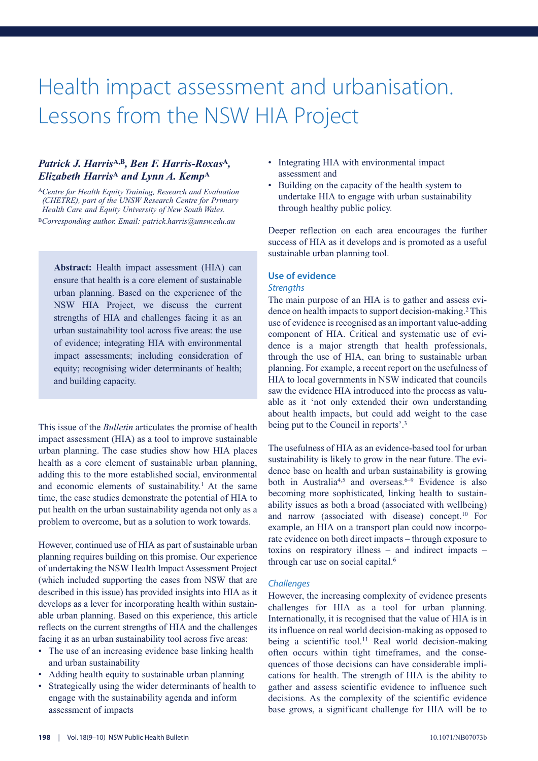# Health impact assessment and urbanisation. Lessons from the NSW HIA Project

***Patrick J. Harris*[A,B], *Ben F. Harris-Roxas*[A], *Elizabeth Harris*[A] and *Lynn A. Kemp*[A]**

[A]*Centre for Health Equity Training, Research and Evaluation (CHETRE), part of the UNSW Research Centre for Primary Health Care and Equity University of New South Wales.*

[B]*Corresponding author. Email: patrick.harris@unsw.edu.au*

> **Abstract:** Health impact assessment (HIA) can ensure that health is a core element of sustainable urban planning. Based on the experience of the NSW HIA Project, we discuss the current strengths of HIA and challenges facing it as an urban sustainability tool across five areas: the use of evidence; integrating HIA with environmental impact assessments; including consideration of equity; recognising wider determinants of health; and building capacity.

This issue of the *Bulletin* articulates the promise of health impact assessment (HIA) as a tool to improve sustainable urban planning. The case studies show how HIA places health as a core element of sustainable urban planning, adding this to the more established social, environmental and economic elements of sustainability.[1] At the same time, the case studies demonstrate the potential of HIA to put health on the urban sustainability agenda not only as a problem to overcome, but as a solution to work towards.

However, continued use of HIA as part of sustainable urban planning requires building on this promise. Our experience of undertaking the NSW Health Impact Assessment Project (which included supporting the cases from NSW that are described in this issue) has provided insights into HIA as it develops as a lever for incorporating health within sustainable urban planning. Based on this experience, this article reflects on the current strengths of HIA and the challenges facing it as an urban sustainability tool across five areas:

- The use of an increasing evidence base linking health and urban sustainability
- Adding health equity to sustainable urban planning
- Strategically using the wider determinants of health to engage with the sustainability agenda and inform assessment of impacts
- Integrating HIA with environmental impact assessment and
- Building on the capacity of the health system to undertake HIA to engage with urban sustainability through healthy public policy.

Deeper reflection on each area encourages the further success of HIA as it develops and is promoted as a useful sustainable urban planning tool.

## Use of evidence

### *Strengths*

The main purpose of an HIA is to gather and assess evidence on health impacts to support decision-making.[2] This use of evidence is recognised as an important value-adding component of HIA. Critical and systematic use of evidence is a major strength that health professionals, through the use of HIA, can bring to sustainable urban planning. For example, a recent report on the usefulness of HIA to local governments in NSW indicated that councils saw the evidence HIA introduced into the process as valuable as it 'not only extended their own understanding about health impacts, but could add weight to the case being put to the Council in reports'.[3]

The usefulness of HIA as an evidence-based tool for urban sustainability is likely to grow in the near future. The evidence base on health and urban sustainability is growing both in Australia[4,5] and overseas.[6–9] Evidence is also becoming more sophisticated, linking health to sustainability issues as both a broad (associated with wellbeing) and narrow (associated with disease) concept.[10] For example, an HIA on a transport plan could now incorporate evidence on both direct impacts – through exposure to toxins on respiratory illness – and indirect impacts – through car use on social capital.[6]

### *Challenges*

However, the increasing complexity of evidence presents challenges for HIA as a tool for urban planning. Internationally, it is recognised that the value of HIA is in its influence on real world decision-making as opposed to being a scientific tool.[11] Real world decision-making often occurs within tight timeframes, and the consequences of those decisions can have considerable implications for health. The strength of HIA is the ability to gather and assess scientific evidence to influence such decisions. As the complexity of the scientific evidence base grows, a significant challenge for HIA will be to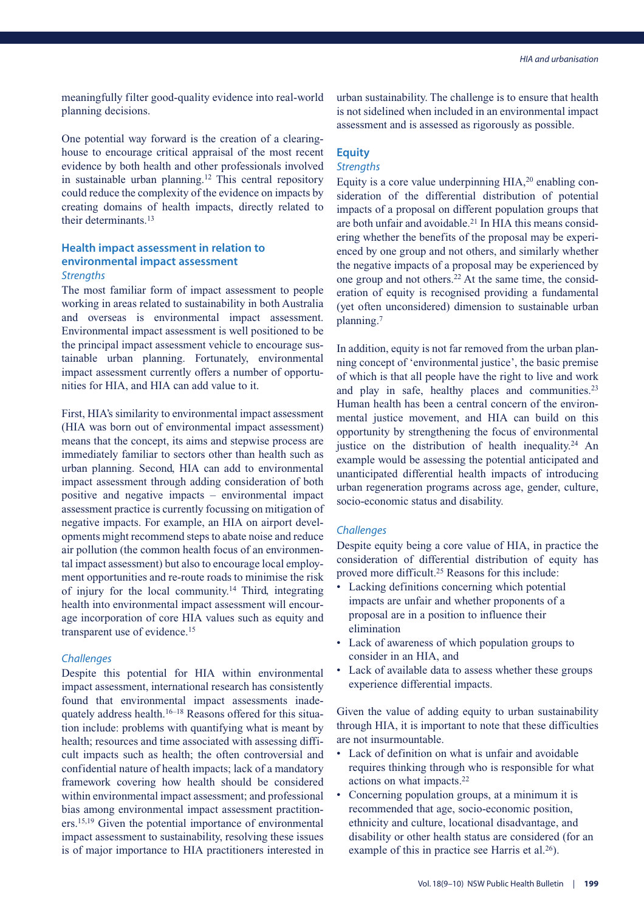meaningfully filter good-quality evidence into real-world planning decisions.

One potential way forward is the creation of a clearinghouse to encourage critical appraisal of the most recent evidence by both health and other professionals involved in sustainable urban planning.[12] This central repository could reduce the complexity of the evidence on impacts by creating domains of health impacts, directly related to their determinants.[13]

## Health impact assessment in relation to environmental impact assessment

### *Strengths*

The most familiar form of impact assessment to people working in areas related to sustainability in both Australia and overseas is environmental impact assessment. Environmental impact assessment is well positioned to be the principal impact assessment vehicle to encourage sustainable urban planning. Fortunately, environmental impact assessment currently offers a number of opportunities for HIA, and HIA can add value to it.

First, HIA's similarity to environmental impact assessment (HIA was born out of environmental impact assessment) means that the concept, its aims and stepwise process are immediately familiar to sectors other than health such as urban planning. Second, HIA can add to environmental impact assessment through adding consideration of both positive and negative impacts – environmental impact assessment practice is currently focussing on mitigation of negative impacts. For example, an HIA on airport developments might recommend steps to abate noise and reduce air pollution (the common health focus of an environmental impact assessment) but also to encourage local employment opportunities and re-route roads to minimise the risk of injury for the local community.[14] Third, integrating health into environmental impact assessment will encourage incorporation of core HIA values such as equity and transparent use of evidence.[15]

### *Challenges*

Despite this potential for HIA within environmental impact assessment, international research has consistently found that environmental impact assessments inadequately address health.[16–18] Reasons offered for this situation include: problems with quantifying what is meant by health; resources and time associated with assessing difficult impacts such as health; the often controversial and confidential nature of health impacts; lack of a mandatory framework covering how health should be considered within environmental impact assessment; and professional bias among environmental impact assessment practitioners.[15,19] Given the potential importance of environmental impact assessment to sustainability, resolving these issues is of major importance to HIA practitioners interested in urban sustainability. The challenge is to ensure that health is not sidelined when included in an environmental impact assessment and is assessed as rigorously as possible.

## Equity

### *Strengths*

Equity is a core value underpinning HIA,[20] enabling consideration of the differential distribution of potential impacts of a proposal on different population groups that are both unfair and avoidable.[21] In HIA this means considering whether the benefits of the proposal may be experienced by one group and not others, and similarly whether the negative impacts of a proposal may be experienced by one group and not others.[22] At the same time, the consideration of equity is recognised providing a fundamental (yet often unconsidered) dimension to sustainable urban planning.[7]

In addition, equity is not far removed from the urban planning concept of 'environmental justice', the basic premise of which is that all people have the right to live and work and play in safe, healthy places and communities.[23] Human health has been a central concern of the environmental justice movement, and HIA can build on this opportunity by strengthening the focus of environmental justice on the distribution of health inequality.[24] An example would be assessing the potential anticipated and unanticipated differential health impacts of introducing urban regeneration programs across age, gender, culture, socio-economic status and disability.

### *Challenges*

Despite equity being a core value of HIA, in practice the consideration of differential distribution of equity has proved more difficult.[25] Reasons for this include:

- Lacking definitions concerning which potential impacts are unfair and whether proponents of a proposal are in a position to influence their elimination
- Lack of awareness of which population groups to consider in an HIA, and
- Lack of available data to assess whether these groups experience differential impacts.

Given the value of adding equity to urban sustainability through HIA, it is important to note that these difficulties are not insurmountable.

- Lack of definition on what is unfair and avoidable requires thinking through who is responsible for what actions on what impacts.[22]
- Concerning population groups, at a minimum it is recommended that age, socio-economic position, ethnicity and culture, locational disadvantage, and disability or other health status are considered (for an example of this in practice see Harris et al.[26]).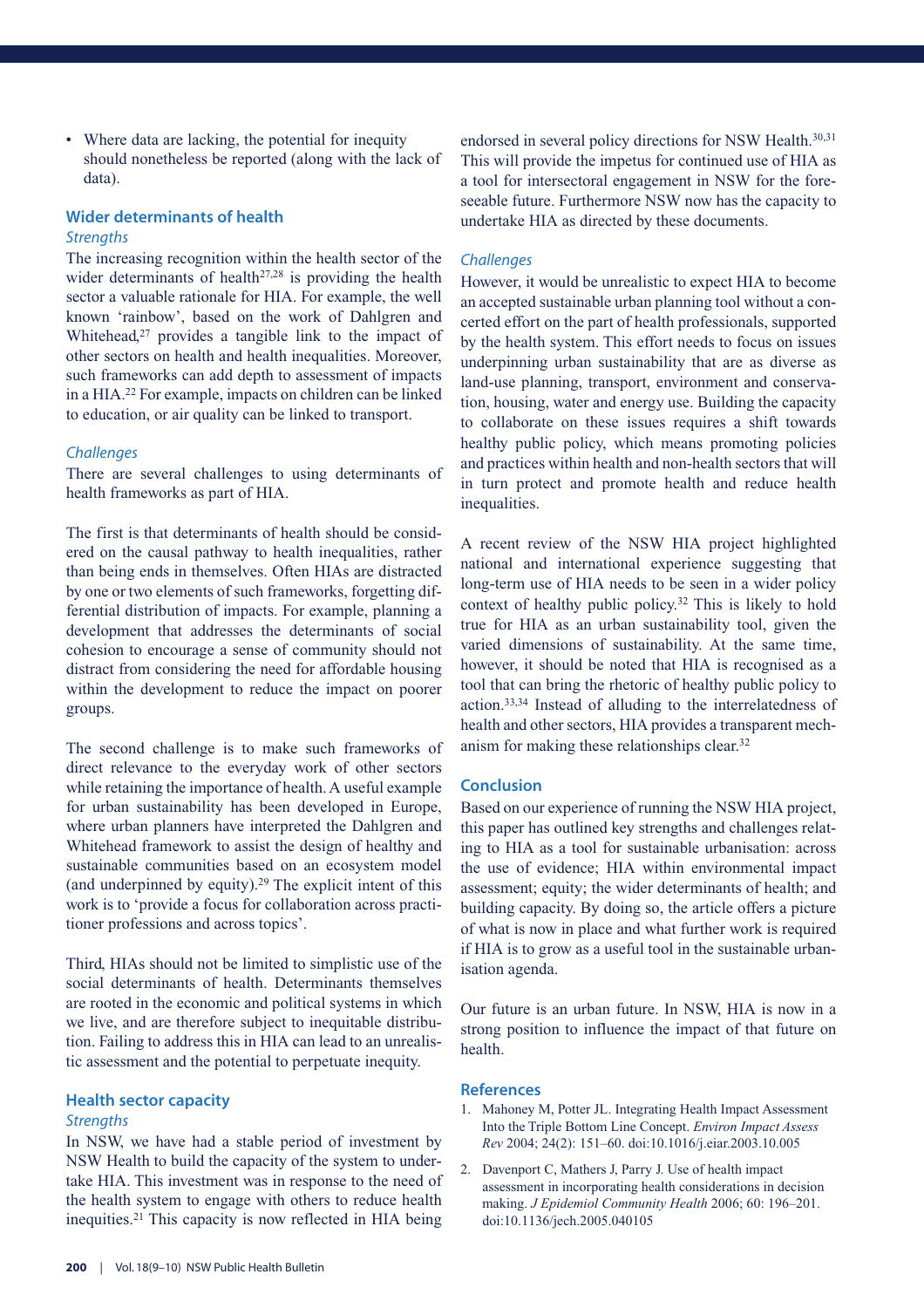- Where data are lacking, the potential for inequity should nonetheless be reported (along with the lack of data).

## Wider determinants of health

*Strengths*

The increasing recognition within the health sector of the wider determinants of health[27,28] is providing the health sector a valuable rationale for HIA. For example, the well known 'rainbow', based on the work of Dahlgren and Whitehead,[27] provides a tangible link to the impact of other sectors on health and health inequalities. Moreover, such frameworks can add depth to assessment of impacts in a HIA.[22] For example, impacts on children can be linked to education, or air quality can be linked to transport.

*Challenges*

There are several challenges to using determinants of health frameworks as part of HIA.

The first is that determinants of health should be considered on the causal pathway to health inequalities, rather than being ends in themselves. Often HIAs are distracted by one or two elements of such frameworks, forgetting differential distribution of impacts. For example, planning a development that addresses the determinants of social cohesion to encourage a sense of community should not distract from considering the need for affordable housing within the development to reduce the impact on poorer groups.

The second challenge is to make such frameworks of direct relevance to the everyday work of other sectors while retaining the importance of health. A useful example for urban sustainability has been developed in Europe, where urban planners have interpreted the Dahlgren and Whitehead framework to assist the design of healthy and sustainable communities based on an ecosystem model (and underpinned by equity).[29] The explicit intent of this work is to 'provide a focus for collaboration across practitioner professions and across topics'.

Third, HIAs should not be limited to simplistic use of the social determinants of health. Determinants themselves are rooted in the economic and political systems in which we live, and are therefore subject to inequitable distribution. Failing to address this in HIA can lead to an unrealistic assessment and the potential to perpetuate inequity.

## Health sector capacity

*Strengths*

In NSW, we have had a stable period of investment by NSW Health to build the capacity of the system to undertake HIA. This investment was in response to the need of the health system to engage with others to reduce health inequities.[21] This capacity is now reflected in HIA being endorsed in several policy directions for NSW Health.[30,31] This will provide the impetus for continued use of HIA as a tool for intersectoral engagement in NSW for the foreseeable future. Furthermore NSW now has the capacity to undertake HIA as directed by these documents.

*Challenges*

However, it would be unrealistic to expect HIA to become an accepted sustainable urban planning tool without a concerted effort on the part of health professionals, supported by the health system. This effort needs to focus on issues underpinning urban sustainability that are as diverse as land-use planning, transport, environment and conservation, housing, water and energy use. Building the capacity to collaborate on these issues requires a shift towards healthy public policy, which means promoting policies and practices within health and non-health sectors that will in turn protect and promote health and reduce health inequalities.

A recent review of the NSW HIA project highlighted national and international experience suggesting that long-term use of HIA needs to be seen in a wider policy context of healthy public policy.[32] This is likely to hold true for HIA as an urban sustainability tool, given the varied dimensions of sustainability. At the same time, however, it should be noted that HIA is recognised as a tool that can bring the rhetoric of healthy public policy to action.[33,34] Instead of alluding to the interrelatedness of health and other sectors, HIA provides a transparent mechanism for making these relationships clear.[32]

## Conclusion

Based on our experience of running the NSW HIA project, this paper has outlined key strengths and challenges relating to HIA as a tool for sustainable urbanisation: across the use of evidence; HIA within environmental impact assessment; equity; the wider determinants of health; and building capacity. By doing so, the article offers a picture of what is now in place and what further work is required if HIA is to grow as a useful tool in the sustainable urbanisation agenda.

Our future is an urban future. In NSW, HIA is now in a strong position to influence the impact of that future on health.

## References

1. Mahoney M, Potter JL. Integrating Health Impact Assessment Into the Triple Bottom Line Concept. *Environ Impact Assess Rev* 2004; 24(2): 151–60. doi:10.1016/j.eiar.2003.10.005
2. Davenport C, Mathers J, Parry J. Use of health impact assessment in incorporating health considerations in decision making. *J Epidemiol Community Health* 2006; 60: 196–201. doi:10.1136/jech.2005.040105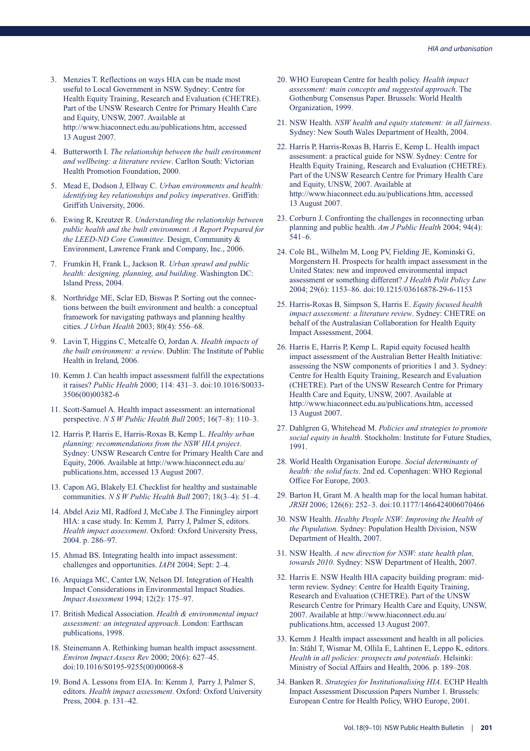3. Menzies T. Reflections on ways HIA can be made most useful to Local Government in NSW. Sydney: Centre for Health Equity Training, Research and Evaluation (CHETRE). Part of the UNSW Research Centre for Primary Health Care and Equity, UNSW, 2007. Available at http://www.hiaconnect.edu.au/publications.htm, accessed 13 August 2007.

4. Butterworth I. *The relationship between the built environment and wellbeing: a literature review*. Carlton South: Victorian Health Promotion Foundation, 2000.

5. Mead E, Dodson J, Ellway C. *Urban environments and health: identifying key relationships and policy imperatives*. Griffith: Griffith University, 2006.

6. Ewing R, Kreutzer R. *Understanding the relationship between public health and the built environment. A Report Prepared for the LEED-ND Core Committee*. Design, Community & Environment, Lawrence Frank and Company, Inc., 2006.

7. Frumkin H, Frank L, Jackson R. *Urban sprawl and public health: designing, planning, and building*. Washington DC: Island Press, 2004.

8. Northridge ME, Sclar ED, Biswas P. Sorting out the connections between the built environment and health: a conceptual framework for navigating pathways and planning healthy cities. *J Urban Health* 2003; 80(4): 556–68.

9. Lavin T, Higgins C, Metcalfe O, Jordan A. *Health impacts of the built environment: a review*. Dublin: The Institute of Public Health in Ireland, 2006.

10. Kemm J. Can health impact assessment fulfill the expectations it raises? *Public Health* 2000; 114: 431–3. doi:10.1016/S0033-3506(00)00382-6

11. Scott-Samuel A. Health impact assessment: an international perspective. *N S W Public Health Bull* 2005; 16(7–8): 110–3.

12. Harris P, Harris E, Harris-Roxas B, Kemp L. *Healthy urban planning: recommendations from the NSW HIA project*. Sydney: UNSW Research Centre for Primary Health Care and Equity, 2006. Available at http://www.hiaconnect.edu.au/publications.htm, accessed 13 August 2007.

13. Capon AG, Blakely EJ. Checklist for healthy and sustainable communities. *N S W Public Health Bull* 2007; 18(3–4): 51–4.

14. Abdel Aziz MI, Radford J, McCabe J. The Finningley airport HIA: a case study. In: Kemm J, Parry J, Palmer S, editors. *Health impact assessment*. Oxford: Oxford University Press, 2004. p. 286–97.

15. Ahmad BS. Integrating health into impact assessment: challenges and opportunities. *IAPA* 2004; Sept: 2–4.

16. Arquiaga MC, Canter LW, Nelson DI. Integration of Health Impact Considerations in Environmental Impact Studies. *Impact Assessment* 1994; 12(2): 175–97.

17. British Medical Association. *Health & environmental impact assessment: an integrated approach*. London: Earthscan publications, 1998.

18. Steinemann A. Rethinking human health impact assessment. *Environ Impact Assess Rev* 2000; 20(6): 627–45. doi:10.1016/S0195-9255(00)00068-8

19. Bond A. Lessons from EIA. In: Kemm J, Parry J, Palmer S, editors. *Health impact assessment*. Oxford: Oxford University Press, 2004. p. 131–42.

20. WHO European Centre for health policy. *Health impact assessment: main concepts and suggested approach*. The Gothenburg Consensus Paper. Brussels: World Health Organization, 1999.

21. NSW Health. *NSW health and equity statement: in all fairness*. Sydney: New South Wales Department of Health, 2004.

22. Harris P, Harris-Roxas B, Harris E, Kemp L. Health impact assessment: a practical guide for NSW. Sydney: Centre for Health Equity Training, Research and Evaluation (CHETRE). Part of the UNSW Research Centre for Primary Health Care and Equity, UNSW, 2007. Available at http://www.hiaconnect.edu.au/publications.htm, accessed 13 August 2007.

23. Corburn J. Confronting the challenges in reconnecting urban planning and public health. *Am J Public Health* 2004; 94(4): 541–6.

24. Cole BL, Wilhelm M, Long PV, Fielding JE, Kominski G, Morgenstern H. Prospects for health impact assessment in the United States: new and improved environmental impact assessment or something different? *J Health Polit Policy Law* 2004; 29(6): 1153–86. doi:10.1215/03616878-29-6-1153

25. Harris-Roxas B, Simpson S, Harris E. *Equity focused health impact assessment: a literature review*. Sydney: CHETRE on behalf of the Australasian Collaboration for Health Equity Impact Assessment, 2004.

26. Harris E, Harris P, Kemp L. Rapid equity focused health impact assessment of the Australian Better Health Initiative: assessing the NSW components of priorities 1 and 3. Sydney: Centre for Health Equity Training, Research and Evaluation (CHETRE). Part of the UNSW Research Centre for Primary Health Care and Equity, UNSW, 2007. Available at http://www.hiaconnect.edu.au/publications.htm, accessed 13 August 2007.

27. Dahlgren G, Whitehead M. *Policies and strategies to promote social equity in health*. Stockholm: Institute for Future Studies, 1991.

28. World Health Organisation Europe. *Social determinants of health: the solid facts*. 2nd ed. Copenhagen: WHO Regional Office For Europe, 2003.

29. Barton H, Grant M. A health map for the local human habitat. *JRSH* 2006; 126(6): 252–3. doi:10.1177/1466424006070466

30. NSW Health. *Healthy People NSW: Improving the Health of the Population*. Sydney: Population Health Division, NSW Department of Health, 2007.

31. NSW Health. *A new direction for NSW: state health plan, towards 2010*. Sydney: NSW Department of Health, 2007.

32. Harris E. NSW Health HIA capacity building program: mid-term review. Sydney: Centre for Health Equity Training, Research and Evaluation (CHETRE). Part of the UNSW Research Centre for Primary Health Care and Equity, UNSW, 2007. Available at http://www.hiaconnect.edu.au/publications.htm, accessed 13 August 2007.

33. Kemm J. Health impact assessment and health in all policies. In: Ståhl T, Wismar M, Ollila E, Lahtinen E, Leppo K, editors. *Health in all policies: prospects and potentials*. Helsinki: Ministry of Social Affairs and Health, 2006. p. 189–208.

34. Banken R. *Strategies for Institutionalising HIA*. ECHP Health Impact Assessment Discussion Papers Number 1. Brussels: European Centre for Health Policy, WHO Europe, 2001.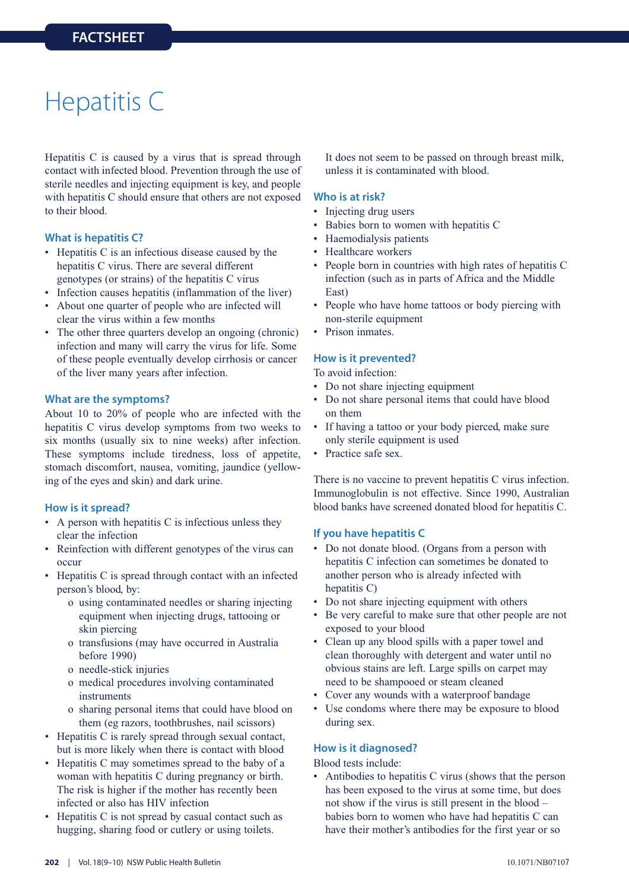FACTSHEET

# Hepatitis C

Hepatitis C is caused by a virus that is spread through contact with infected blood. Prevention through the use of sterile needles and injecting equipment is key, and people with hepatitis C should ensure that others are not exposed to their blood.

## What is hepatitis C?

- Hepatitis C is an infectious disease caused by the hepatitis C virus. There are several different genotypes (or strains) of the hepatitis C virus
- Infection causes hepatitis (inflammation of the liver)
- About one quarter of people who are infected will clear the virus within a few months
- The other three quarters develop an ongoing (chronic) infection and many will carry the virus for life. Some of these people eventually develop cirrhosis or cancer of the liver many years after infection.

## What are the symptoms?

About 10 to 20% of people who are infected with the hepatitis C virus develop symptoms from two weeks to six months (usually six to nine weeks) after infection. These symptoms include tiredness, loss of appetite, stomach discomfort, nausea, vomiting, jaundice (yellowing of the eyes and skin) and dark urine.

## How is it spread?

- A person with hepatitis C is infectious unless they clear the infection
- Reinfection with different genotypes of the virus can occur
- Hepatitis C is spread through contact with an infected person's blood, by:
  - using contaminated needles or sharing injecting equipment when injecting drugs, tattooing or skin piercing
  - transfusions (may have occurred in Australia before 1990)
  - needle-stick injuries
  - medical procedures involving contaminated instruments
  - sharing personal items that could have blood on them (eg razors, toothbrushes, nail scissors)
- Hepatitis C is rarely spread through sexual contact, but is more likely when there is contact with blood
- Hepatitis C may sometimes spread to the baby of a woman with hepatitis C during pregnancy or birth. The risk is higher if the mother has recently been infected or also has HIV infection
- Hepatitis C is not spread by casual contact such as hugging, sharing food or cutlery or using toilets. It does not seem to be passed on through breast milk, unless it is contaminated with blood.

## Who is at risk?

- Injecting drug users
- Babies born to women with hepatitis C
- Haemodialysis patients
- Healthcare workers
- People born in countries with high rates of hepatitis C infection (such as in parts of Africa and the Middle East)
- People who have home tattoos or body piercing with non-sterile equipment
- Prison inmates.

## How is it prevented?

To avoid infection:

- Do not share injecting equipment
- Do not share personal items that could have blood on them
- If having a tattoo or your body pierced, make sure only sterile equipment is used
- Practice safe sex.

There is no vaccine to prevent hepatitis C virus infection. Immunoglobulin is not effective. Since 1990, Australian blood banks have screened donated blood for hepatitis C.

## If you have hepatitis C

- Do not donate blood. (Organs from a person with hepatitis C infection can sometimes be donated to another person who is already infected with hepatitis C)
- Do not share injecting equipment with others
- Be very careful to make sure that other people are not exposed to your blood
- Clean up any blood spills with a paper towel and clean thoroughly with detergent and water until no obvious stains are left. Large spills on carpet may need to be shampooed or steam cleaned
- Cover any wounds with a waterproof bandage
- Use condoms where there may be exposure to blood during sex.

## How is it diagnosed?

Blood tests include:

- Antibodies to hepatitis C virus (shows that the person has been exposed to the virus at some time, but does not show if the virus is still present in the blood – babies born to women who have had hepatitis C can have their mother's antibodies for the first year or so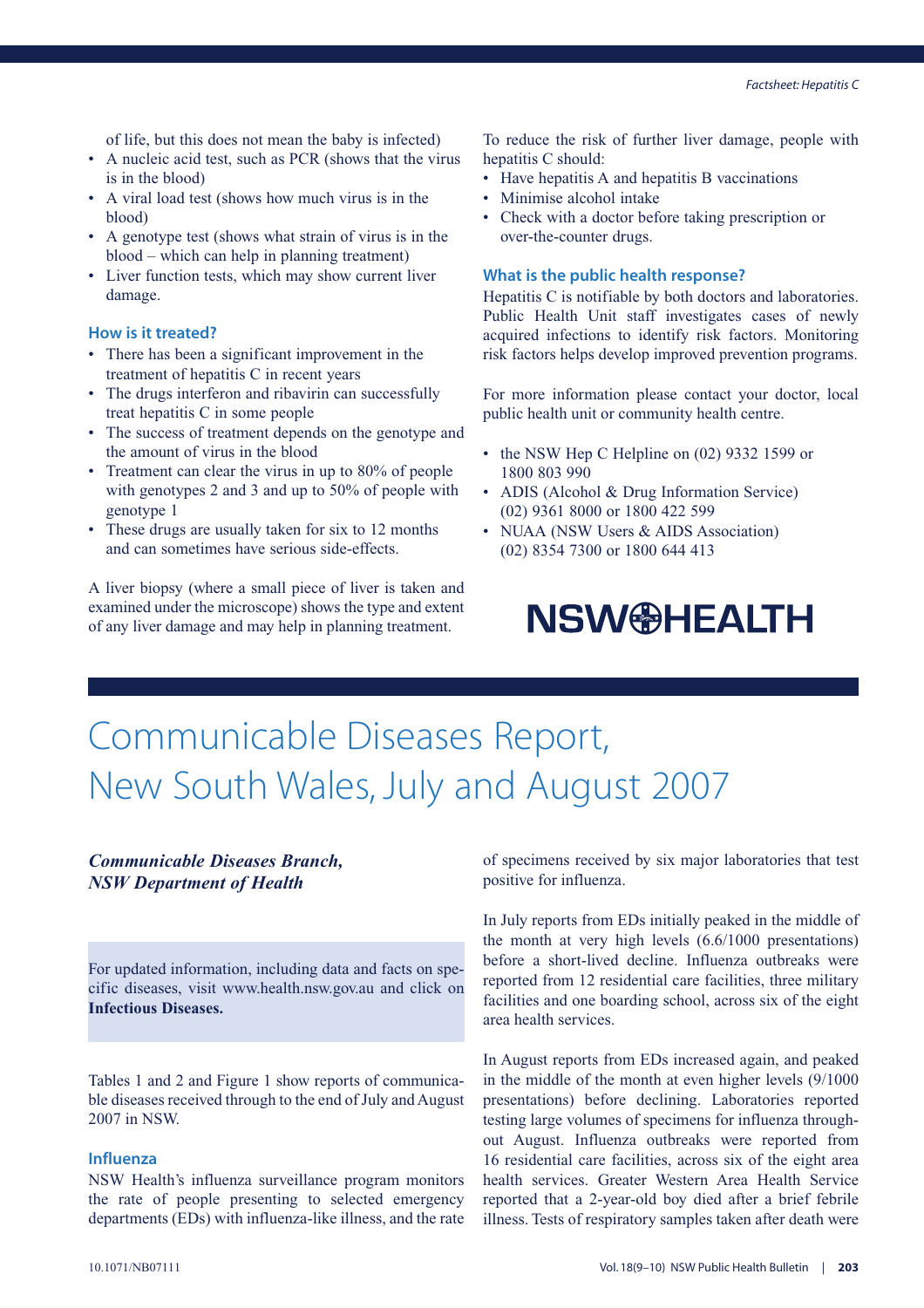of life, but this does not mean the baby is infected)

- A nucleic acid test, such as PCR (shows that the virus is in the blood)
- A viral load test (shows how much virus is in the blood)
- A genotype test (shows what strain of virus is in the blood – which can help in planning treatment)
- Liver function tests, which may show current liver damage.

### How is it treated?

- There has been a significant improvement in the treatment of hepatitis C in recent years
- The drugs interferon and ribavirin can successfully treat hepatitis C in some people
- The success of treatment depends on the genotype and the amount of virus in the blood
- Treatment can clear the virus in up to 80% of people with genotypes 2 and 3 and up to 50% of people with genotype 1
- These drugs are usually taken for six to 12 months and can sometimes have serious side-effects.

A liver biopsy (where a small piece of liver is taken and examined under the microscope) shows the type and extent of any liver damage and may help in planning treatment.

To reduce the risk of further liver damage, people with hepatitis C should:

- Have hepatitis A and hepatitis B vaccinations
- Minimise alcohol intake
- Check with a doctor before taking prescription or over-the-counter drugs.

### What is the public health response?

Hepatitis C is notifiable by both doctors and laboratories. Public Health Unit staff investigates cases of newly acquired infections to identify risk factors. Monitoring risk factors helps develop improved prevention programs.

For more information please contact your doctor, local public health unit or community health centre.

- the NSW Hep C Helpline on (02) 9332 1599 or 1800 803 990
- ADIS (Alcohol & Drug Information Service) (02) 9361 8000 or 1800 422 599
- NUAA (NSW Users & AIDS Association) (02) 8354 7300 or 1800 644 413

NSW HEALTH

# Communicable Diseases Report, New South Wales, July and August 2007

***Communicable Diseases Branch, NSW Department of Health***

For updated information, including data and facts on specific diseases, visit www.health.nsw.gov.au and click on **Infectious Diseases.**

Tables 1 and 2 and Figure 1 show reports of communicable diseases received through to the end of July and August 2007 in NSW.

### Influenza

NSW Health's influenza surveillance program monitors the rate of people presenting to selected emergency departments (EDs) with influenza-like illness, and the rate of specimens received by six major laboratories that test positive for influenza.

In July reports from EDs initially peaked in the middle of the month at very high levels (6.6/1000 presentations) before a short-lived decline. Influenza outbreaks were reported from 12 residential care facilities, three military facilities and one boarding school, across six of the eight area health services.

In August reports from EDs increased again, and peaked in the middle of the month at even higher levels (9/1000 presentations) before declining. Laboratories reported testing large volumes of specimens for influenza throughout August. Influenza outbreaks were reported from 16 residential care facilities, across six of the eight area health services. Greater Western Area Health Service reported that a 2-year-old boy died after a brief febrile illness. Tests of respiratory samples taken after death were

10.1071/NB07111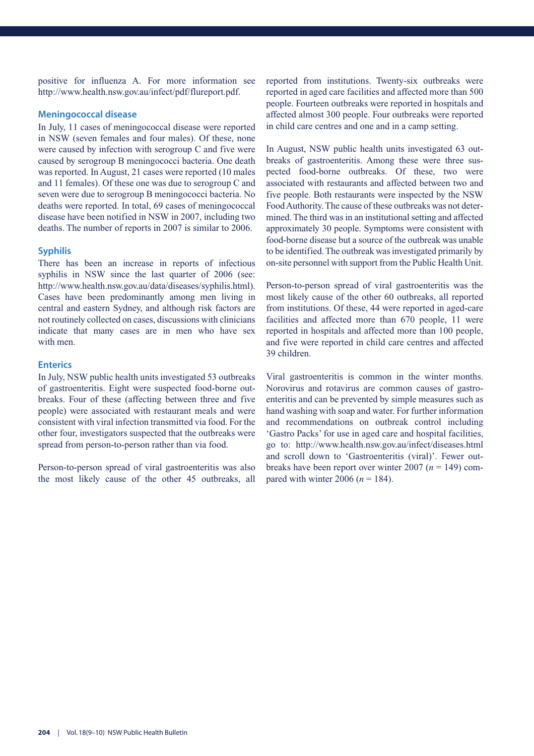positive for influenza A. For more information see http://www.health.nsw.gov.au/infect/pdf/flureport.pdf.

### Meningococcal disease

In July, 11 cases of meningococcal disease were reported in NSW (seven females and four males). Of these, none were caused by infection with serogroup C and five were caused by serogroup B meningococci bacteria. One death was reported. In August, 21 cases were reported (10 males and 11 females). Of these one was due to serogroup C and seven were due to serogroup B meningococci bacteria. No deaths were reported. In total, 69 cases of meningococcal disease have been notified in NSW in 2007, including two deaths. The number of reports in 2007 is similar to 2006.

### Syphilis

There has been an increase in reports of infectious syphilis in NSW since the last quarter of 2006 (see: http://www.health.nsw.gov.au/data/diseases/syphilis.html). Cases have been predominantly among men living in central and eastern Sydney, and although risk factors are not routinely collected on cases, discussions with clinicians indicate that many cases are in men who have sex with men.

### Enterics

In July, NSW public health units investigated 53 outbreaks of gastroenteritis. Eight were suspected food-borne outbreaks. Four of these (affecting between three and five people) were associated with restaurant meals and were consistent with viral infection transmitted via food. For the other four, investigators suspected that the outbreaks were spread from person-to-person rather than via food.

Person-to-person spread of viral gastroenteritis was also the most likely cause of the other 45 outbreaks, all reported from institutions. Twenty-six outbreaks were reported in aged care facilities and affected more than 500 people. Fourteen outbreaks were reported in hospitals and affected almost 300 people. Four outbreaks were reported in child care centres and one and in a camp setting.

In August, NSW public health units investigated 63 outbreaks of gastroenteritis. Among these were three suspected food-borne outbreaks. Of these, two were associated with restaurants and affected between two and five people. Both restaurants were inspected by the NSW Food Authority. The cause of these outbreaks was not determined. The third was in an institutional setting and affected approximately 30 people. Symptoms were consistent with food-borne disease but a source of the outbreak was unable to be identified. The outbreak was investigated primarily by on-site personnel with support from the Public Health Unit.

Person-to-person spread of viral gastroenteritis was the most likely cause of the other 60 outbreaks, all reported from institutions. Of these, 44 were reported in aged-care facilities and affected more than 670 people, 11 were reported in hospitals and affected more than 100 people, and five were reported in child care centres and affected 39 children.

Viral gastroenteritis is common in the winter months. Norovirus and rotavirus are common causes of gastroenteritis and can be prevented by simple measures such as hand washing with soap and water. For further information and recommendations on outbreak control including 'Gastro Packs' for use in aged care and hospital facilities, go to: http://www.health.nsw.gov.au/infect/diseases.html and scroll down to 'Gastroenteritis (viral)'. Fewer outbreaks have been report over winter 2007 ($n$ = 149) compared with winter 2006 ($n$ = 184).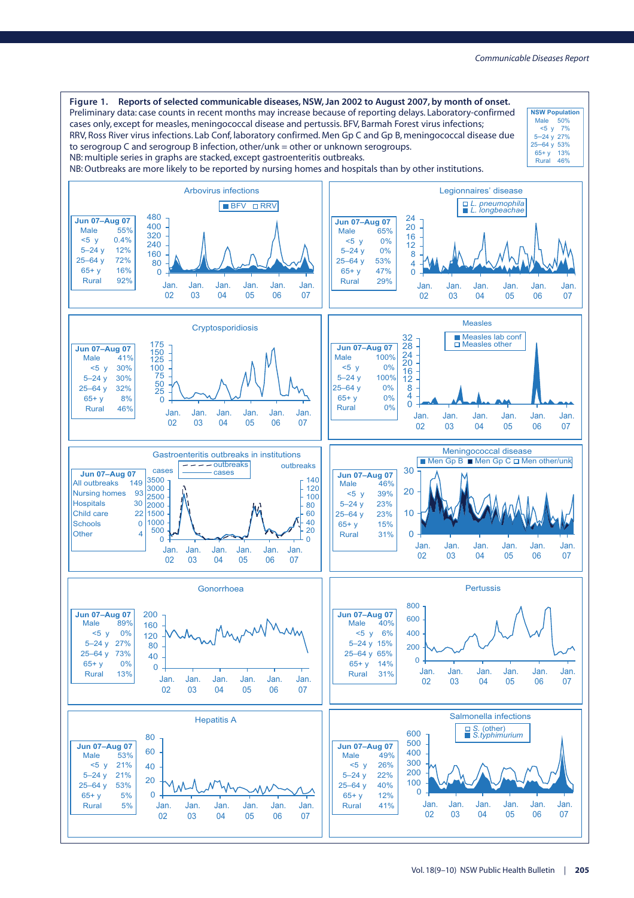**Figure 1. Reports of selected communicable diseases, NSW, Jan 2002 to August 2007, by month of onset.**
Preliminary data: case counts in recent months may increase because of reporting delays. Laboratory-confirmed cases only, except for measles, meningococcal disease and pertussis. BFV, Barmah Forest virus infections; RRV, Ross River virus infections. Lab Conf, laboratory confirmed. Men Gp C and Gp B, meningococcal disease due to serogroup C and serogroup B infection, other/unk = other or unknown serogroups.
NB: multiple series in graphs are stacked, except gastroenteritis outbreaks.
NB: Outbreaks are more likely to be reported by nursing homes and hospitals than by other institutions.

| NSW Population | |
|---|---|
| Male | 50% |
| <5 y | 7% |
| 5–24 y | 27% |
| 25–64 y | 53% |
| 65+ y | 13% |
| Rural | 46% |

**Arbovirus infections** (BFV, RRV)

| Jun 07–Aug 07 | |
|---|---|
| Male | 55% |
| <5 y | 0.4% |
| 5–24 y | 12% |
| 25–64 y | 72% |
| 65+ y | 16% |
| Rural | 92% |

**Legionnaires' disease** (*L. pneumophila*, *L. longbeachae*)

| Jun 07–Aug 07 | |
|---|---|
| Male | 65% |
| <5 y | 0% |
| 5–24 y | 0% |
| 25–64 y | 53% |
| 65+ y | 47% |
| Rural | 29% |

**Cryptosporidiosis**

| Jun 07–Aug 07 | |
|---|---|
| Male | 41% |
| <5 y | 30% |
| 5–24 y | 30% |
| 25–64 y | 32% |
| 65+ y | 8% |
| Rural | 46% |

**Measles** (Measles lab conf, Measles other)

| Jun 07–Aug 07 | |
|---|---|
| Male | 100% |
| <5 y | 0% |
| 5–24 y | 100% |
| 25–64 y | 0% |
| 65+ y | 0% |
| Rural | 0% |

**Gastroenteritis outbreaks in institutions** (outbreaks, cases)

| Jun 07–Aug 07 | |
|---|---|
| All outbreaks | 149 |
| Nursing homes | 93 |
| Hospitals | 30 |
| Child care | 22 |
| Schools | 0 |
| Other | 4 |

**Meningococcal disease** (Men Gp B, Men Gp C, Men other/unk)

| Jun 07–Aug 07 | |
|---|---|
| Male | 46% |
| <5 y | 39% |
| 5–24 y | 23% |
| 25–64 y | 23% |
| 65+ y | 15% |
| Rural | 31% |

**Gonorrhoea**

| Jun 07–Aug 07 | |
|---|---|
| Male | 89% |
| <5 y | 0% |
| 5–24 y | 27% |
| 25–64 y | 73% |
| 65+ y | 0% |
| Rural | 13% |

**Pertussis**

| Jun 07–Aug 07 | |
|---|---|
| Male | 40% |
| <5 y | 6% |
| 5–24 y | 15% |
| 25–64 y | 65% |
| 65+ y | 14% |
| Rural | 31% |

**Hepatitis A**

| Jun 07–Aug 07 | |
|---|---|
| Male | 53% |
| <5 y | 21% |
| 5–24 y | 21% |
| 25–64 y | 53% |
| 65+ y | 5% |
| Rural | 5% |

**Salmonella infections** (*S.* (other), *S.typhimurium*)

| Jun 07–Aug 07 | |
|---|---|
| Male | 49% |
| <5 y | 26% |
| 5–24 y | 22% |
| 25–64 y | 40% |
| 65+ y | 12% |
| Rural | 41% |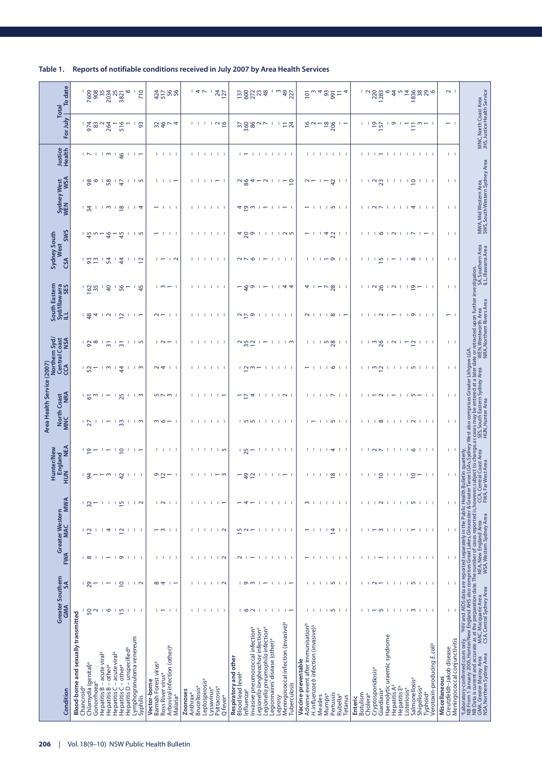**Table 1. Reports of notifiable conditions received in July 2007 by Area Health Services**

| Condition | Greater Southern GMA | Greater Southern SA | Greater Western FWA | Greater Western MAC | Greater Western MWA | Hunter/New England HUN | Hunter/New England NEA | North Coast MNC | North Coast NRA | Northern Syd/Central Coast CCA | Northern Syd/Central Coast NSA | South Eastern Syd/Illawarra ILL | South Eastern Syd/Illawarra SES | Sydney South West CSA | Sydney South West SWS | Sydney West WEN | Sydney West WSA | Justice Health | Total For July | Total To date |
|---|---|---|---|---|---|---|---|---|---|---|---|---|---|---|---|---|---|---|---|---|
| **Blood-borne and sexually transmitted** | | | | | | | | | | | | | | | | | | | | |
| Chancroid[a] | - | - | - | - | - | - | - | - | - | - | - | - | - | - | - | - | - | - | - | - |
| Chlamydia (genital)[a] | 50 | 29 | 8 | 12 | 32 | 94 | 19 | 27 | 61 | 52 | 92 | 48 | 162 | 93 | 45 | 34 | 98 | 7 | 974 | 7609 |
| Gonorrhoea[a] | 2 | 1 | - | - | 1 | 1 | 1 | - | 3 | 1 | 8 | 4 | 35 | 13 | 5 | - | 6 | - | 83 | 908 |
| Hepatitis B – acute viral[a] | - | - | - | - | - | 1 | - | - | - | - | - | - | - | - | 1 | - | - | - | 2 | 35 |
| Hepatitis B – other[a] | 6 | 1 | 1 | 4 | - | 3 | 1 | 1 | 1 | 3 | 31 | 2 | 40 | 54 | 46 | 3 | 58 | 3 | 264 | 2034 |
| Hepatitis C – acute viral[a] | - | - | - | - | - | - | - | - | - | - | - | - | - | - | 1 | - | - | - | 1 | 25 |
| Hepatitis C – other[a] | 15 | 10 | 9 | 12 | 15 | 42 | 10 | 33 | 25 | 44 | 31 | 12 | 56 | 44 | 45 | 18 | 47 | 46 | 516 | 3821 |
| Hepatitis D – unspecified[a] | - | - | - | - | - | - | - | - | - | - | - | - | 1 | - | - | - | - | - | 1 | 8 |
| Lymphogranuloma venereum | - | - | - | - | - | - | - | - | - | - | - | - | - | - | - | - | - | - | - | - |
| Syphilis | - | 2 | - | - | 2 | - | 1 | 3 | 3 | 3 | 5 | 1 | 45 | 12 | 5 | 4 | 5 | 1 | 93 | 710 |
| **Vector-borne** | | | | | | | | | | | | | | | | | | | | |
| Barmah Forest virus[a] | - | 8 | - | 1 | - | 9 | - | 3 | 5 | 2 | - | 2 | - | - | 1 | 1 | - | - | 32 | 424 |
| Ross River virus[a] | 1 | 4 | - | 3 | 2 | 12 | - | 6 | 7 | 4 | 2 | 1 | 3 | 1 | - | - | - | - | 46 | 517 |
| Arboviral infection (other)[a] | - | - | - | - | - | 1 | - | 1 | 3 | - | 1 | - | 1 | - | - | - | - | - | 7 | 56 |
| Malaria[a] | - | 1 | - | - | - | - | - | - | - | - | - | - | - | 2 | - | - | 1 | - | 4 | 56 |
| **Zoonoses** | | | | | | | | | | | | | | | | | | | | |
| Anthrax[a] | - | - | - | - | - | - | - | - | - | - | - | - | - | - | - | - | - | - | - | - |
| Brucellosis[a] | - | - | - | - | - | - | - | - | - | - | - | - | - | - | - | - | - | - | - | 4 |
| Leptospirosis[a] | - | - | - | - | - | - | - | - | - | - | - | - | - | - | - | - | - | - | - | 7 |
| Lyssavirus[a] | - | - | - | - | - | - | - | - | - | - | - | - | - | - | - | - | - | - | - | - |
| Psittacosis[a] | - | - | - | - | - | 1 | - | - | - | - | - | - | - | - | - | - | 1 | - | 2 | 24 |
| Q fever[a] | - | 2 | 2 | 2 | 1 | 3 | 5 | - | 1 | - | - | - | - | - | - | - | - | - | 16 | 127 |
| **Respiratory and other** | | | | | | | | | | | | | | | | | | | | |
| Blood lead level[a] | - | - | 2 | 15 | 1 | 1 | - | - | 1 | - | 2 | 2 | 1 | 2 | 4 | 4 | 2 | - | 37 | 137 |
| Influenza[a] | 6 | 9 | 1 | 2 | 4 | 49 | 25 | 5 | 17 | 12 | 35 | 17 | 46 | 7 | 20 | 19 | 86 | 1 | 360 | 600 |
| Invasive pneumococcal infection[a] | 2 | 3 | 1 | 1 | 1 | 12 | 1 | 5 | 4 | 3 | 12 | 9 | 9 | 6 | 9 | 3 | 4 | - | 86 | 272 |
| *Legionella longbeachae* infection[a] | - | - | - | - | - | - | - | - | - | 1 | - | - | - | - | - | - | 1 | - | 2 | 23 |
| *Legionella pneumophila* infection[a] | - | 1 | - | - | - | - | - | - | - | - | 1 | - | 1 | 1 | - | 1 | 2 | - | 7 | 48 |
| Legionnaires' disease (other)[a] | - | - | - | - | - | - | - | - | - | - | - | - | - | - | - | - | - | - | - | - |
| Leprosy | - | - | - | - | - | - | - | - | - | - | - | - | - | - | - | - | - | - | - | 3 |
| Meningococcal infection (invasive)[a] | - | - | - | - | - | 1 | - | - | 2 | - | - | - | 4 | - | 2 | 1 | 1 | - | 11 | 49 |
| Tuberculosis | 1 | 1 | - | - | - | - | - | - | - | - | 3 | - | 4 | - | 5 | - | 10 | - | 24 | 227 |
| **Vaccine-preventable** | | | | | | | | | | | | | | | | | | | | |
| Adverse event after immunisation[b] | - | - | 1 | 1 | 3 | - | - | - | - | 1 | - | 2 | 4 | - | 1 | 1 | 2 | - | 16 | 101 |
| *H.influenzae b* infection (invasive)[a] | - | - | - | - | - | - | - | 1 | - | - | - | - | - | - | - | - | 1 | - | 2 | 3 |
| Measles | - | - | - | - | - | - | - | - | - | - | - | - | 1 | - | - | - | - | - | 1 | 4 |
| Mumps[a] | - | - | - | - | - | - | - | - | - | - | 5 | - | 7 | 1 | 4 | - | 1 | - | 18 | 93 |
| Pertussis | 5 | 5 | - | 14 | - | 18 | 4 | 5 | 7 | 6 | 28 | 8 | 28 | 9 | 22 | 5 | 42 | - | 206 | 991 |
| Rubella[a] | - | - | - | - | - | - | - | - | - | - | - | - | - | - | - | - | - | - | - | 11 |
| Tetanus | - | - | - | - | - | - | - | - | - | - | - | 1 | - | - | - | - | - | - | 1 | 4 |
| **Enteric** | | | | | | | | | | | | | | | | | | | | |
| Botulism | - | - | - | - | - | - | - | - | - | - | - | - | - | - | - | - | - | - | - | - |
| Cholera[a] | - | - | - | - | - | - | - | - | - | - | - | - | - | - | - | - | - | - | - | 2 |
| Cryptosporidiosis[a] | 1 | 2 | 1 | 1 | - | - | 2 | - | 1 | 3 | 3 | - | 2 | - | - | 2 | 2 | - | 19 | 220 |
| Giardiasis[a] | 5 | 1 | 1 | 3 | 2 | 10 | 7 | 8 | 2 | 12 | 26 | 2 | 26 | 15 | 6 | 7 | 23 | 1 | 157 | 1283 |
| Haemolytic uraemic syndrome | - | - | - | - | - | - | - | - | - | - | - | - | - | - | - | - | - | - | - | 6 |
| Hepatitis A[a] | - | - | - | - | - | - | - | - | 1 | - | 2 | 1 | 2 | 1 | 2 | - | - | - | 9 | 44 |
| Hepatitis E[a] | - | - | - | - | - | - | - | - | - | - | - | - | - | - | - | - | - | - | - | 5 |
| Listeriosis[a] | - | - | - | - | - | - | - | - | - | - | 1 | - | - | - | - | - | - | - | 1 | 14 |
| Salmonellosis[a] | 3 | 5 | - | 1 | 5 | 10 | 6 | 2 | 5 | 5 | 12 | 9 | 19 | 8 | 7 | 4 | 10 | - | 111 | 1836 |
| Shigellosis[a] | - | - | - | - | - | 1 | - | - | 1 | - | - | - | 1 | - | - | - | - | - | 3 | 38 |
| Typhoid[a] | - | - | - | - | - | - | - | - | - | - | - | - | - | - | 1 | - | - | - | 1 | 29 |
| Verotoxin-producing *E.coli*[a] | - | - | - | - | - | - | - | - | - | - | - | - | - | - | - | - | - | - | - | 6 |
| **Miscellaneous** | | | | | | | | | | | | | | | | | | | | |
| Creutzfeldt-Jakob disease | - | - | - | - | - | - | - | - | - | - | - | 1 | - | - | - | - | - | - | 1 | 2 |
| Meningococcal conjunctivitis | - | - | - | - | - | - | - | - | - | - | - | - | - | - | - | - | - | - | - | - |

[a]Laboratory-confirmed cases only. [b]HIV and AIDS data are reported separately in the Public Health Bulletin quarterly.
NB: From 1 January 2005, Hunter/New England AHS also comprises Great Lakes, Gloucester & Greater Taree LGAs. Sydney West also comprises Greater Lithgow LGA.
NB: Data is current and accurate as at the preparation date. The number of cases reported is, however, subject to change, as cases may be entered at a later date or retracted upon further investigation.
GMA, Greater Murray Area; MAC, Macquarie Area; NEA, New England Area; CCA, Central Coast Area; SES, South Eastern Sydney Area; WEN, Wentworth Area; SA, Southern Area; MWA, Mid Western Area; MNC, North Coast Area; NSA, Northern Sydney Area; CSA, Central Sydney Area; WSA, Western Sydney Area; FWA, Far West Area; HUN, Hunter Area; NRA, Northern Rivers Area; ILL, Illawarra Area; SWS, South Western Sydney Area; JHS, Justice Health Service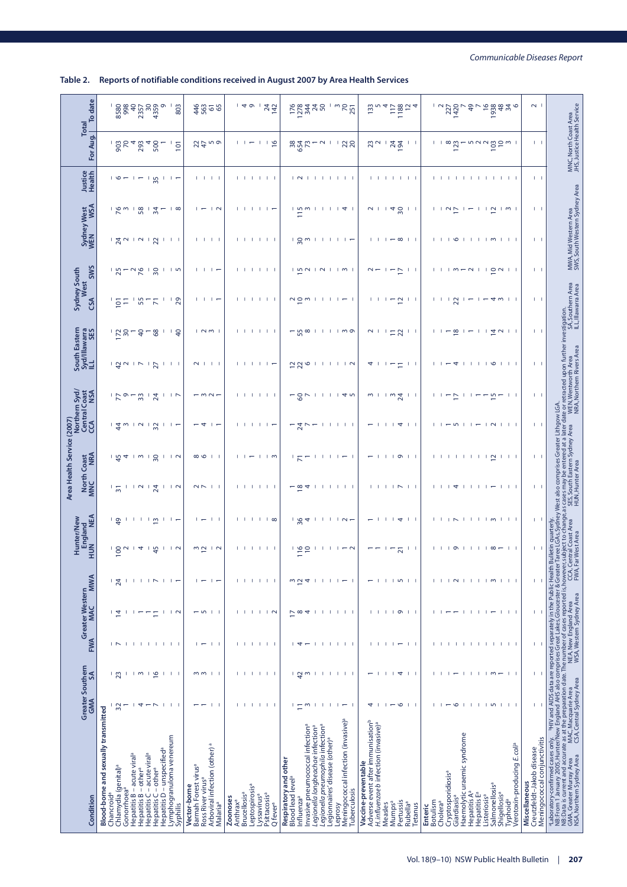**Table 2. Reports of notifiable conditions received in August 2007 by Area Health Services**

| Condition | Area Health Service (2007) | | | | | | | | | | | | | | | | | | Total | |
|---|---|---|---|---|---|---|---|---|---|---|---|---|---|---|---|---|---|---|---|---|
| | Greater Southern | | Greater Western | | | Hunter/New England | | North Coast | | Northern Syd/Central Coast | | South Eastern Syd/Illawarra | | Sydney South West | | Sydney West | | Justice Health | | |
| | GMA | SA | FWA | MAC | MWA | HUN | NEA | MNC | NRA | CCA | NSA | ILL | SES | CSA | SWS | WEN | WSA | | For Aug. | To date |
| **Blood-borne and sexually transmitted** | | | | | | | | | | | | | | | | | | | | |
| Chancroid[a] | - | - | - | - | - | - | - | - | - | - | - | - | - | - | - | - | - | - | - | - |
| Chlamydia (genital)[a] | 32 | 23 | 7 | 14 | 24 | 100 | 49 | 31 | 45 | 44 | 77 | 42 | 172 | 101 | 25 | 24 | 76 | 6 | 903 | 8580 |
| Gonorrhoea[a] | 1 | - | - | - | - | 2 | - | - | 4 | 3 | 9 | 2 | 30 | 11 | 1 | 2 | 3 | 1 | 70 | 998 |
| Hepatitis B – acute viral[a] | - | - | - | - | - | - | - | - | - | - | 1 | 1 | 1 | - | 2 | - | - | - | 4 | 40 |
| Hepatitis B – other[a] | 4 | 3 | - | 1 | - | 4 | - | 2 | 3 | 2 | 33 | 7 | 40 | 55 | 76 | 2 | 58 | 1 | 293 | 2357 |
| Hepatitis C – acute viral[a] | 1 | - | - | 1 | - | - | - | - | - | - | - | - | 1 | 1 | - | - | - | - | 4 | 30 |
| Hepatitis C – other[a] | 7 | 16 | - | 11 | 7 | 45 | 13 | 24 | 30 | 32 | 24 | 27 | 68 | 71 | 30 | 22 | 34 | 35 | 500 | 4359 |
| Hepatitis D – unspecified[a] | - | - | - | - | - | - | - | - | - | - | - | - | - | - | - | - | 1 | - | 1 | 9 |
| Lymphogranuloma venereum | - | - | - | - | - | - | - | - | - | - | - | - | - | - | - | - | - | - | - | - |
| Syphilis | - | - | - | 2 | 1 | 2 | 1 | 2 | 2 | 1 | 7 | - | 40 | 29 | 5 | - | 8 | 1 | 101 | 803 |
| **Vector-borne** | | | | | | | | | | | | | | | | | | | | |
| Barmah Forest virus[a] | 1 | 3 | - | 1 | - | 3 | - | 2 | 8 | 1 | 1 | 2 | - | - | - | - | - | - | 22 | 446 |
| Ross River virus[a] | 1 | 3 | 1 | 5 | 1 | 12 | 1 | 7 | 6 | 4 | 3 | - | 2 | - | - | - | 1 | - | 47 | 563 |
| Arboviral infection (other)[a] | - | - | - | - | - | - | - | - | - | - | 2 | - | 3 | - | - | - | - | - | 5 | 61 |
| Malaria[a] | - | - | - | - | 1 | 2 | - | - | - | 1 | 1 | - | - | 1 | 1 | - | 2 | - | 9 | 65 |
| **Zoonoses** | | | | | | | | | | | | | | | | | | | | |
| Anthrax[a] | - | - | - | - | - | - | - | - | - | - | - | - | - | - | - | - | - | - | - | - |
| Brucellosis[a] | - | - | - | - | - | - | - | - | - | - | - | - | - | - | - | - | - | - | - | 4 |
| Leptospirosis[a] | - | - | - | - | - | - | - | - | 1 | - | - | - | - | - | - | - | - | - | 1 | 6 |
| Lyssavirus[a] | - | - | - | - | - | - | - | - | - | - | - | - | - | - | - | - | - | - | - | - |
| Psittacosis[a] | - | - | - | - | - | - | - | - | - | - | - | - | - | - | - | - | - | - | - | 24 |
| Q fever[a] | - | - | - | 2 | - | - | 8 | - | 3 | 1 | - | 1 | - | - | - | - | 1 | - | 16 | 142 |
| **Respiratory and other** | | | | | | | | | | | | | | | | | | | | |
| Blood lead level[a] | - | - | - | 17 | 3 | - | - | 1 | - | 1 | 1 | 12 | 1 | 2 | - | - | - | - | 38 | 176 |
| Influenza[a] | 11 | 42 | 4 | 8 | 12 | 116 | 36 | 18 | 71 | 24 | 60 | 22 | 55 | 10 | 15 | 30 | 115 | 2 | 654 | 1278 |
| Invasive pneumococcal infection[a] | 3 | 3 | 1 | 4 | 4 | 10 | 4 | 4 | 1 | 7 | 7 | 6 | 8 | 3 | 2 | 3 | 3 | - | 73 | 344 |
| *Legionella longbeachae* infection[a] | - | - | - | - | - | - | - | - | - | 1 | - | - | - | - | - | - | - | - | 1 | 24 |
| *Legionella pneumophila* infection[a] | - | - | - | - | - | - | - | - | - | - | - | - | - | - | 2 | - | - | - | 2 | 50 |
| Legionnaires' disease (other)[a] | - | - | - | - | - | - | - | - | - | - | - | - | - | - | - | - | - | - | - | - |
| Leprosy | - | - | - | - | - | - | - | - | - | - | - | - | - | - | - | - | - | - | - | 3 |
| Meningococcal infection (invasive)[a] | 1 | - | - | - | 1 | 1 | 2 | - | 1 | - | 4 | - | 3 | 1 | 3 | - | 4 | - | 22 | 70 |
| Tuberculosis | - | - | - | - | - | 2 | 1 | - | - | - | 5 | 2 | 9 | - | - | 1 | - | - | 20 | 251 |
| **Vaccine-preventable** | | | | | | | | | | | | | | | | | | | | |
| Adverse event after immunisation[b] | 4 | 1 | - | - | 1 | 1 | 1 | - | 1 | 1 | 3 | 4 | 2 | - | 2 | - | 2 | - | 23 | 133 |
| *H. influenzae* b infection (invasive)[a] | - | - | - | - | - | 1 | - | - | - | - | - | - | - | - | 1 | - | - | - | 2 | 5 |
| Measles | - | - | - | - | - | - | - | - | - | - | - | - | - | - | - | - | - | - | - | 4 |
| Mumps[a] | 1 | - | - | - | - | 1 | - | - | - | - | 3 | 1 | 11 | 1 | 1 | 1 | 4 | - | 24 | 117 |
| Pertussis | 6 | 4 | 1 | 9 | 5 | 21 | 4 | 7 | 9 | 4 | 24 | 11 | 22 | 12 | 17 | 8 | 30 | - | 194 | 1188 |
| Rubella[a] | - | - | - | - | - | - | - | - | - | - | - | - | - | - | - | - | - | - | - | 12 |
| Tetanus | - | - | - | - | - | - | - | - | - | - | - | - | - | - | - | - | - | - | - | 4 |
| **Enteric** | | | | | | | | | | | | | | | | | | | | |
| Botulism | - | - | - | - | - | - | - | - | - | - | - | - | - | - | - | - | - | - | - | - |
| Cholera[a] | - | - | - | - | - | - | - | - | - | - | - | - | - | - | - | - | - | - | - | 2 |
| Cryptosporidiosis[a] | 1 | - | - | 1 | - | - | - | - | - | 1 | 1 | 1 | 1 | - | - | - | 2 | - | 8 | 227 |
| Giardiasis[a] | 6 | 1 | - | 1 | 2 | 9 | 7 | 4 | - | 5 | 17 | 4 | 18 | 22 | 3 | 6 | 17 | - | 123 | 1420 |
| Haemolytic uraemic syndrome | - | - | - | - | - | - | - | - | - | - | - | - | - | - | 1 | - | - | - | 1 | 7 |
| Hepatitis A[a] | - | - | - | - | - | - | - | - | - | - | - | - | 1 | 1 | 2 | - | 1 | - | 5 | 49 |
| Hepatitis E[a] | - | - | - | - | - | - | - | - | - | 1 | - | - | - | - | - | - | - | - | 2 | 7 |
| Listeriosis[a] | - | - | - | - | - | - | - | - | - | - | 1 | - | - | 1 | - | - | - | - | 2 | 16 |
| Salmonellosis[a] | 5 | 3 | - | 1 | 3 | 8 | 3 | 1 | 12 | 2 | 15 | 6 | 14 | 4 | 10 | 3 | 12 | - | 103 | 1938 |
| Shigellosis[a] | - | 1 | - | - | - | 1 | - | - | - | - | 1 | - | 2 | 3 | 2 | - | - | - | 10 | 48 |
| Typhoid[a] | - | - | - | - | - | - | - | - | - | - | - | - | - | - | - | - | 3 | - | 3 | 34 |
| Verotoxin-producing *E. coli*[a] | - | - | - | - | - | - | - | - | - | - | - | - | - | - | - | - | - | - | - | 6 |
| **Miscellaneous** | | | | | | | | | | | | | | | | | | | | |
| Creutzfeldt–Jakob disease | - | - | - | - | - | - | - | - | - | - | - | - | - | - | - | - | - | - | - | 2 |
| Meningococcal conjunctivitis | - | - | - | - | - | - | - | - | - | - | - | - | - | - | - | - | - | - | - | - |

[a]Laboratory-confirmed cases only. [b]HIV and AIDS data are reported separately in the Public Health Bulletin quarterly.

NB: From 1 January 2005, Hunter/New England AHS also comprises Great Lakes, Gloucester & Greater Taree LGAs, Sydney West also comprises Greater Lithgow LGA.

NB: Data is current and accurate as at the preparation date. The number of cases reported is, however, subject to change, as cases may be entered at a later date or retracted upon further investigation.

GMA, Greater Murray Area; MAC, Macquarie Area; NEA, New England Area; CCA, Central Coast Area; SES, South Eastern Sydney Area; WEN, Wentworth Area; SA, Southern Area; MWA, Mid Western Area; MNC, North Coast Area; NSA, Northern Sydney Area; CSA, Central Sydney Area; WSA, Western Sydney Area; FWA, Far West Area; HUN, Hunter Area; NRA, Northern Rivers Area; ILL, Illawarra Area; SWS, South Western Sydney Area; JHS, Justice Health Service.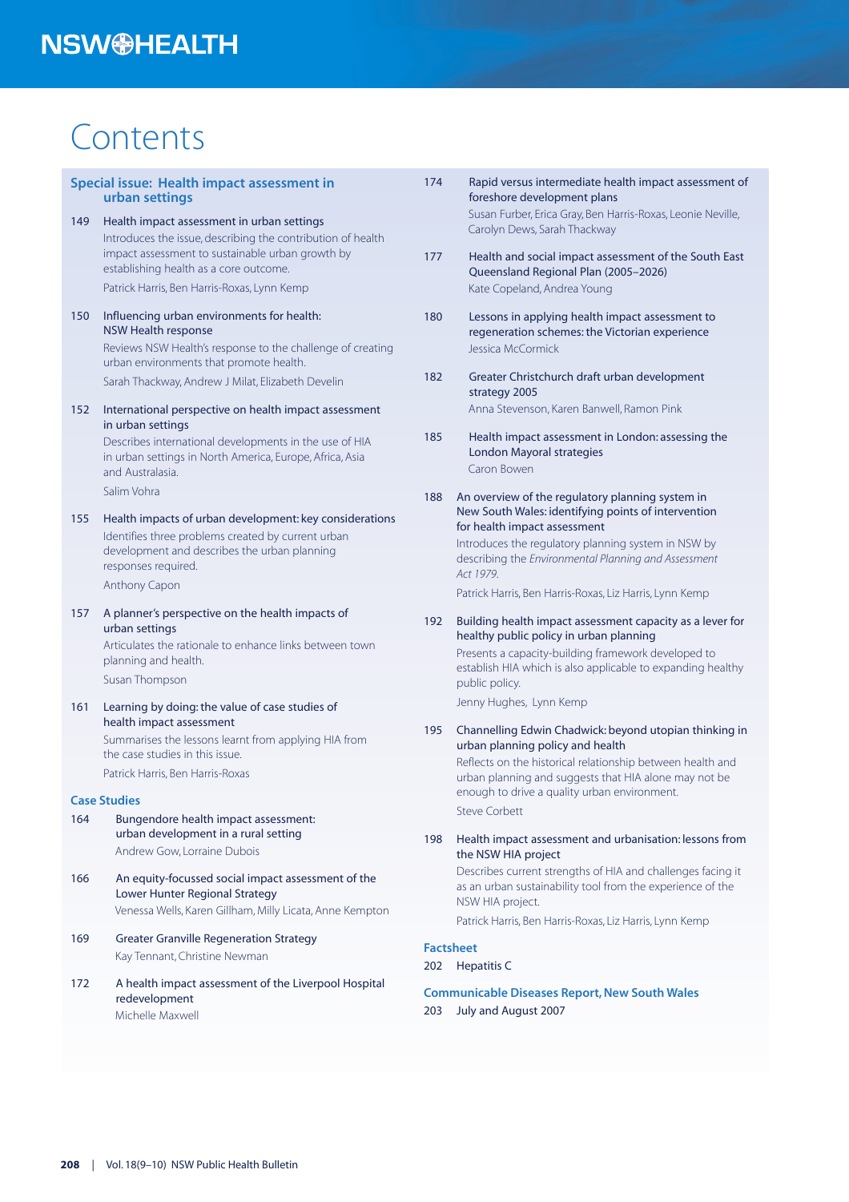# Contents

## Special issue: Health impact assessment in urban settings

149 **Health impact assessment in urban settings**
Introduces the issue, describing the contribution of health impact assessment to sustainable urban growth by establishing health as a core outcome.
Patrick Harris, Ben Harris-Roxas, Lynn Kemp

150 **Influencing urban environments for health: NSW Health response**
Reviews NSW Health's response to the challenge of creating urban environments that promote health.
Sarah Thackway, Andrew J Milat, Elizabeth Develin

152 **International perspective on health impact assessment in urban settings**
Describes international developments in the use of HIA in urban settings in North America, Europe, Africa, Asia and Australasia.
Salim Vohra

155 **Health impacts of urban development: key considerations**
Identifies three problems created by current urban development and describes the urban planning responses required.
Anthony Capon

157 **A planner's perspective on the health impacts of urban settings**
Articulates the rationale to enhance links between town planning and health.
Susan Thompson

161 **Learning by doing: the value of case studies of health impact assessment**
Summarises the lessons learnt from applying HIA from the case studies in this issue.
Patrick Harris, Ben Harris-Roxas

## Case Studies

164 **Bungendore health impact assessment: urban development in a rural setting**
Andrew Gow, Lorraine Dubois

166 **An equity-focussed social impact assessment of the Lower Hunter Regional Strategy**
Venessa Wells, Karen Gillham, Milly Licata, Anne Kempton

169 **Greater Granville Regeneration Strategy**
Kay Tennant, Christine Newman

172 **A health impact assessment of the Liverpool Hospital redevelopment**
Michelle Maxwell

174 **Rapid versus intermediate health impact assessment of foreshore development plans**
Susan Furber, Erica Gray, Ben Harris-Roxas, Leonie Neville, Carolyn Dews, Sarah Thackway

177 **Health and social impact assessment of the South East Queensland Regional Plan (2005–2026)**
Kate Copeland, Andrea Young

180 **Lessons in applying health impact assessment to regeneration schemes: the Victorian experience**
Jessica McCormick

182 **Greater Christchurch draft urban development strategy 2005**
Anna Stevenson, Karen Banwell, Ramon Pink

185 **Health impact assessment in London: assessing the London Mayoral strategies**
Caron Bowen

188 **An overview of the regulatory planning system in New South Wales: identifying points of intervention for health impact assessment**
Introduces the regulatory planning system in NSW by describing the *Environmental Planning and Assessment Act 1979*.
Patrick Harris, Ben Harris-Roxas, Liz Harris, Lynn Kemp

192 **Building health impact assessment capacity as a lever for healthy public policy in urban planning**
Presents a capacity-building framework developed to establish HIA which is also applicable to expanding healthy public policy.
Jenny Hughes, Lynn Kemp

195 **Channelling Edwin Chadwick: beyond utopian thinking in urban planning policy and health**
Reflects on the historical relationship between health and urban planning and suggests that HIA alone may not be enough to drive a quality urban environment.
Steve Corbett

198 **Health impact assessment and urbanisation: lessons from the NSW HIA project**
Describes current strengths of HIA and challenges facing it as an urban sustainability tool from the experience of the NSW HIA project.
Patrick Harris, Ben Harris-Roxas, Liz Harris, Lynn Kemp

## Factsheet

202 Hepatitis C

## Communicable Diseases Report, New South Wales

203 July and August 2007